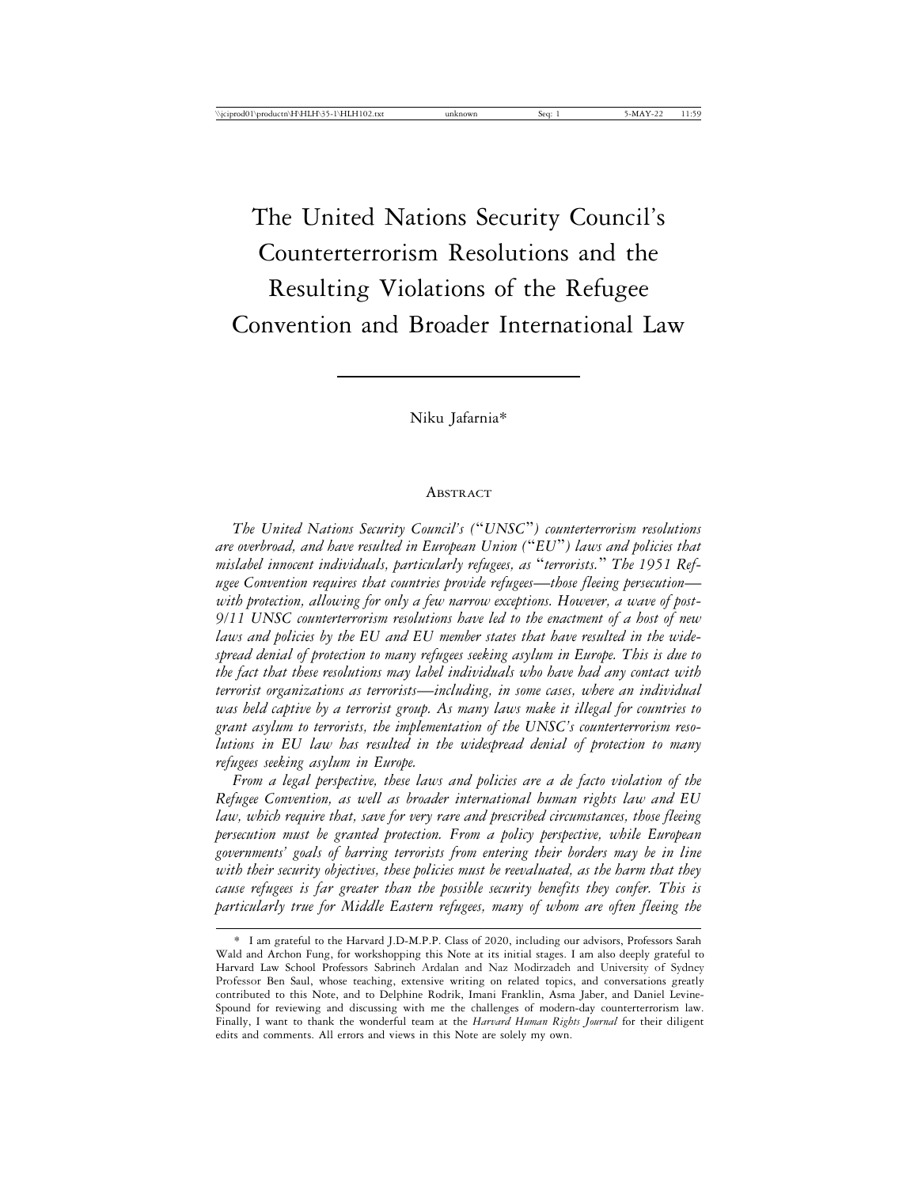# The United Nations Security Council's Counterterrorism Resolutions and the Resulting Violations of the Refugee Convention and Broader International Law

Niku Jafarnia*

## Abstract

*The United Nations Security Council's ("UNSC") counterterrorism resolutions are overbroad, and have resulted in European Union ("EU") laws and policies that mislabel innocent individuals, particularly refugees, as "terrorists." The 1951 Refugee Convention requires that countries provide refugees—those fleeing persecution—with protection, allowing for only a few narrow exceptions. However, a wave of post-9/11 UNSC counterterrorism resolutions have led to the enactment of a host of new laws and policies by the EU and EU member states that have resulted in the widespread denial of protection to many refugees seeking asylum in Europe. This is due to the fact that these resolutions may label individuals who have had any contact with terrorist organizations as terrorists—including, in some cases, where an individual was held captive by a terrorist group. As many laws make it illegal for countries to grant asylum to terrorists, the implementation of the UNSC's counterterrorism resolutions in EU law has resulted in the widespread denial of protection to many refugees seeking asylum in Europe.*

*From a legal perspective, these laws and policies are a de facto violation of the Refugee Convention, as well as broader international human rights law and EU law, which require that, save for very rare and prescribed circumstances, those fleeing persecution must be granted protection. From a policy perspective, while European governments' goals of barring terrorists from entering their borders may be in line with their security objectives, these policies must be reevaluated, as the harm that they cause refugees is far greater than the possible security benefits they confer. This is particularly true for Middle Eastern refugees, many of whom are often fleeing the*

---

\* I am grateful to the Harvard J.D-M.P.P. Class of 2020, including our advisors, Professors Sarah Wald and Archon Fung, for workshopping this Note at its initial stages. I am also deeply grateful to Harvard Law School Professors Sabrineh Ardalan and Naz Modirzadeh and University of Sydney Professor Ben Saul, whose teaching, extensive writing on related topics, and conversations greatly contributed to this Note, and to Delphine Rodrik, Imani Franklin, Asma Jaber, and Daniel Levine-Spound for reviewing and discussing with me the challenges of modern-day counterterrorism law. Finally, I want to thank the wonderful team at the *Harvard Human Rights Journal* for their diligent edits and comments. All errors and views in this Note are solely my own.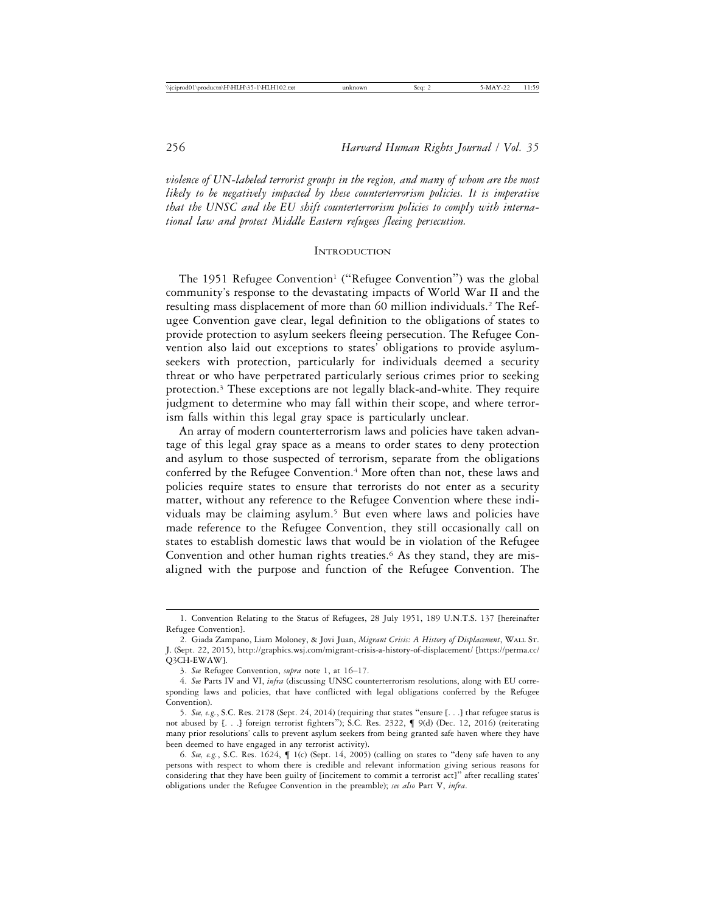*violence of UN-labeled terrorist groups in the region, and many of whom are the most likely to be negatively impacted by these counterterrorism policies. It is imperative that the UNSC and the EU shift counterterrorism policies to comply with international law and protect Middle Eastern refugees fleeing persecution.*

## Introduction

The 1951 Refugee Convention[1] ("Refugee Convention") was the global community's response to the devastating impacts of World War II and the resulting mass displacement of more than 60 million individuals.[2] The Refugee Convention gave clear, legal definition to the obligations of states to provide protection to asylum seekers fleeing persecution. The Refugee Convention also laid out exceptions to states' obligations to provide asylum-seekers with protection, particularly for individuals deemed a security threat or who have perpetrated particularly serious crimes prior to seeking protection.[3] These exceptions are not legally black-and-white. They require judgment to determine who may fall within their scope, and where terrorism falls within this legal gray space is particularly unclear.

An array of modern counterterrorism laws and policies have taken advantage of this legal gray space as a means to order states to deny protection and asylum to those suspected of terrorism, separate from the obligations conferred by the Refugee Convention.[4] More often than not, these laws and policies require states to ensure that terrorists do not enter as a security matter, without any reference to the Refugee Convention where these individuals may be claiming asylum.[5] But even where laws and policies have made reference to the Refugee Convention, they still occasionally call on states to establish domestic laws that would be in violation of the Refugee Convention and other human rights treaties.[6] As they stand, they are misaligned with the purpose and function of the Refugee Convention. The

1. Convention Relating to the Status of Refugees, 28 July 1951, 189 U.N.T.S. 137 [hereinafter Refugee Convention].

2. Giada Zampano, Liam Moloney, & Jovi Juan, *Migrant Crisis: A History of Displacement*, Wall St. J. (Sept. 22, 2015), http://graphics.wsj.com/migrant-crisis-a-history-of-displacement/ [https://perma.cc/Q3CH-EWAW].

3. *See* Refugee Convention, *supra* note 1, at 16–17.

4. *See* Parts IV and VI, *infra* (discussing UNSC counterterrorism resolutions, along with EU corresponding laws and policies, that have conflicted with legal obligations conferred by the Refugee Convention).

5. *See, e.g.*, S.C. Res. 2178 (Sept. 24, 2014) (requiring that states "ensure [. . .] that refugee status is not abused by [. . .] foreign terrorist fighters"); S.C. Res. 2322, ¶ 9(d) (Dec. 12, 2016) (reiterating many prior resolutions' calls to prevent asylum seekers from being granted safe haven where they have been deemed to have engaged in any terrorist activity).

6. *See, e.g.*, S.C. Res. 1624, ¶ 1(c) (Sept. 14, 2005) (calling on states to "deny safe haven to any persons with respect to whom there is credible and relevant information giving serious reasons for considering that they have been guilty of [incitement to commit a terrorist act]" after recalling states' obligations under the Refugee Convention in the preamble); *see also* Part V, *infra*.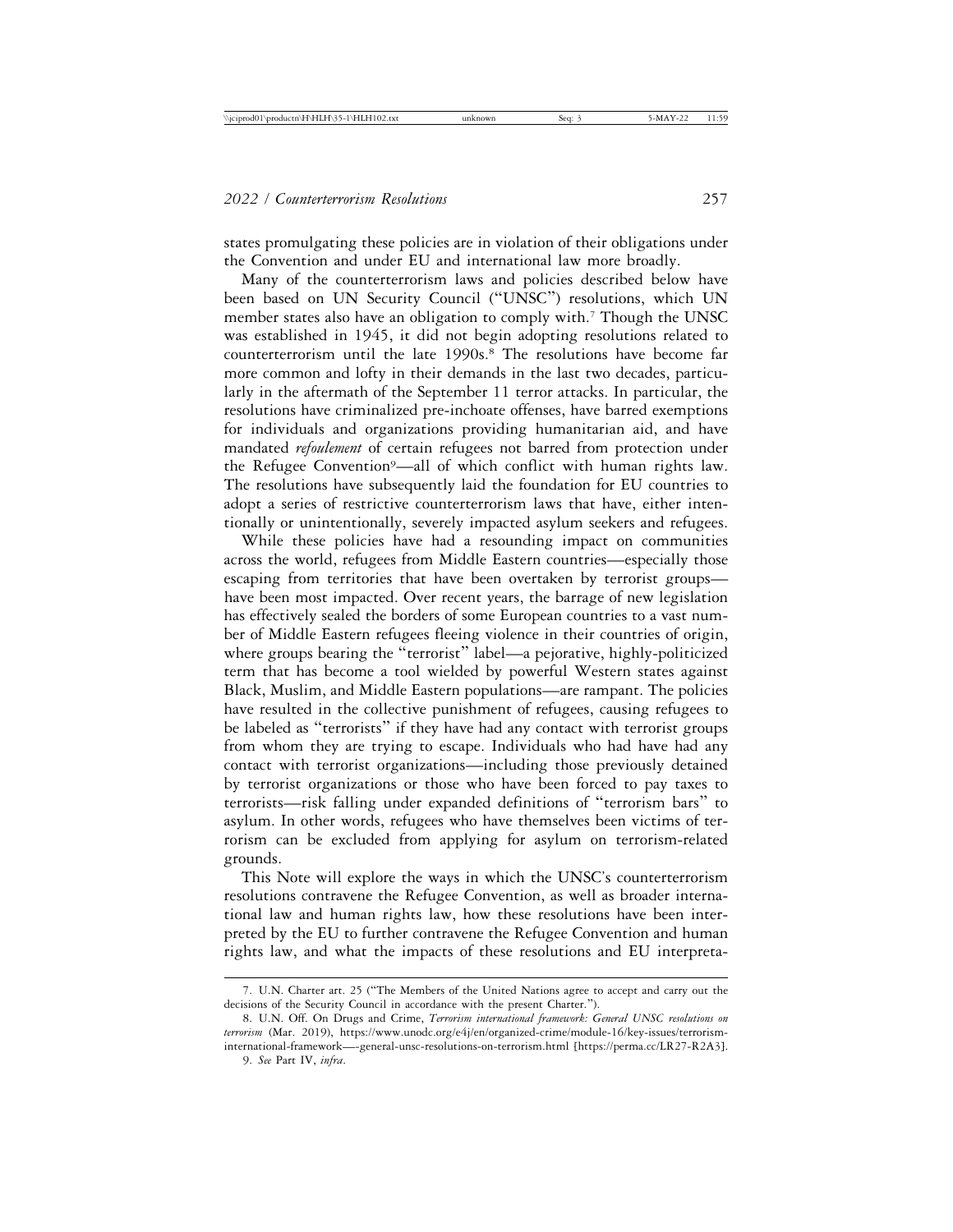states promulgating these policies are in violation of their obligations under the Convention and under EU and international law more broadly.

Many of the counterterrorism laws and policies described below have been based on UN Security Council ("UNSC") resolutions, which UN member states also have an obligation to comply with.[7] Though the UNSC was established in 1945, it did not begin adopting resolutions related to counterterrorism until the late 1990s.[8] The resolutions have become far more common and lofty in their demands in the last two decades, particularly in the aftermath of the September 11 terror attacks. In particular, the resolutions have criminalized pre-inchoate offenses, have barred exemptions for individuals and organizations providing humanitarian aid, and have mandated *refoulement* of certain refugees not barred from protection under the Refugee Convention[9]—all of which conflict with human rights law. The resolutions have subsequently laid the foundation for EU countries to adopt a series of restrictive counterterrorism laws that have, either intentionally or unintentionally, severely impacted asylum seekers and refugees.

While these policies have had a resounding impact on communities across the world, refugees from Middle Eastern countries—especially those escaping from territories that have been overtaken by terrorist groups—have been most impacted. Over recent years, the barrage of new legislation has effectively sealed the borders of some European countries to a vast number of Middle Eastern refugees fleeing violence in their countries of origin, where groups bearing the "terrorist" label—a pejorative, highly-politicized term that has become a tool wielded by powerful Western states against Black, Muslim, and Middle Eastern populations—are rampant. The policies have resulted in the collective punishment of refugees, causing refugees to be labeled as "terrorists" if they have had any contact with terrorist groups from whom they are trying to escape. Individuals who had have had any contact with terrorist organizations—including those previously detained by terrorist organizations or those who have been forced to pay taxes to terrorists—risk falling under expanded definitions of "terrorism bars" to asylum. In other words, refugees who have themselves been victims of terrorism can be excluded from applying for asylum on terrorism-related grounds.

This Note will explore the ways in which the UNSC's counterterrorism resolutions contravene the Refugee Convention, as well as broader international law and human rights law, how these resolutions have been interpreted by the EU to further contravene the Refugee Convention and human rights law, and what the impacts of these resolutions and EU interpreta-

---

7. U.N. Charter art. 25 ("The Members of the United Nations agree to accept and carry out the decisions of the Security Council in accordance with the present Charter.").

8. U.N. Off. On Drugs and Crime, *Terrorism international framework: General UNSC resolutions on terrorism* (Mar. 2019), https://www.unodc.org/e4j/en/organized-crime/module-16/key-issues/terrorism-international-framework—-general-unsc-resolutions-on-terrorism.html [https://perma.cc/LR27-R2A3].

9. *See* Part IV, *infra*.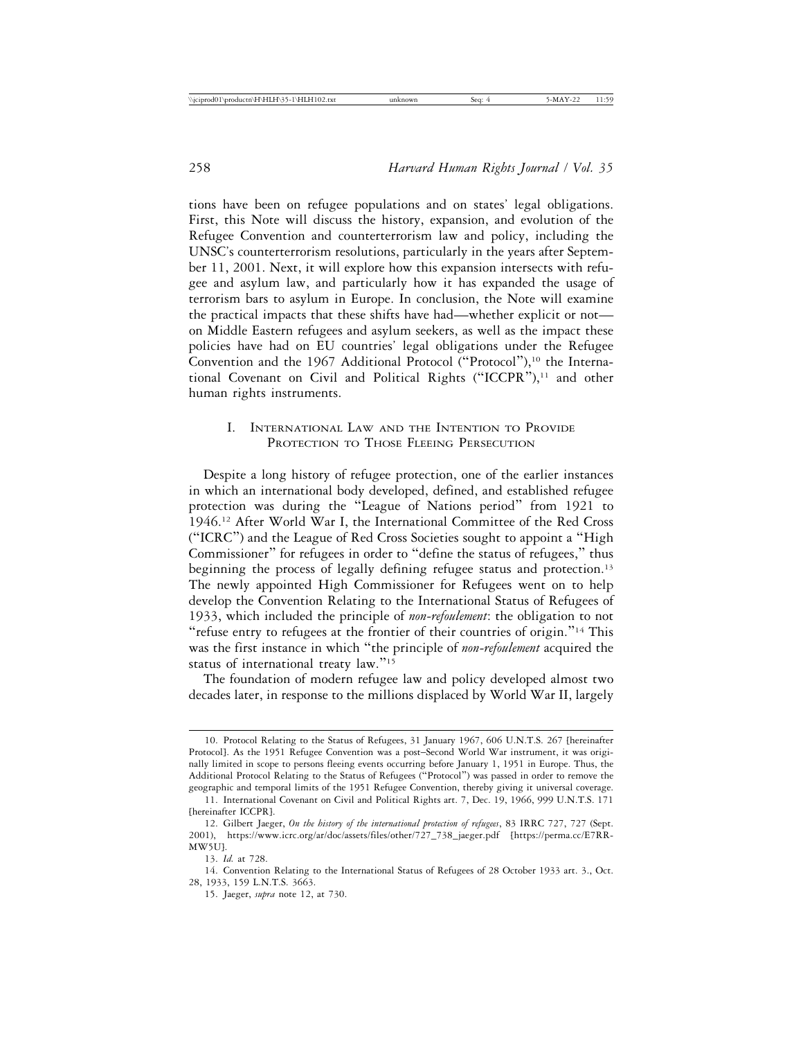tions have been on refugee populations and on states' legal obligations. First, this Note will discuss the history, expansion, and evolution of the Refugee Convention and counterterrorism law and policy, including the UNSC's counterterrorism resolutions, particularly in the years after September 11, 2001. Next, it will explore how this expansion intersects with refugee and asylum law, and particularly how it has expanded the usage of terrorism bars to asylum in Europe. In conclusion, the Note will examine the practical impacts that these shifts have had—whether explicit or not—on Middle Eastern refugees and asylum seekers, as well as the impact these policies have had on EU countries' legal obligations under the Refugee Convention and the 1967 Additional Protocol ("Protocol"),[10] the International Covenant on Civil and Political Rights ("ICCPR"),[11] and other human rights instruments.

## I. International Law and the Intention to Provide Protection to Those Fleeing Persecution

Despite a long history of refugee protection, one of the earlier instances in which an international body developed, defined, and established refugee protection was during the "League of Nations period" from 1921 to 1946.[12] After World War I, the International Committee of the Red Cross ("ICRC") and the League of Red Cross Societies sought to appoint a "High Commissioner" for refugees in order to "define the status of refugees," thus beginning the process of legally defining refugee status and protection.[13] The newly appointed High Commissioner for Refugees went on to help develop the Convention Relating to the International Status of Refugees of 1933, which included the principle of *non-refoulement*: the obligation to not "refuse entry to refugees at the frontier of their countries of origin."[14] This was the first instance in which "the principle of *non-refoulement* acquired the status of international treaty law."[15]

The foundation of modern refugee law and policy developed almost two decades later, in response to the millions displaced by World War II, largely

---

10. Protocol Relating to the Status of Refugees, 31 January 1967, 606 U.N.T.S. 267 [hereinafter Protocol]. As the 1951 Refugee Convention was a post–Second World War instrument, it was originally limited in scope to persons fleeing events occurring before January 1, 1951 in Europe. Thus, the Additional Protocol Relating to the Status of Refugees ("Protocol") was passed in order to remove the geographic and temporal limits of the 1951 Refugee Convention, thereby giving it universal coverage.

11. International Covenant on Civil and Political Rights art. 7, Dec. 19, 1966, 999 U.N.T.S. 171 [hereinafter ICCPR].

12. Gilbert Jaeger, *On the history of the international protection of refugees*, 83 IRRC 727, 727 (Sept. 2001), https://www.icrc.org/ar/doc/assets/files/other/727_738_jaeger.pdf [https://perma.cc/E7RR-MW5U].

13. *Id.* at 728.

14. Convention Relating to the International Status of Refugees of 28 October 1933 art. 3., Oct. 28, 1933, 159 L.N.T.S. 3663.

15. Jaeger, *supra* note 12, at 730.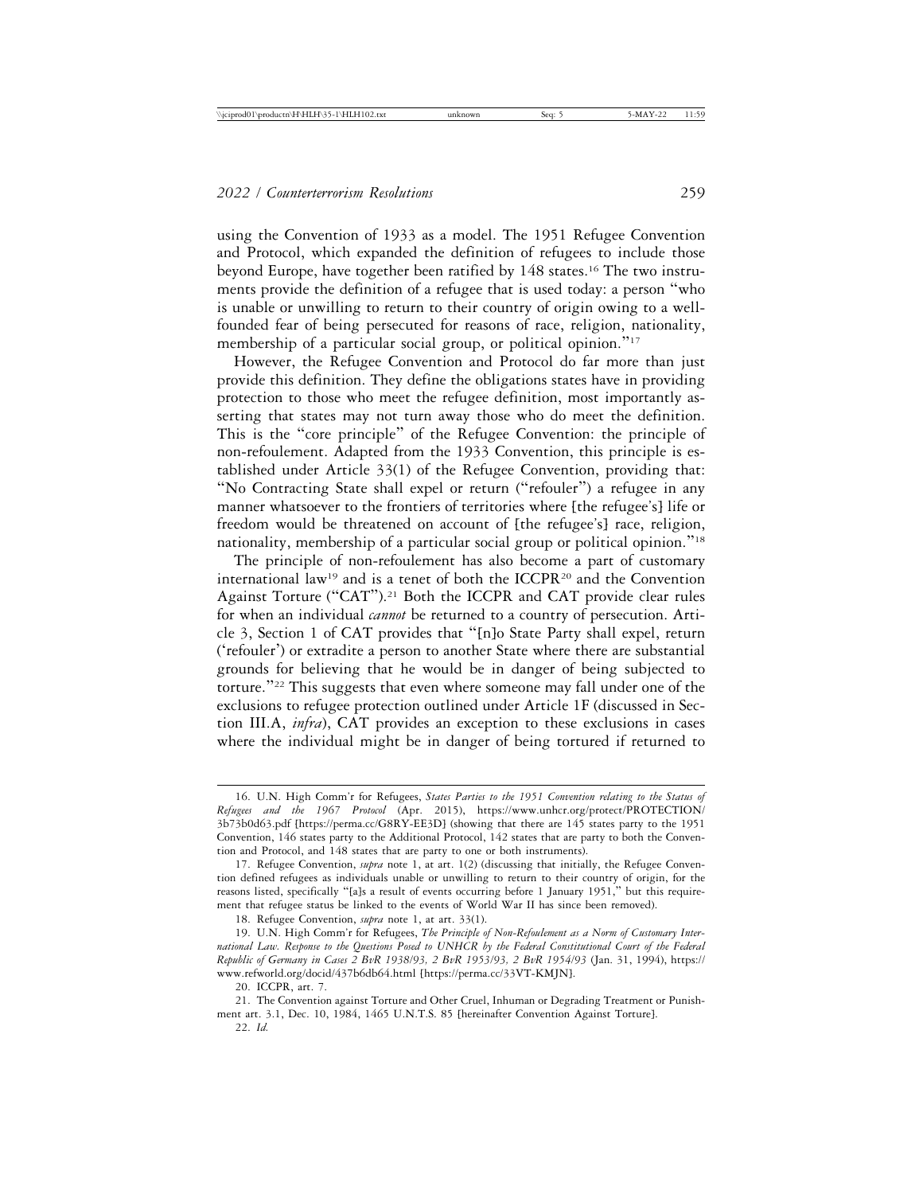using the Convention of 1933 as a model. The 1951 Refugee Convention and Protocol, which expanded the definition of refugees to include those beyond Europe, have together been ratified by 148 states.[16] The two instruments provide the definition of a refugee that is used today: a person "who is unable or unwilling to return to their country of origin owing to a well-founded fear of being persecuted for reasons of race, religion, nationality, membership of a particular social group, or political opinion."[17]

However, the Refugee Convention and Protocol do far more than just provide this definition. They define the obligations states have in providing protection to those who meet the refugee definition, most importantly asserting that states may not turn away those who do meet the definition. This is the "core principle" of the Refugee Convention: the principle of non-refoulement. Adapted from the 1933 Convention, this principle is established under Article 33(1) of the Refugee Convention, providing that: "No Contracting State shall expel or return ("refouler") a refugee in any manner whatsoever to the frontiers of territories where [the refugee's] life or freedom would be threatened on account of [the refugee's] race, religion, nationality, membership of a particular social group or political opinion."[18]

The principle of non-refoulement has also become a part of customary international law[19] and is a tenet of both the ICCPR[20] and the Convention Against Torture ("CAT").[21] Both the ICCPR and CAT provide clear rules for when an individual *cannot* be returned to a country of persecution. Article 3, Section 1 of CAT provides that "[n]o State Party shall expel, return ('refouler') or extradite a person to another State where there are substantial grounds for believing that he would be in danger of being subjected to torture."[22] This suggests that even where someone may fall under one of the exclusions to refugee protection outlined under Article 1F (discussed in Section III.A, *infra*), CAT provides an exception to these exclusions in cases where the individual might be in danger of being tortured if returned to

---

16. U.N. High Comm'r for Refugees, *States Parties to the 1951 Convention relating to the Status of Refugees and the 1967 Protocol* (Apr. 2015), https://www.unhcr.org/protect/PROTECTION/3b73b0d63.pdf [https://perma.cc/G8RY-EE3D] (showing that there are 145 states party to the 1951 Convention, 146 states party to the Additional Protocol, 142 states that are party to both the Convention and Protocol, and 148 states that are party to one or both instruments).

17. Refugee Convention, *supra* note 1, at art. 1(2) (discussing that initially, the Refugee Convention defined refugees as individuals unable or unwilling to return to their country of origin, for the reasons listed, specifically "[a]s a result of events occurring before 1 January 1951," but this requirement that refugee status be linked to the events of World War II has since been removed).

18. Refugee Convention, *supra* note 1, at art. 33(1).

19. U.N. High Comm'r for Refugees, *The Principle of Non-Refoulement as a Norm of Customary International Law. Response to the Questions Posed to UNHCR by the Federal Constitutional Court of the Federal Republic of Germany in Cases 2 BvR 1938/93, 2 BvR 1953/93, 2 BvR 1954/93* (Jan. 31, 1994), https://www.refworld.org/docid/437b6db64.html [https://perma.cc/33VT-KMJN].

20. ICCPR, art. 7.

21. The Convention against Torture and Other Cruel, Inhuman or Degrading Treatment or Punishment art. 3.1, Dec. 10, 1984, 1465 U.N.T.S. 85 [hereinafter Convention Against Torture].

22. *Id.*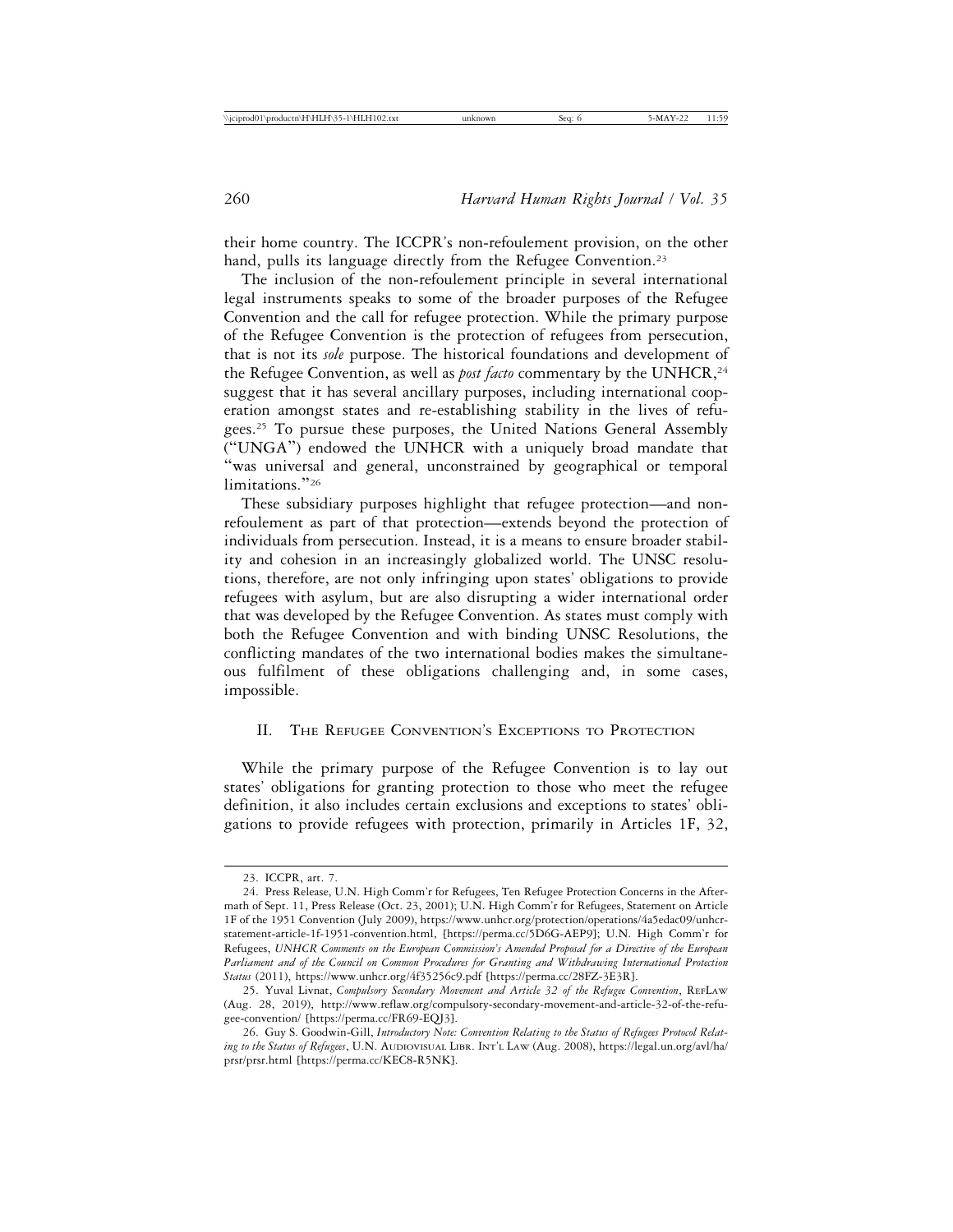their home country. The ICCPR's non-refoulement provision, on the other hand, pulls its language directly from the Refugee Convention.[23]

The inclusion of the non-refoulement principle in several international legal instruments speaks to some of the broader purposes of the Refugee Convention and the call for refugee protection. While the primary purpose of the Refugee Convention is the protection of refugees from persecution, that is not its *sole* purpose. The historical foundations and development of the Refugee Convention, as well as *post facto* commentary by the UNHCR,[24] suggest that it has several ancillary purposes, including international cooperation amongst states and re-establishing stability in the lives of refugees.[25] To pursue these purposes, the United Nations General Assembly ("UNGA") endowed the UNHCR with a uniquely broad mandate that "was universal and general, unconstrained by geographical or temporal limitations."[26]

These subsidiary purposes highlight that refugee protection—and non-refoulement as part of that protection—extends beyond the protection of individuals from persecution. Instead, it is a means to ensure broader stability and cohesion in an increasingly globalized world. The UNSC resolutions, therefore, are not only infringing upon states' obligations to provide refugees with asylum, but are also disrupting a wider international order that was developed by the Refugee Convention. As states must comply with both the Refugee Convention and with binding UNSC Resolutions, the conflicting mandates of the two international bodies makes the simultaneous fulfilment of these obligations challenging and, in some cases, impossible.

## II. The Refugee Convention's Exceptions to Protection

While the primary purpose of the Refugee Convention is to lay out states' obligations for granting protection to those who meet the refugee definition, it also includes certain exclusions and exceptions to states' obligations to provide refugees with protection, primarily in Articles 1F, 32,

---

23. ICCPR, art. 7.

24. Press Release, U.N. High Comm'r for Refugees, Ten Refugee Protection Concerns in the Aftermath of Sept. 11, Press Release (Oct. 23, 2001); U.N. High Comm'r for Refugees, Statement on Article 1F of the 1951 Convention (July 2009), https://www.unhcr.org/protection/operations/4a5edac09/unhcr-statement-article-1f-1951-convention.html, [https://perma.cc/5D6G-AEP9]; U.N. High Comm'r for Refugees, *UNHCR Comments on the European Commission's Amended Proposal for a Directive of the European Parliament and of the Council on Common Procedures for Granting and Withdrawing International Protection Status* (2011), https://www.unhcr.org/4f35256c9.pdf [https://perma.cc/28FZ-3E3R].

25. Yuval Livnat, *Compulsory Secondary Movement and Article 32 of the Refugee Convention*, RefLaw (Aug. 28, 2019), http://www.reflaw.org/compulsory-secondary-movement-and-article-32-of-the-refugee-convention/ [https://perma.cc/FR69-EQJ3].

26. Guy S. Goodwin-Gill, *Introductory Note: Convention Relating to the Status of Refugees Protocol Relating to the Status of Refugees*, U.N. Audiovisual Libr. Int'l Law (Aug. 2008), https://legal.un.org/avl/ha/prsr/prsr.html [https://perma.cc/KEC8-R5NK].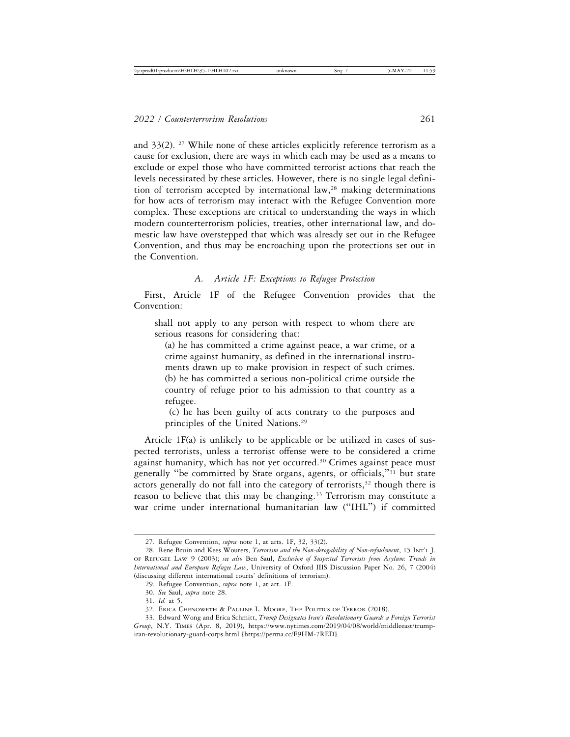and 33(2). [27] While none of these articles explicitly reference terrorism as a cause for exclusion, there are ways in which each may be used as a means to exclude or expel those who have committed terrorist actions that reach the levels necessitated by these articles. However, there is no single legal definition of terrorism accepted by international law,[28] making determinations for how acts of terrorism may interact with the Refugee Convention more complex. These exceptions are critical to understanding the ways in which modern counterterrorism policies, treaties, other international law, and domestic law have overstepped that which was already set out in the Refugee Convention, and thus may be encroaching upon the protections set out in the Convention.

### *A. Article 1F: Exceptions to Refugee Protection*

First, Article 1F of the Refugee Convention provides that the Convention:

> shall not apply to any person with respect to whom there are serious reasons for considering that:
>
> (a) he has committed a crime against peace, a war crime, or a crime against humanity, as defined in the international instruments drawn up to make provision in respect of such crimes.
> (b) he has committed a serious non-political crime outside the country of refuge prior to his admission to that country as a refugee.
> (c) he has been guilty of acts contrary to the purposes and principles of the United Nations.[29]

Article 1F(a) is unlikely to be applicable or be utilized in cases of suspected terrorists, unless a terrorist offense were to be considered a crime against humanity, which has not yet occurred.[30] Crimes against peace must generally "be committed by State organs, agents, or officials,"[31] but state actors generally do not fall into the category of terrorists,[32] though there is reason to believe that this may be changing.[33] Terrorism may constitute a war crime under international humanitarian law ("IHL") if committed

---

27. Refugee Convention, *supra* note 1, at arts. 1F, 32, 33(2).

28. Rene Bruin and Kees Wouters, *Terrorism and the Non-derogability of Non-refoulement*, 15 INT'L J. OF REFUGEE LAW 9 (2003); *see also* Ben Saul, *Exclusion of Suspected Terrorists from Asylum: Trends in International and European Refugee Law*, University of Oxford IIIS Discussion Paper No. 26, 7 (2004) (discussing different international courts' definitions of terrorism).

29. Refugee Convention, *supra* note 1, at art. 1F.

30. *See* Saul, *supra* note 28.

31. *Id.* at 5.

32. ERICA CHENOWETH & PAULINE L. MOORE, THE POLITICS OF TERROR (2018).

33. Edward Wong and Erica Schmitt, *Trump Designates Iran's Revolutionary Guards a Foreign Terrorist Group*, N.Y. TIMES (Apr. 8, 2019), https://www.nytimes.com/2019/04/08/world/middleeast/trump-iran-revolutionary-guard-corps.html [https://perma.cc/E9HM-7RED].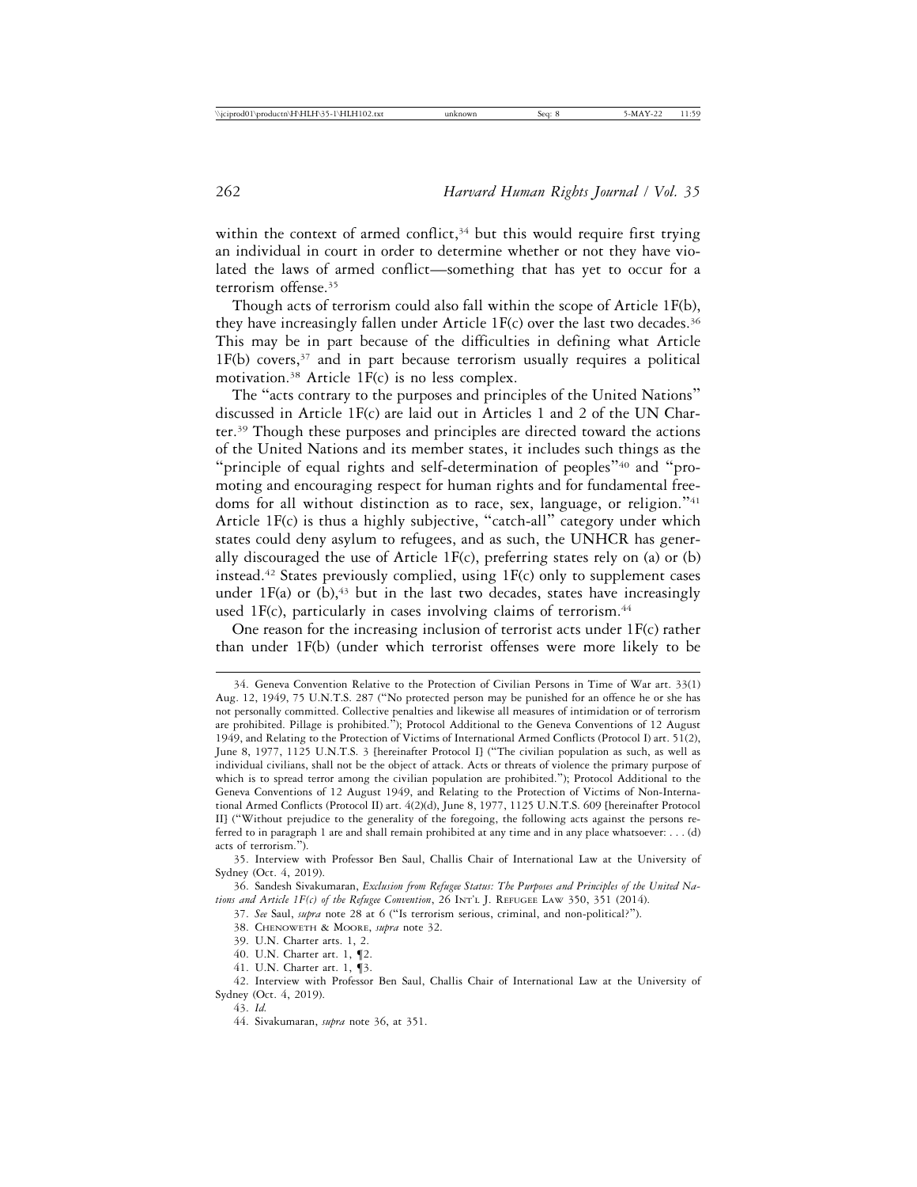within the context of armed conflict,[34] but this would require first trying an individual in court in order to determine whether or not they have violated the laws of armed conflict—something that has yet to occur for a terrorism offense.[35]

Though acts of terrorism could also fall within the scope of Article 1F(b), they have increasingly fallen under Article 1F(c) over the last two decades.[36] This may be in part because of the difficulties in defining what Article 1F(b) covers,[37] and in part because terrorism usually requires a political motivation.[38] Article 1F(c) is no less complex.

The "acts contrary to the purposes and principles of the United Nations" discussed in Article 1F(c) are laid out in Articles 1 and 2 of the UN Charter.[39] Though these purposes and principles are directed toward the actions of the United Nations and its member states, it includes such things as the "principle of equal rights and self-determination of peoples"[40] and "promoting and encouraging respect for human rights and for fundamental freedoms for all without distinction as to race, sex, language, or religion."[41] Article 1F(c) is thus a highly subjective, "catch-all" category under which states could deny asylum to refugees, and as such, the UNHCR has generally discouraged the use of Article 1F(c), preferring states rely on (a) or (b) instead.[42] States previously complied, using 1F(c) only to supplement cases under 1F(a) or (b),[43] but in the last two decades, states have increasingly used 1F(c), particularly in cases involving claims of terrorism.[44]

One reason for the increasing inclusion of terrorist acts under 1F(c) rather than under 1F(b) (under which terrorist offenses were more likely to be

---

34. Geneva Convention Relative to the Protection of Civilian Persons in Time of War art. 33(1) Aug. 12, 1949, 75 U.N.T.S. 287 ("No protected person may be punished for an offence he or she has not personally committed. Collective penalties and likewise all measures of intimidation or of terrorism are prohibited. Pillage is prohibited."); Protocol Additional to the Geneva Conventions of 12 August 1949, and Relating to the Protection of Victims of International Armed Conflicts (Protocol I) art. 51(2), June 8, 1977, 1125 U.N.T.S. 3 [hereinafter Protocol I] ("The civilian population as such, as well as individual civilians, shall not be the object of attack. Acts or threats of violence the primary purpose of which is to spread terror among the civilian population are prohibited."); Protocol Additional to the Geneva Conventions of 12 August 1949, and Relating to the Protection of Victims of Non-International Armed Conflicts (Protocol II) art. 4(2)(d), June 8, 1977, 1125 U.N.T.S. 609 [hereinafter Protocol II] ("Without prejudice to the generality of the foregoing, the following acts against the persons referred to in paragraph 1 are and shall remain prohibited at any time and in any place whatsoever: . . . (d) acts of terrorism.").

35. Interview with Professor Ben Saul, Challis Chair of International Law at the University of Sydney (Oct. 4, 2019).

36. Sandesh Sivakumaran, *Exclusion from Refugee Status: The Purposes and Principles of the United Nations and Article 1F(c) of the Refugee Convention*, 26 INT'L J. REFUGEE LAW 350, 351 (2014).

37. *See* Saul, *supra* note 28 at 6 ("Is terrorism serious, criminal, and non-political?").

38. CHENOWETH & MOORE, *supra* note 32.

39. U.N. Charter arts. 1, 2.

40. U.N. Charter art. 1, ¶2.

41. U.N. Charter art. 1, ¶3.

42. Interview with Professor Ben Saul, Challis Chair of International Law at the University of Sydney (Oct. 4, 2019).

43. *Id.*

44. Sivakumaran, *supra* note 36, at 351.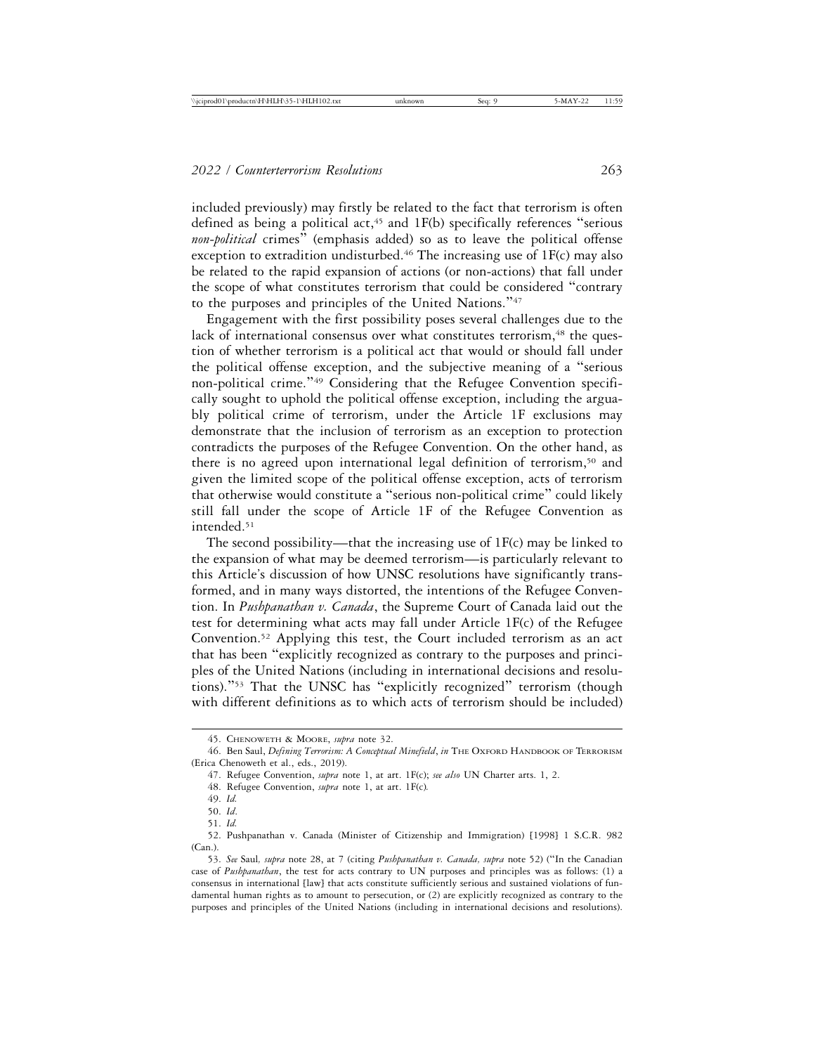included previously) may firstly be related to the fact that terrorism is often defined as being a political act,[45] and 1F(b) specifically references "serious *non-political* crimes" (emphasis added) so as to leave the political offense exception to extradition undisturbed.[46] The increasing use of 1F(c) may also be related to the rapid expansion of actions (or non-actions) that fall under the scope of what constitutes terrorism that could be considered "contrary to the purposes and principles of the United Nations."[47]

Engagement with the first possibility poses several challenges due to the lack of international consensus over what constitutes terrorism,[48] the question of whether terrorism is a political act that would or should fall under the political offense exception, and the subjective meaning of a "serious non-political crime."[49] Considering that the Refugee Convention specifically sought to uphold the political offense exception, including the arguably political crime of terrorism, under the Article 1F exclusions may demonstrate that the inclusion of terrorism as an exception to protection contradicts the purposes of the Refugee Convention. On the other hand, as there is no agreed upon international legal definition of terrorism,[50] and given the limited scope of the political offense exception, acts of terrorism that otherwise would constitute a "serious non-political crime" could likely still fall under the scope of Article 1F of the Refugee Convention as intended.[51]

The second possibility—that the increasing use of 1F(c) may be linked to the expansion of what may be deemed terrorism—is particularly relevant to this Article's discussion of how UNSC resolutions have significantly transformed, and in many ways distorted, the intentions of the Refugee Convention. In *Pushpanathan v. Canada*, the Supreme Court of Canada laid out the test for determining what acts may fall under Article 1F(c) of the Refugee Convention.[52] Applying this test, the Court included terrorism as an act that has been "explicitly recognized as contrary to the purposes and principles of the United Nations (including in international decisions and resolutions)."[53] That the UNSC has "explicitly recognized" terrorism (though with different definitions as to which acts of terrorism should be included)

---

45. Chenoweth & Moore, *supra* note 32.

46. Ben Saul, *Defining Terrorism: A Conceptual Minefield*, *in* The Oxford Handbook of Terrorism (Erica Chenoweth et al., eds., 2019).

47. Refugee Convention, *supra* note 1, at art. 1F(c); *see also* UN Charter arts. 1, 2.

48. Refugee Convention, *supra* note 1, at art. 1F(c)*.*

49. *Id.*

50. *Id*.

51. *Id.*

52. Pushpanathan v. Canada (Minister of Citizenship and Immigration) [1998] 1 S.C.R. 982 (Can.).

53. *See* Saul*, supra* note 28, at 7 (citing *Pushpanathan v. Canada, supra* note 52) ("In the Canadian case of *Pushpanathan*, the test for acts contrary to UN purposes and principles was as follows: (1) a consensus in international [law] that acts constitute sufficiently serious and sustained violations of fundamental human rights as to amount to persecution, or (2) are explicitly recognized as contrary to the purposes and principles of the United Nations (including in international decisions and resolutions).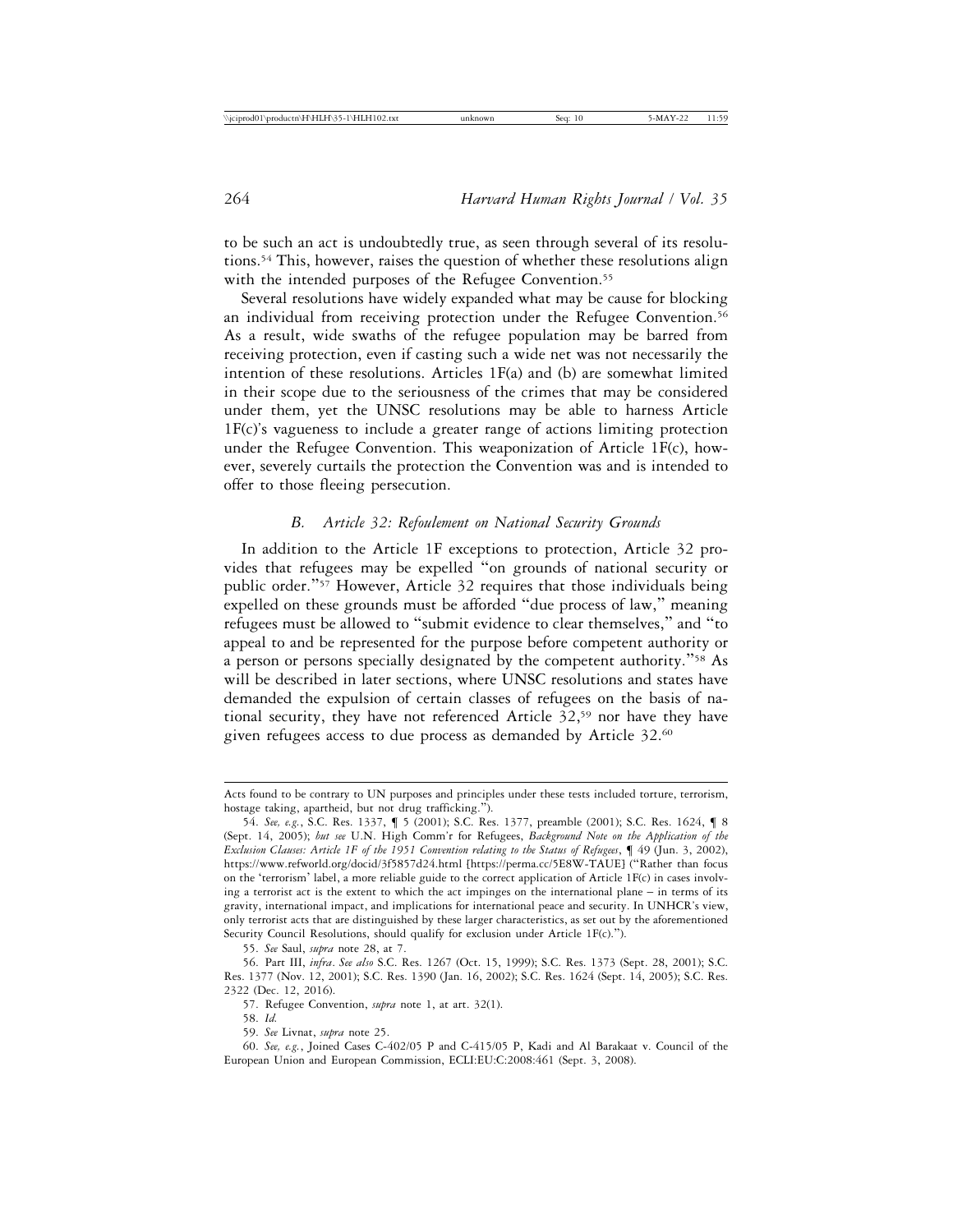to be such an act is undoubtedly true, as seen through several of its resolutions.[54] This, however, raises the question of whether these resolutions align with the intended purposes of the Refugee Convention.[55]

Several resolutions have widely expanded what may be cause for blocking an individual from receiving protection under the Refugee Convention.[56] As a result, wide swaths of the refugee population may be barred from receiving protection, even if casting such a wide net was not necessarily the intention of these resolutions. Articles 1F(a) and (b) are somewhat limited in their scope due to the seriousness of the crimes that may be considered under them, yet the UNSC resolutions may be able to harness Article 1F(c)'s vagueness to include a greater range of actions limiting protection under the Refugee Convention. This weaponization of Article 1F(c), however, severely curtails the protection the Convention was and is intended to offer to those fleeing persecution.

### B. *Article 32: Refoulement on National Security Grounds*

In addition to the Article 1F exceptions to protection, Article 32 provides that refugees may be expelled "on grounds of national security or public order."[57] However, Article 32 requires that those individuals being expelled on these grounds must be afforded "due process of law," meaning refugees must be allowed to "submit evidence to clear themselves," and "to appeal to and be represented for the purpose before competent authority or a person or persons specially designated by the competent authority."[58] As will be described in later sections, where UNSC resolutions and states have demanded the expulsion of certain classes of refugees on the basis of national security, they have not referenced Article 32,[59] nor have they have given refugees access to due process as demanded by Article 32.[60]

---

Acts found to be contrary to UN purposes and principles under these tests included torture, terrorism, hostage taking, apartheid, but not drug trafficking.").

54. *See, e.g.*, S.C. Res. 1337, ¶ 5 (2001); S.C. Res. 1377, preamble (2001); S.C. Res. 1624, ¶ 8 (Sept. 14, 2005); *but see* U.N. High Comm'r for Refugees, *Background Note on the Application of the Exclusion Clauses: Article 1F of the 1951 Convention relating to the Status of Refugees*, ¶ 49 (Jun. 3, 2002), https://www.refworld.org/docid/3f5857d24.html [https://perma.cc/5E8W-TAUE] ("Rather than focus on the 'terrorism' label, a more reliable guide to the correct application of Article 1F(c) in cases involving a terrorist act is the extent to which the act impinges on the international plane – in terms of its gravity, international impact, and implications for international peace and security. In UNHCR's view, only terrorist acts that are distinguished by these larger characteristics, as set out by the aforementioned Security Council Resolutions, should qualify for exclusion under Article 1F(c).").

55. *See* Saul, *supra* note 28, at 7.

56. Part III, *infra*. *See also* S.C. Res. 1267 (Oct. 15, 1999); S.C. Res. 1373 (Sept. 28, 2001); S.C. Res. 1377 (Nov. 12, 2001); S.C. Res. 1390 (Jan. 16, 2002); S.C. Res. 1624 (Sept. 14, 2005); S.C. Res. 2322 (Dec. 12, 2016).

57. Refugee Convention, *supra* note 1, at art. 32(1).

58. *Id.*

59. *See* Livnat, *supra* note 25.

60. *See, e.g.*, Joined Cases C-402/05 P and C-415/05 P, Kadi and Al Barakaat v. Council of the European Union and European Commission, ECLI:EU:C:2008:461 (Sept. 3, 2008).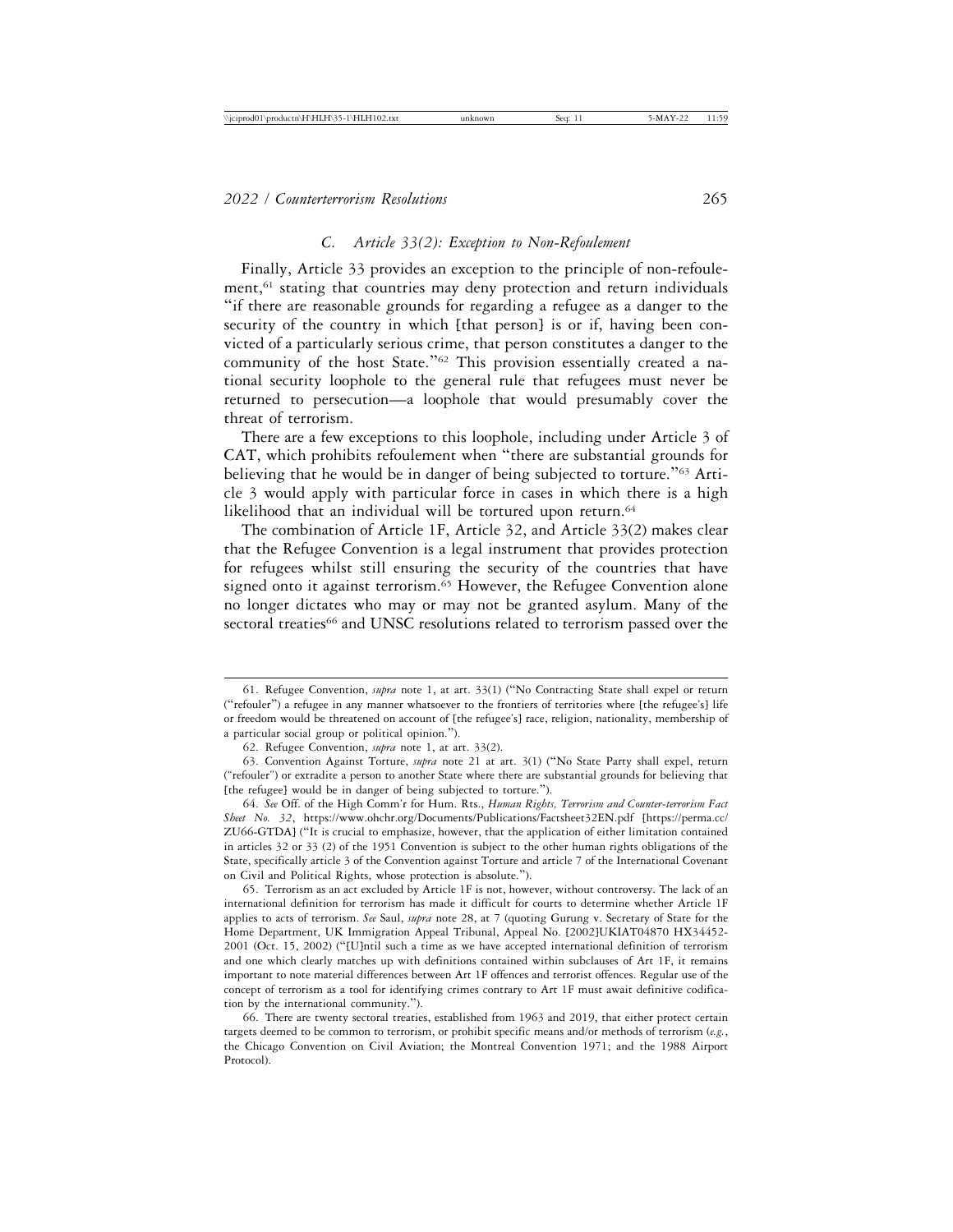### *C. Article 33(2): Exception to Non-Refoulement*

Finally, Article 33 provides an exception to the principle of non-refoulement,[61] stating that countries may deny protection and return individuals "if there are reasonable grounds for regarding a refugee as a danger to the security of the country in which [that person] is or if, having been convicted of a particularly serious crime, that person constitutes a danger to the community of the host State."[62] This provision essentially created a national security loophole to the general rule that refugees must never be returned to persecution—a loophole that would presumably cover the threat of terrorism.

There are a few exceptions to this loophole, including under Article 3 of CAT, which prohibits refoulement when "there are substantial grounds for believing that he would be in danger of being subjected to torture."[63] Article 3 would apply with particular force in cases in which there is a high likelihood that an individual will be tortured upon return.[64]

The combination of Article 1F, Article 32, and Article 33(2) makes clear that the Refugee Convention is a legal instrument that provides protection for refugees whilst still ensuring the security of the countries that have signed onto it against terrorism.[65] However, the Refugee Convention alone no longer dictates who may or may not be granted asylum. Many of the sectoral treaties[66] and UNSC resolutions related to terrorism passed over the

---

61. Refugee Convention, *supra* note 1, at art. 33(1) ("No Contracting State shall expel or return ("refouler") a refugee in any manner whatsoever to the frontiers of territories where [the refugee's] life or freedom would be threatened on account of [the refugee's] race, religion, nationality, membership of a particular social group or political opinion.").

62. Refugee Convention, *supra* note 1, at art. 33(2).

63. Convention Against Torture, *supra* note 21 at art. 3(1) ("No State Party shall expel, return ("refouler") or extradite a person to another State where there are substantial grounds for believing that [the refugee] would be in danger of being subjected to torture.").

64. *See* Off. of the High Comm'r for Hum. Rts., *Human Rights, Terrorism and Counter-terrorism Fact Sheet No. 32*, https://www.ohchr.org/Documents/Publications/Factsheet32EN.pdf [https://perma.cc/ZU66-GTDA] ("It is crucial to emphasize, however, that the application of either limitation contained in articles 32 or 33 (2) of the 1951 Convention is subject to the other human rights obligations of the State, specifically article 3 of the Convention against Torture and article 7 of the International Covenant on Civil and Political Rights, whose protection is absolute.").

65. Terrorism as an act excluded by Article 1F is not, however, without controversy. The lack of an international definition for terrorism has made it difficult for courts to determine whether Article 1F applies to acts of terrorism. *See* Saul, *supra* note 28, at 7 (quoting Gurung v. Secretary of State for the Home Department, UK Immigration Appeal Tribunal, Appeal No. [2002]UKIAT04870 HX34452-2001 (Oct. 15, 2002) ("[U]ntil such a time as we have accepted international definition of terrorism and one which clearly matches up with definitions contained within subclauses of Art 1F, it remains important to note material differences between Art 1F offences and terrorist offences. Regular use of the concept of terrorism as a tool for identifying crimes contrary to Art 1F must await definitive codification by the international community.").

66. There are twenty sectoral treaties, established from 1963 and 2019, that either protect certain targets deemed to be common to terrorism, or prohibit specific means and/or methods of terrorism (*e.g.*, the Chicago Convention on Civil Aviation; the Montreal Convention 1971; and the 1988 Airport Protocol).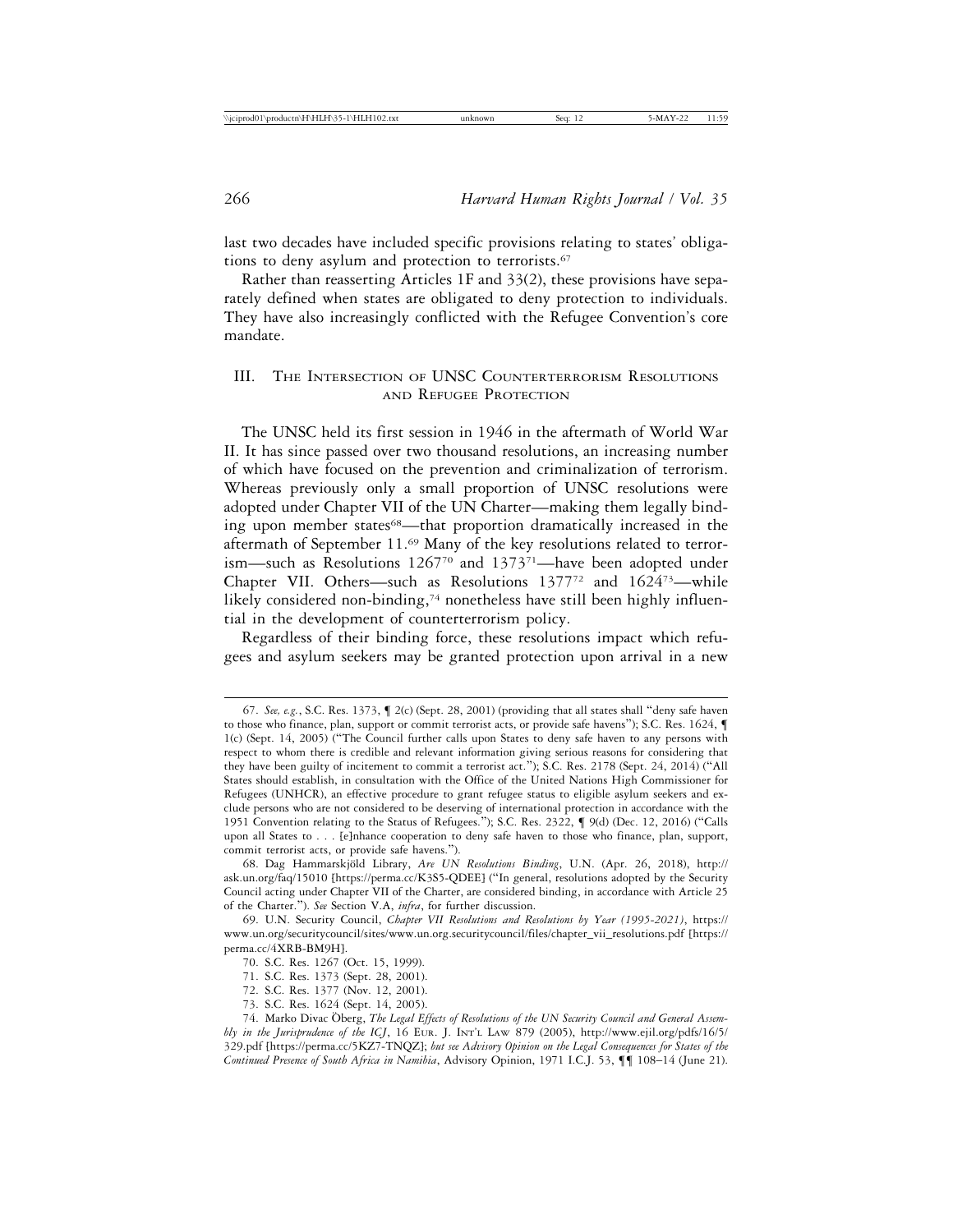last two decades have included specific provisions relating to states' obligations to deny asylum and protection to terrorists.[67]

Rather than reasserting Articles 1F and 33(2), these provisions have separately defined when states are obligated to deny protection to individuals. They have also increasingly conflicted with the Refugee Convention's core mandate.

## III. The Intersection of UNSC Counterterrorism Resolutions and Refugee Protection

The UNSC held its first session in 1946 in the aftermath of World War II. It has since passed over two thousand resolutions, an increasing number of which have focused on the prevention and criminalization of terrorism. Whereas previously only a small proportion of UNSC resolutions were adopted under Chapter VII of the UN Charter—making them legally binding upon member states[68]—that proportion dramatically increased in the aftermath of September 11.[69] Many of the key resolutions related to terrorism—such as Resolutions 1267[70] and 1373[71]—have been adopted under Chapter VII. Others—such as Resolutions 1377[72] and 1624[73]—while likely considered non-binding,[74] nonetheless have still been highly influential in the development of counterterrorism policy.

Regardless of their binding force, these resolutions impact which refugees and asylum seekers may be granted protection upon arrival in a new

---

67. *See, e.g.*, S.C. Res. 1373, ¶ 2(c) (Sept. 28, 2001) (providing that all states shall "deny safe haven to those who finance, plan, support or commit terrorist acts, or provide safe havens"); S.C. Res. 1624, ¶ 1(c) (Sept. 14, 2005) ("The Council further calls upon States to deny safe haven to any persons with respect to whom there is credible and relevant information giving serious reasons for considering that they have been guilty of incitement to commit a terrorist act."); S.C. Res. 2178 (Sept. 24, 2014) ("All States should establish, in consultation with the Office of the United Nations High Commissioner for Refugees (UNHCR), an effective procedure to grant refugee status to eligible asylum seekers and exclude persons who are not considered to be deserving of international protection in accordance with the 1951 Convention relating to the Status of Refugees."); S.C. Res. 2322, ¶ 9(d) (Dec. 12, 2016) ("Calls upon all States to . . . [e]nhance cooperation to deny safe haven to those who finance, plan, support, commit terrorist acts, or provide safe havens.").

68. Dag Hammarskjöld Library, *Are UN Resolutions Binding*, U.N. (Apr. 26, 2018), http://ask.un.org/faq/15010 [https://perma.cc/K3S5-QDEE] ("In general, resolutions adopted by the Security Council acting under Chapter VII of the Charter, are considered binding, in accordance with Article 25 of the Charter."). *See* Section V.A, *infra*, for further discussion.

69. U.N. Security Council, *Chapter VII Resolutions and Resolutions by Year (1995-2021)*, https://www.un.org/securitycouncil/sites/www.un.org.securitycouncil/files/chapter_vii_resolutions.pdf [https://perma.cc/4XRB-BM9H].

70. S.C. Res. 1267 (Oct. 15, 1999).

71. S.C. Res. 1373 (Sept. 28, 2001).

72. S.C. Res. 1377 (Nov. 12, 2001).

73. S.C. Res. 1624 (Sept. 14, 2005).

74. Marko Divac Öberg, *The Legal Effects of Resolutions of the UN Security Council and General Assembly in the Jurisprudence of the ICJ*, 16 Eur. J. Int'l Law 879 (2005), http://www.ejil.org/pdfs/16/5/329.pdf [https://perma.cc/5KZ7-TNQZ]; *but see Advisory Opinion on the Legal Consequences for States of the Continued Presence of South Africa in Namibia*, Advisory Opinion, 1971 I.C.J. 53, ¶¶ 108–14 (June 21).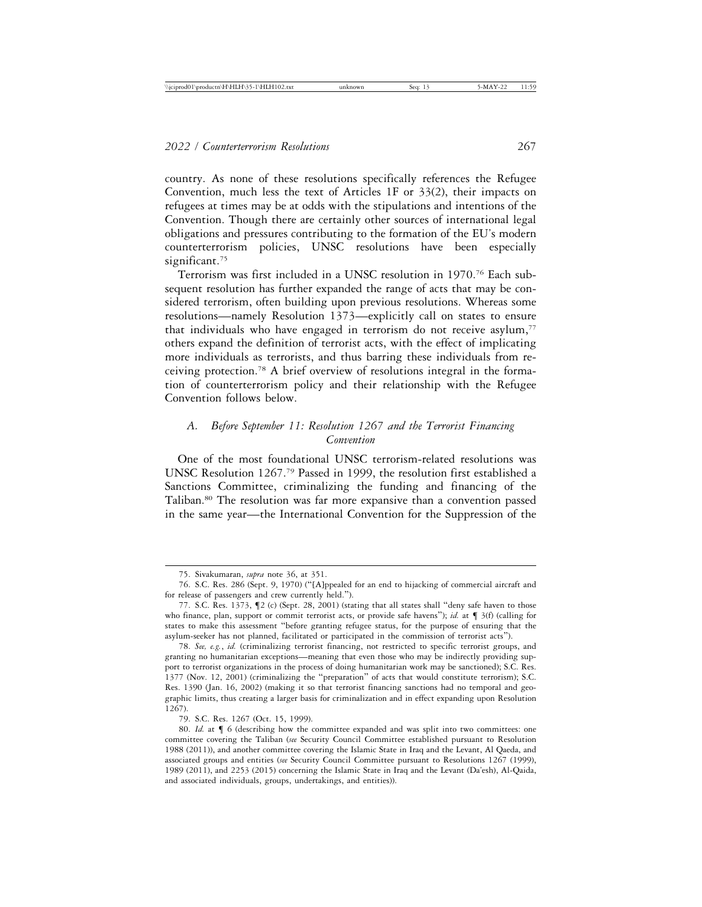country. As none of these resolutions specifically references the Refugee Convention, much less the text of Articles 1F or 33(2), their impacts on refugees at times may be at odds with the stipulations and intentions of the Convention. Though there are certainly other sources of international legal obligations and pressures contributing to the formation of the EU's modern counterterrorism policies, UNSC resolutions have been especially significant.[75]

Terrorism was first included in a UNSC resolution in 1970.[76] Each subsequent resolution has further expanded the range of acts that may be considered terrorism, often building upon previous resolutions. Whereas some resolutions—namely Resolution 1373—explicitly call on states to ensure that individuals who have engaged in terrorism do not receive asylum,[77] others expand the definition of terrorist acts, with the effect of implicating more individuals as terrorists, and thus barring these individuals from receiving protection.[78] A brief overview of resolutions integral in the formation of counterterrorism policy and their relationship with the Refugee Convention follows below.

### *A. Before September 11: Resolution 1267 and the Terrorist Financing Convention*

One of the most foundational UNSC terrorism-related resolutions was UNSC Resolution 1267.[79] Passed in 1999, the resolution first established a Sanctions Committee, criminalizing the funding and financing of the Taliban.[80] The resolution was far more expansive than a convention passed in the same year—the International Convention for the Suppression of the

---

75. Sivakumaran, *supra* note 36, at 351.

76. S.C. Res. 286 (Sept. 9, 1970) ("[A]ppealed for an end to hijacking of commercial aircraft and for release of passengers and crew currently held.").

77. S.C. Res. 1373, ¶2 (c) (Sept. 28, 2001) (stating that all states shall "deny safe haven to those who finance, plan, support or commit terrorist acts, or provide safe havens"); *id.* at ¶ 3(f) (calling for states to make this assessment "before granting refugee status, for the purpose of ensuring that the asylum-seeker has not planned, facilitated or participated in the commission of terrorist acts").

78. *See, e.g.*, *id.* (criminalizing terrorist financing, not restricted to specific terrorist groups, and granting no humanitarian exceptions—meaning that even those who may be indirectly providing support to terrorist organizations in the process of doing humanitarian work may be sanctioned); S.C. Res. 1377 (Nov. 12, 2001) (criminalizing the "preparation" of acts that would constitute terrorism); S.C. Res. 1390 (Jan. 16, 2002) (making it so that terrorist financing sanctions had no temporal and geographic limits, thus creating a larger basis for criminalization and in effect expanding upon Resolution 1267).

79. S.C. Res. 1267 (Oct. 15, 1999).

80. *Id.* at ¶ 6 (describing how the committee expanded and was split into two committees: one committee covering the Taliban (*see* Security Council Committee established pursuant to Resolution 1988 (2011)), and another committee covering the Islamic State in Iraq and the Levant, Al Qaeda, and associated groups and entities (*see* Security Council Committee pursuant to Resolutions 1267 (1999), 1989 (2011), and 2253 (2015) concerning the Islamic State in Iraq and the Levant (Da'esh), Al-Qaida, and associated individuals, groups, undertakings, and entities)).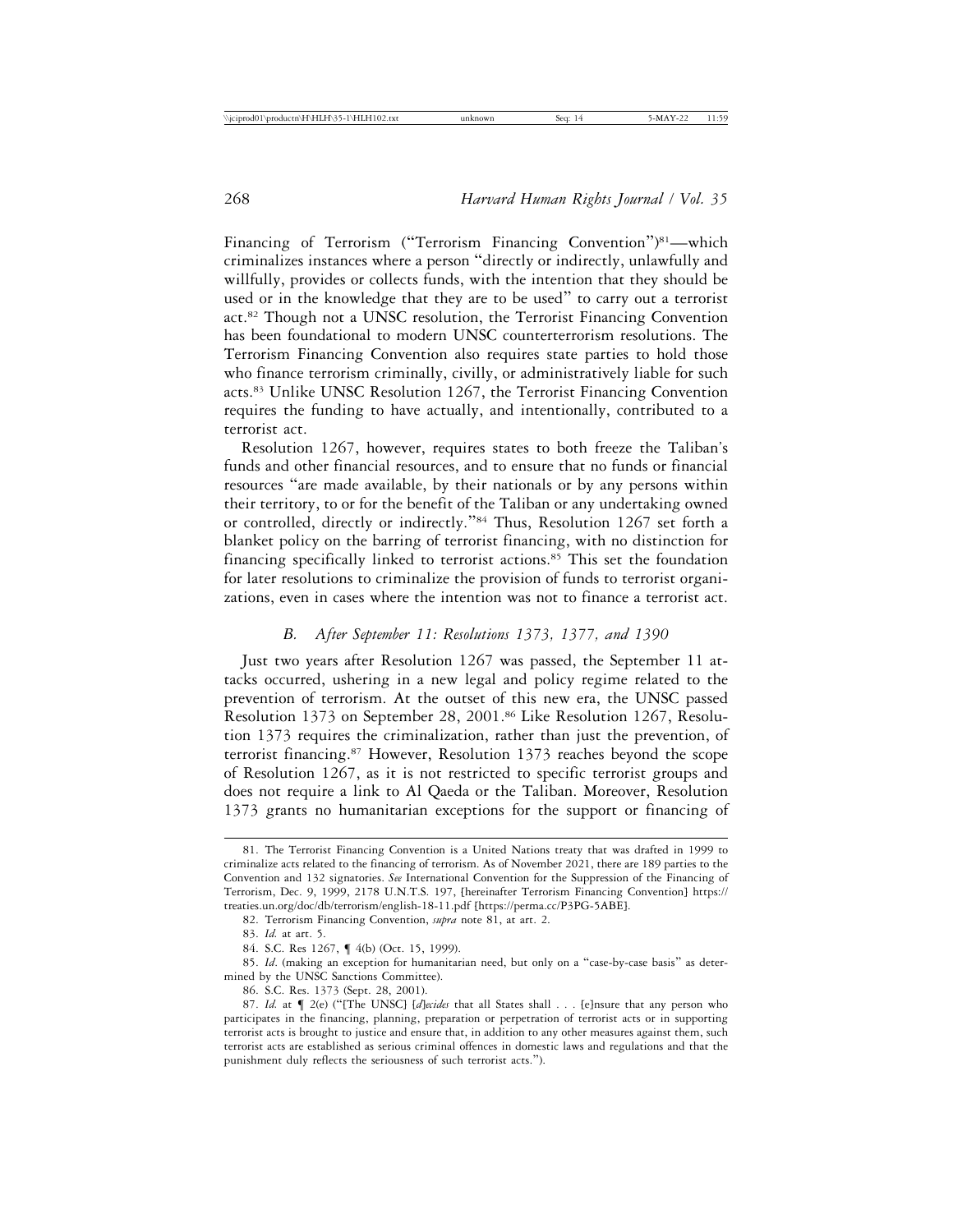Financing of Terrorism ("Terrorism Financing Convention")[81]—which criminalizes instances where a person "directly or indirectly, unlawfully and willfully, provides or collects funds, with the intention that they should be used or in the knowledge that they are to be used" to carry out a terrorist act.[82] Though not a UNSC resolution, the Terrorist Financing Convention has been foundational to modern UNSC counterterrorism resolutions. The Terrorism Financing Convention also requires state parties to hold those who finance terrorism criminally, civilly, or administratively liable for such acts.[83] Unlike UNSC Resolution 1267, the Terrorist Financing Convention requires the funding to have actually, and intentionally, contributed to a terrorist act.

Resolution 1267, however, requires states to both freeze the Taliban's funds and other financial resources, and to ensure that no funds or financial resources "are made available, by their nationals or by any persons within their territory, to or for the benefit of the Taliban or any undertaking owned or controlled, directly or indirectly."[84] Thus, Resolution 1267 set forth a blanket policy on the barring of terrorist financing, with no distinction for financing specifically linked to terrorist actions.[85] This set the foundation for later resolutions to criminalize the provision of funds to terrorist organizations, even in cases where the intention was not to finance a terrorist act.

### B. *After September 11: Resolutions 1373, 1377, and 1390*

Just two years after Resolution 1267 was passed, the September 11 attacks occurred, ushering in a new legal and policy regime related to the prevention of terrorism. At the outset of this new era, the UNSC passed Resolution 1373 on September 28, 2001.[86] Like Resolution 1267, Resolution 1373 requires the criminalization, rather than just the prevention, of terrorist financing.[87] However, Resolution 1373 reaches beyond the scope of Resolution 1267, as it is not restricted to specific terrorist groups and does not require a link to Al Qaeda or the Taliban. Moreover, Resolution 1373 grants no humanitarian exceptions for the support or financing of

---

81. The Terrorist Financing Convention is a United Nations treaty that was drafted in 1999 to criminalize acts related to the financing of terrorism. As of November 2021, there are 189 parties to the Convention and 132 signatories. *See* International Convention for the Suppression of the Financing of Terrorism, Dec. 9, 1999, 2178 U.N.T.S. 197, [hereinafter Terrorism Financing Convention] https://treaties.un.org/doc/db/terrorism/english-18-11.pdf [https://perma.cc/P3PG-5ABE].

82. Terrorism Financing Convention, *supra* note 81, at art. 2.

83. *Id.* at art. 5.

84. S.C. Res 1267, ¶ 4(b) (Oct. 15, 1999).

85. *Id*. (making an exception for humanitarian need, but only on a "case-by-case basis" as determined by the UNSC Sanctions Committee).

86. S.C. Res. 1373 (Sept. 28, 2001).

87. *Id.* at ¶ 2(e) ("[The UNSC] [*d*]*ecides* that all States shall . . . [e]nsure that any person who participates in the financing, planning, preparation or perpetration of terrorist acts or in supporting terrorist acts is brought to justice and ensure that, in addition to any other measures against them, such terrorist acts are established as serious criminal offences in domestic laws and regulations and that the punishment duly reflects the seriousness of such terrorist acts.").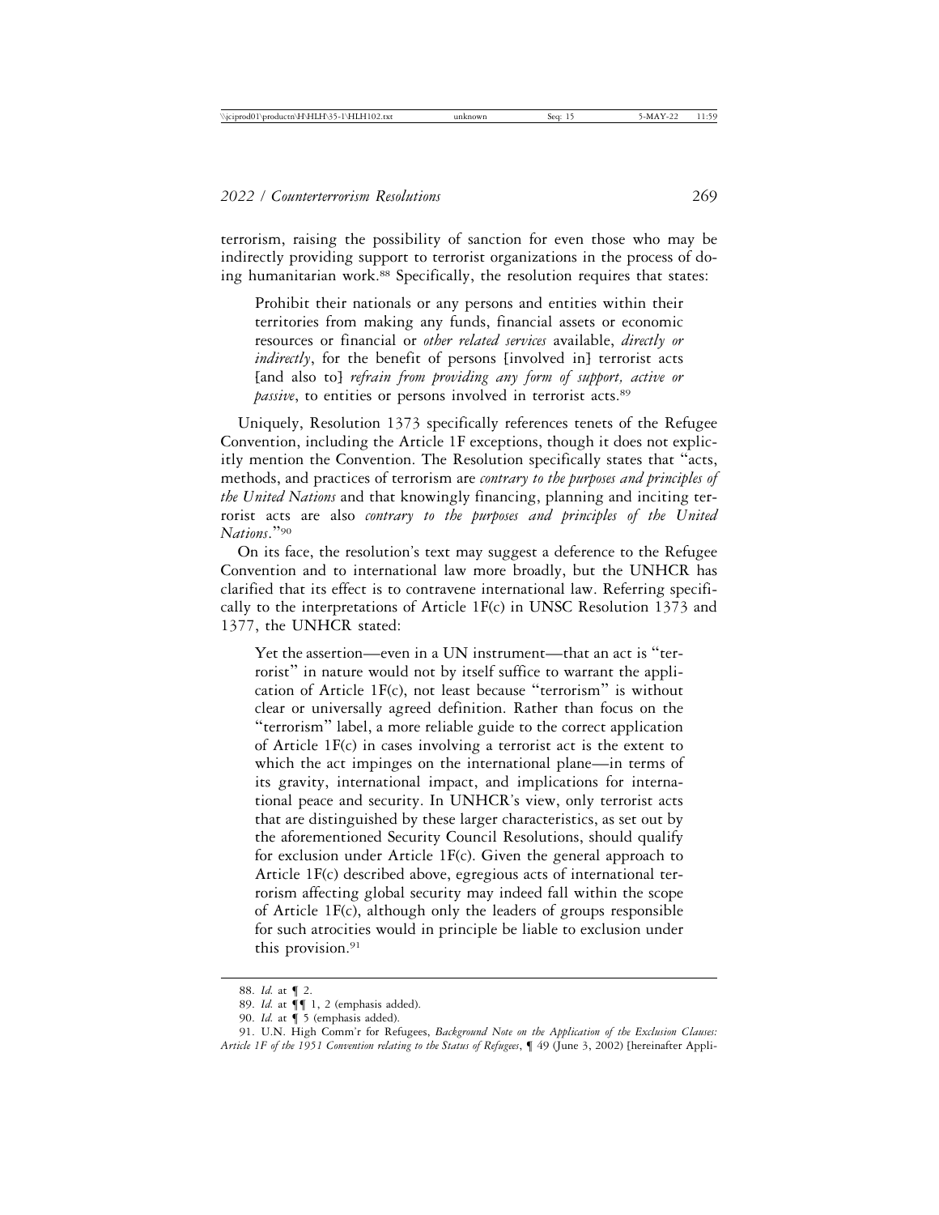terrorism, raising the possibility of sanction for even those who may be indirectly providing support to terrorist organizations in the process of doing humanitarian work.[88] Specifically, the resolution requires that states:

> Prohibit their nationals or any persons and entities within their territories from making any funds, financial assets or economic resources or financial or *other related services* available, *directly or indirectly*, for the benefit of persons [involved in] terrorist acts [and also to] *refrain from providing any form of support, active or passive*, to entities or persons involved in terrorist acts.[89]

Uniquely, Resolution 1373 specifically references tenets of the Refugee Convention, including the Article 1F exceptions, though it does not explicitly mention the Convention. The Resolution specifically states that "acts, methods, and practices of terrorism are *contrary to the purposes and principles of the United Nations* and that knowingly financing, planning and inciting terrorist acts are also *contrary to the purposes and principles of the United Nations*."[90]

On its face, the resolution's text may suggest a deference to the Refugee Convention and to international law more broadly, but the UNHCR has clarified that its effect is to contravene international law. Referring specifically to the interpretations of Article 1F(c) in UNSC Resolution 1373 and 1377, the UNHCR stated:

> Yet the assertion—even in a UN instrument—that an act is "terrorist" in nature would not by itself suffice to warrant the application of Article 1F(c), not least because "terrorism" is without clear or universally agreed definition. Rather than focus on the "terrorism" label, a more reliable guide to the correct application of Article 1F(c) in cases involving a terrorist act is the extent to which the act impinges on the international plane—in terms of its gravity, international impact, and implications for international peace and security. In UNHCR's view, only terrorist acts that are distinguished by these larger characteristics, as set out by the aforementioned Security Council Resolutions, should qualify for exclusion under Article 1F(c). Given the general approach to Article 1F(c) described above, egregious acts of international terrorism affecting global security may indeed fall within the scope of Article 1F(c), although only the leaders of groups responsible for such atrocities would in principle be liable to exclusion under this provision.[91]

---

88. *Id.* at ¶ 2.

89. *Id.* at ¶¶ 1, 2 (emphasis added).

90. *Id.* at ¶ 5 (emphasis added).

91. U.N. High Comm'r for Refugees, *Background Note on the Application of the Exclusion Clauses: Article 1F of the 1951 Convention relating to the Status of Refugees*, ¶ 49 (June 3, 2002) [hereinafter Appli-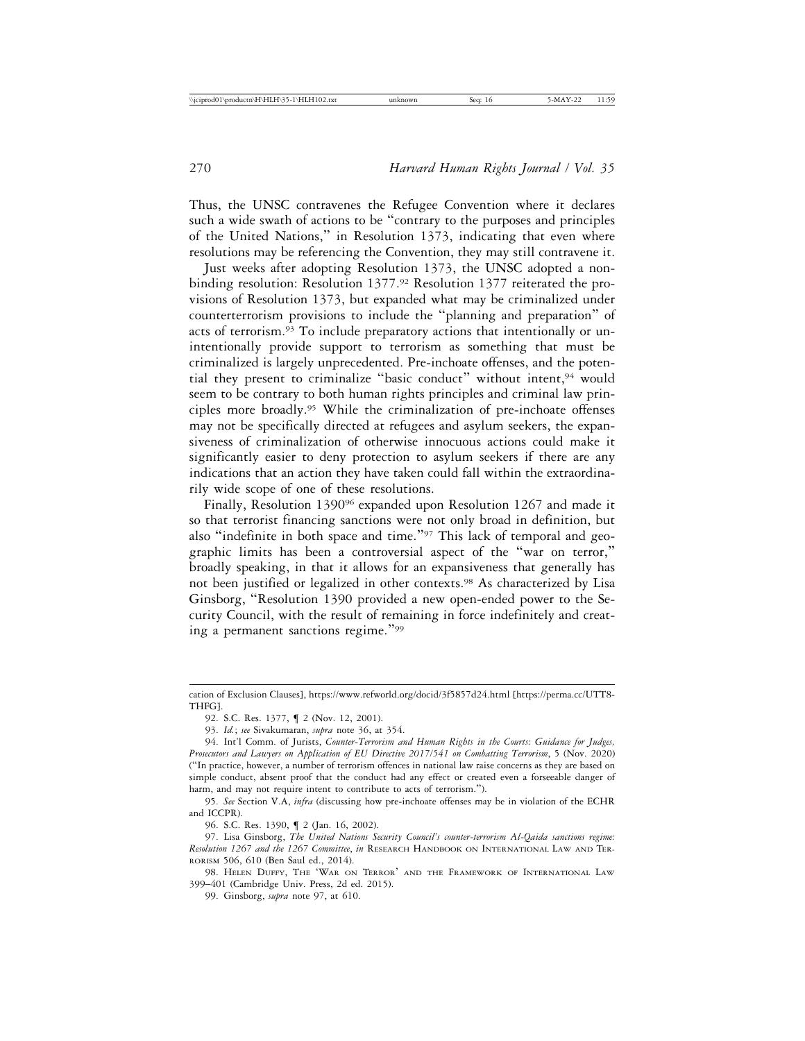Thus, the UNSC contravenes the Refugee Convention where it declares such a wide swath of actions to be "contrary to the purposes and principles of the United Nations," in Resolution 1373, indicating that even where resolutions may be referencing the Convention, they may still contravene it.

Just weeks after adopting Resolution 1373, the UNSC adopted a non-binding resolution: Resolution 1377.[92] Resolution 1377 reiterated the provisions of Resolution 1373, but expanded what may be criminalized under counterterrorism provisions to include the "planning and preparation" of acts of terrorism.[93] To include preparatory actions that intentionally or unintentionally provide support to terrorism as something that must be criminalized is largely unprecedented. Pre-inchoate offenses, and the potential they present to criminalize "basic conduct" without intent,[94] would seem to be contrary to both human rights principles and criminal law principles more broadly.[95] While the criminalization of pre-inchoate offenses may not be specifically directed at refugees and asylum seekers, the expansiveness of criminalization of otherwise innocuous actions could make it significantly easier to deny protection to asylum seekers if there are any indications that an action they have taken could fall within the extraordinarily wide scope of one of these resolutions.

Finally, Resolution 1390[96] expanded upon Resolution 1267 and made it so that terrorist financing sanctions were not only broad in definition, but also "indefinite in both space and time."[97] This lack of temporal and geographic limits has been a controversial aspect of the "war on terror," broadly speaking, in that it allows for an expansiveness that generally has not been justified or legalized in other contexts.[98] As characterized by Lisa Ginsborg, "Resolution 1390 provided a new open-ended power to the Security Council, with the result of remaining in force indefinitely and creating a permanent sanctions regime."[99]

---

cation of Exclusion Clauses], https://www.refworld.org/docid/3f5857d24.html [https://perma.cc/UTT8-THFG].

92. S.C. Res. 1377, ¶ 2 (Nov. 12, 2001).

93. *Id.*; *see* Sivakumaran, *supra* note 36, at 354.

94. Int'l Comm. of Jurists, *Counter-Terrorism and Human Rights in the Courts: Guidance for Judges, Prosecutors and Lawyers on Application of EU Directive 2017/541 on Combatting Terrorism*, 5 (Nov. 2020) ("In practice, however, a number of terrorism offences in national law raise concerns as they are based on simple conduct, absent proof that the conduct had any effect or created even a forseeable danger of harm, and may not require intent to contribute to acts of terrorism.").

95. *See* Section V.A, *infra* (discussing how pre-inchoate offenses may be in violation of the ECHR and ICCPR).

96. S.C. Res. 1390, ¶ 2 (Jan. 16, 2002).

97. Lisa Ginsborg, *The United Nations Security Council's counter-terrorism Al-Qaida sanctions regime: Resolution 1267 and the 1267 Committee*, *in* Research Handbook on International Law and Terrorism 506, 610 (Ben Saul ed., 2014).

98. Helen Duffy, The 'War on Terror' and the Framework of International Law 399–401 (Cambridge Univ. Press, 2d ed. 2015).

99. Ginsborg, *supra* note 97, at 610.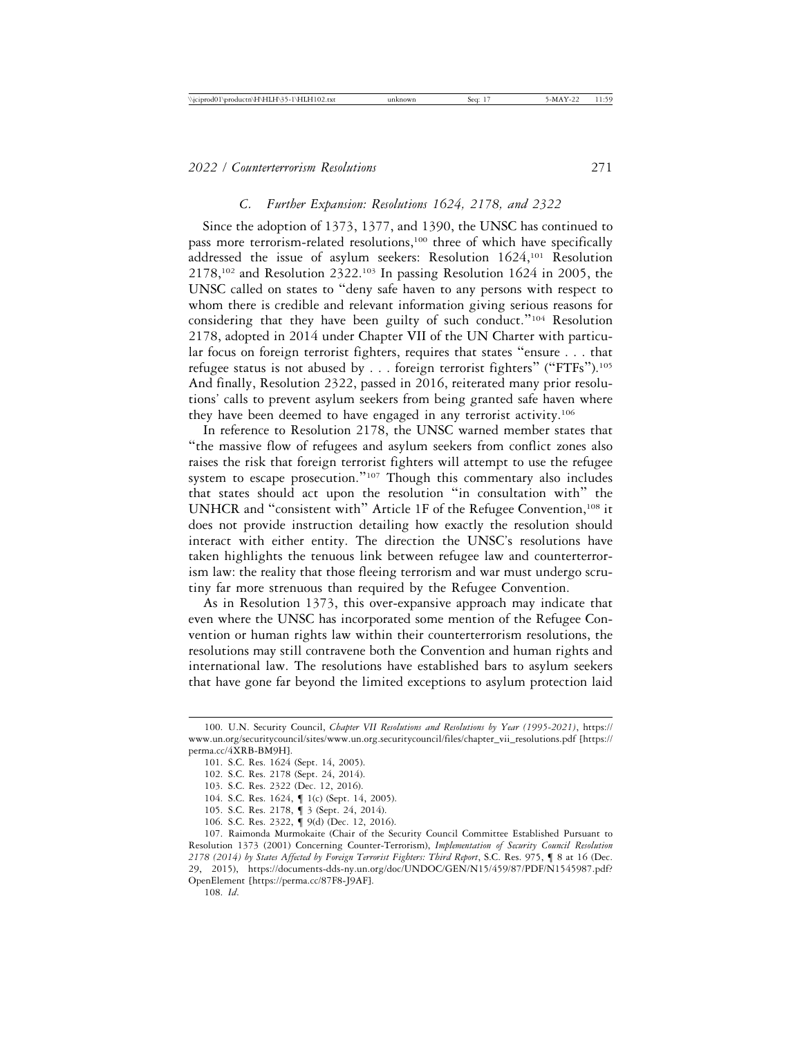### C. *Further Expansion: Resolutions 1624, 2178, and 2322*

Since the adoption of 1373, 1377, and 1390, the UNSC has continued to pass more terrorism-related resolutions,[100] three of which have specifically addressed the issue of asylum seekers: Resolution 1624,[101] Resolution 2178,[102] and Resolution 2322.[103] In passing Resolution 1624 in 2005, the UNSC called on states to "deny safe haven to any persons with respect to whom there is credible and relevant information giving serious reasons for considering that they have been guilty of such conduct."[104] Resolution 2178, adopted in 2014 under Chapter VII of the UN Charter with particular focus on foreign terrorist fighters, requires that states "ensure . . . that refugee status is not abused by . . . foreign terrorist fighters" ("FTFs").[105] And finally, Resolution 2322, passed in 2016, reiterated many prior resolutions' calls to prevent asylum seekers from being granted safe haven where they have been deemed to have engaged in any terrorist activity.[106]

In reference to Resolution 2178, the UNSC warned member states that "the massive flow of refugees and asylum seekers from conflict zones also raises the risk that foreign terrorist fighters will attempt to use the refugee system to escape prosecution."[107] Though this commentary also includes that states should act upon the resolution "in consultation with" the UNHCR and "consistent with" Article 1F of the Refugee Convention,[108] it does not provide instruction detailing how exactly the resolution should interact with either entity. The direction the UNSC's resolutions have taken highlights the tenuous link between refugee law and counterterrorism law: the reality that those fleeing terrorism and war must undergo scrutiny far more strenuous than required by the Refugee Convention.

As in Resolution 1373, this over-expansive approach may indicate that even where the UNSC has incorporated some mention of the Refugee Convention or human rights law within their counterterrorism resolutions, the resolutions may still contravene both the Convention and human rights and international law. The resolutions have established bars to asylum seekers that have gone far beyond the limited exceptions to asylum protection laid

---

100. U.N. Security Council, *Chapter VII Resolutions and Resolutions by Year (1995-2021)*, https://www.un.org/securitycouncil/sites/www.un.org.securitycouncil/files/chapter_vii_resolutions.pdf [https://perma.cc/4XRB-BM9H].

101. S.C. Res. 1624 (Sept. 14, 2005).

102. S.C. Res. 2178 (Sept. 24, 2014).

103. S.C. Res. 2322 (Dec. 12, 2016).

104. S.C. Res. 1624, ¶ 1(c) (Sept. 14, 2005).

105. S.C. Res. 2178, ¶ 3 (Sept. 24, 2014).

106. S.C. Res. 2322, ¶ 9(d) (Dec. 12, 2016).

107. Raimonda Murmokaite (Chair of the Security Council Committee Established Pursuant to Resolution 1373 (2001) Concerning Counter-Terrorism), *Implementation of Security Council Resolution 2178 (2014) by States Affected by Foreign Terrorist Fighters: Third Report*, S.C. Res. 975, ¶ 8 at 16 (Dec. 29, 2015), https://documents-dds-ny.un.org/doc/UNDOC/GEN/N15/459/87/PDF/N1545987.pdf?OpenElement [https://perma.cc/87F8-J9AF].

108. *Id.*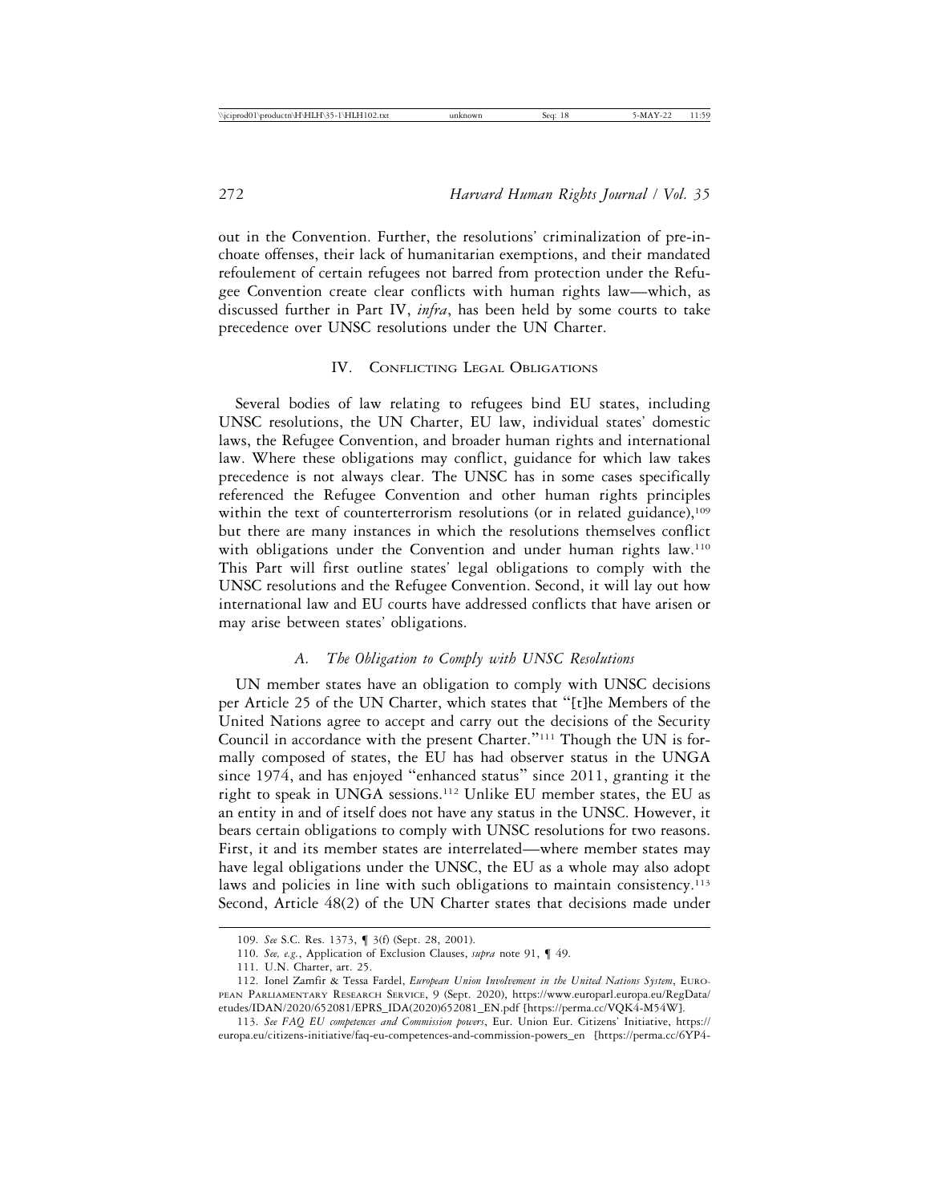out in the Convention. Further, the resolutions' criminalization of pre-inchoate offenses, their lack of humanitarian exemptions, and their mandated refoulement of certain refugees not barred from protection under the Refugee Convention create clear conflicts with human rights law—which, as discussed further in Part IV, *infra*, has been held by some courts to take precedence over UNSC resolutions under the UN Charter.

## IV. Conflicting Legal Obligations

Several bodies of law relating to refugees bind EU states, including UNSC resolutions, the UN Charter, EU law, individual states' domestic laws, the Refugee Convention, and broader human rights and international law. Where these obligations may conflict, guidance for which law takes precedence is not always clear. The UNSC has in some cases specifically referenced the Refugee Convention and other human rights principles within the text of counterterrorism resolutions (or in related guidance),[109] but there are many instances in which the resolutions themselves conflict with obligations under the Convention and under human rights law.[110] This Part will first outline states' legal obligations to comply with the UNSC resolutions and the Refugee Convention. Second, it will lay out how international law and EU courts have addressed conflicts that have arisen or may arise between states' obligations.

### *A. The Obligation to Comply with UNSC Resolutions*

UN member states have an obligation to comply with UNSC decisions per Article 25 of the UN Charter, which states that "[t]he Members of the United Nations agree to accept and carry out the decisions of the Security Council in accordance with the present Charter."[111] Though the UN is formally composed of states, the EU has had observer status in the UNGA since 1974, and has enjoyed "enhanced status" since 2011, granting it the right to speak in UNGA sessions.[112] Unlike EU member states, the EU as an entity in and of itself does not have any status in the UNSC. However, it bears certain obligations to comply with UNSC resolutions for two reasons. First, it and its member states are interrelated—where member states may have legal obligations under the UNSC, the EU as a whole may also adopt laws and policies in line with such obligations to maintain consistency.[113] Second, Article 48(2) of the UN Charter states that decisions made under

---

109. *See* S.C. Res. 1373, ¶ 3(f) (Sept. 28, 2001).

110. *See, e.g.*, Application of Exclusion Clauses, *supra* note 91, ¶ 49.

111. U.N. Charter, art. 25.

112. Ionel Zamfir & Tessa Fardel, *European Union Involvement in the United Nations System*, European Parliamentary Research Service, 9 (Sept. 2020), https://www.europarl.europa.eu/RegData/etudes/IDAN/2020/652081/EPRS_IDA(2020)652081_EN.pdf [https://perma.cc/VQK4-M54W].

113. *See FAQ EU competences and Commission powers*, Eur. Union Eur. Citizens' Initiative, https://europa.eu/citizens-initiative/faq-eu-competences-and-commission-powers_en [https://perma.cc/6YP4-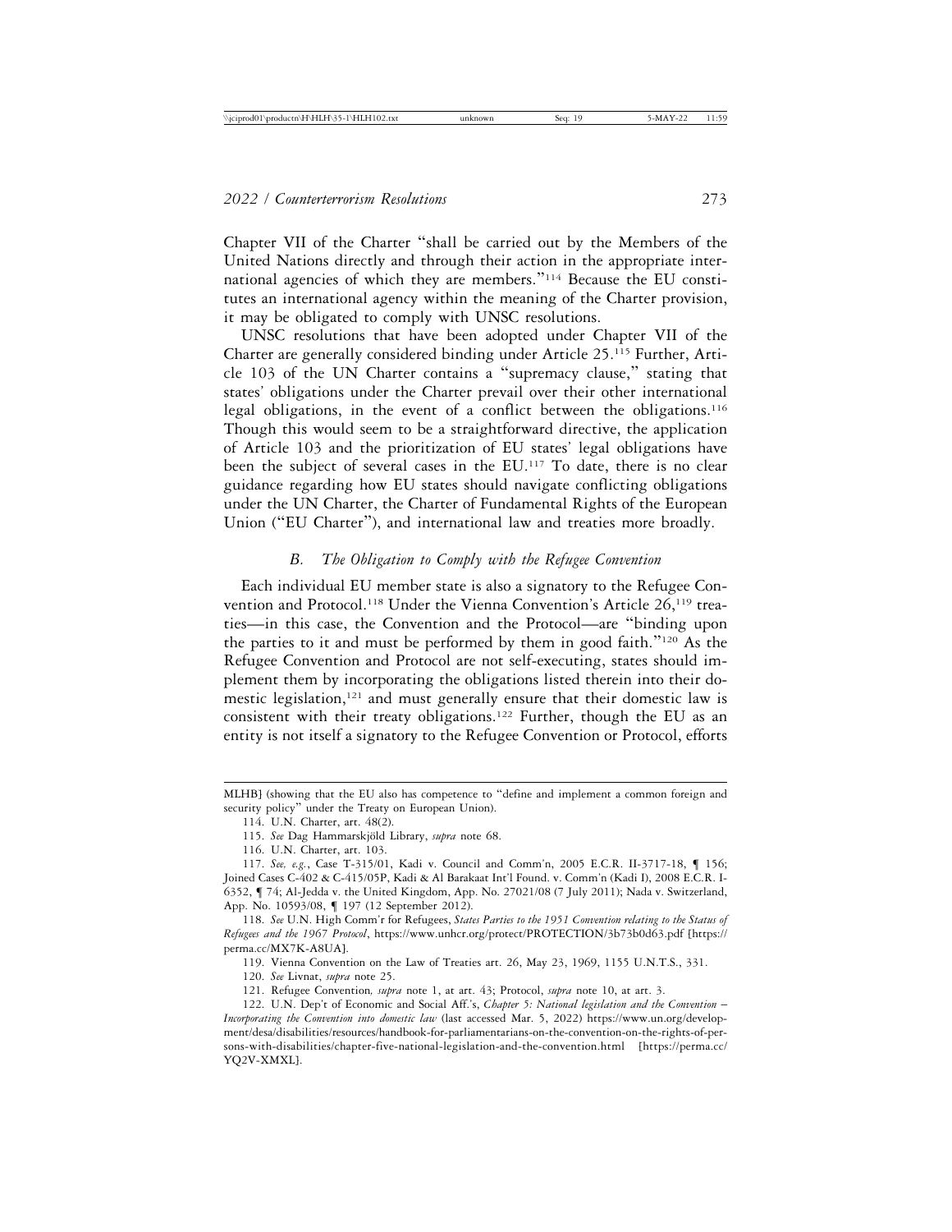Chapter VII of the Charter "shall be carried out by the Members of the United Nations directly and through their action in the appropriate international agencies of which they are members."[114] Because the EU constitutes an international agency within the meaning of the Charter provision, it may be obligated to comply with UNSC resolutions.

UNSC resolutions that have been adopted under Chapter VII of the Charter are generally considered binding under Article 25.[115] Further, Article 103 of the UN Charter contains a "supremacy clause," stating that states' obligations under the Charter prevail over their other international legal obligations, in the event of a conflict between the obligations.[116] Though this would seem to be a straightforward directive, the application of Article 103 and the prioritization of EU states' legal obligations have been the subject of several cases in the EU.[117] To date, there is no clear guidance regarding how EU states should navigate conflicting obligations under the UN Charter, the Charter of Fundamental Rights of the European Union ("EU Charter"), and international law and treaties more broadly.

### *B. The Obligation to Comply with the Refugee Convention*

Each individual EU member state is also a signatory to the Refugee Convention and Protocol.[118] Under the Vienna Convention's Article 26,[119] treaties—in this case, the Convention and the Protocol—are "binding upon the parties to it and must be performed by them in good faith."[120] As the Refugee Convention and Protocol are not self-executing, states should implement them by incorporating the obligations listed therein into their domestic legislation,[121] and must generally ensure that their domestic law is consistent with their treaty obligations.[122] Further, though the EU as an entity is not itself a signatory to the Refugee Convention or Protocol, efforts

---

MLHB] (showing that the EU also has competence to "define and implement a common foreign and security policy" under the Treaty on European Union).

114. U.N. Charter, art. 48(2).

115. *See* Dag Hammarskjöld Library, *supra* note 68.

116. U.N. Charter, art. 103.

117. *See, e.g.*, Case T-315/01, Kadi v. Council and Comm'n, 2005 E.C.R. II-3717-18, ¶ 156; Joined Cases C-402 & C-415/05P, Kadi & Al Barakaat Int'l Found. v. Comm'n (Kadi I), 2008 E.C.R. I-6352, ¶ 74; Al-Jedda v. the United Kingdom, App. No. 27021/08 (7 July 2011); Nada v. Switzerland, App. No. 10593/08, ¶ 197 (12 September 2012).

118. *See* U.N. High Comm'r for Refugees, *States Parties to the 1951 Convention relating to the Status of Refugees and the 1967 Protocol*, https://www.unhcr.org/protect/PROTECTION/3b73b0d63.pdf [https://perma.cc/MX7K-A8UA].

119. Vienna Convention on the Law of Treaties art. 26, May 23, 1969, 1155 U.N.T.S., 331.

120. *See* Livnat, *supra* note 25.

121. Refugee Convention, *supra* note 1, at art. 43; Protocol, *supra* note 10, at art. 3.

122. U.N. Dep't of Economic and Social Aff.'s, *Chapter 5: National legislation and the Convention – Incorporating the Convention into domestic law* (last accessed Mar. 5, 2022) https://www.un.org/development/desa/disabilities/resources/handbook-for-parliamentarians-on-the-convention-on-the-rights-of-persons-with-disabilities/chapter-five-national-legislation-and-the-convention.html [https://perma.cc/YQ2V-XMXL].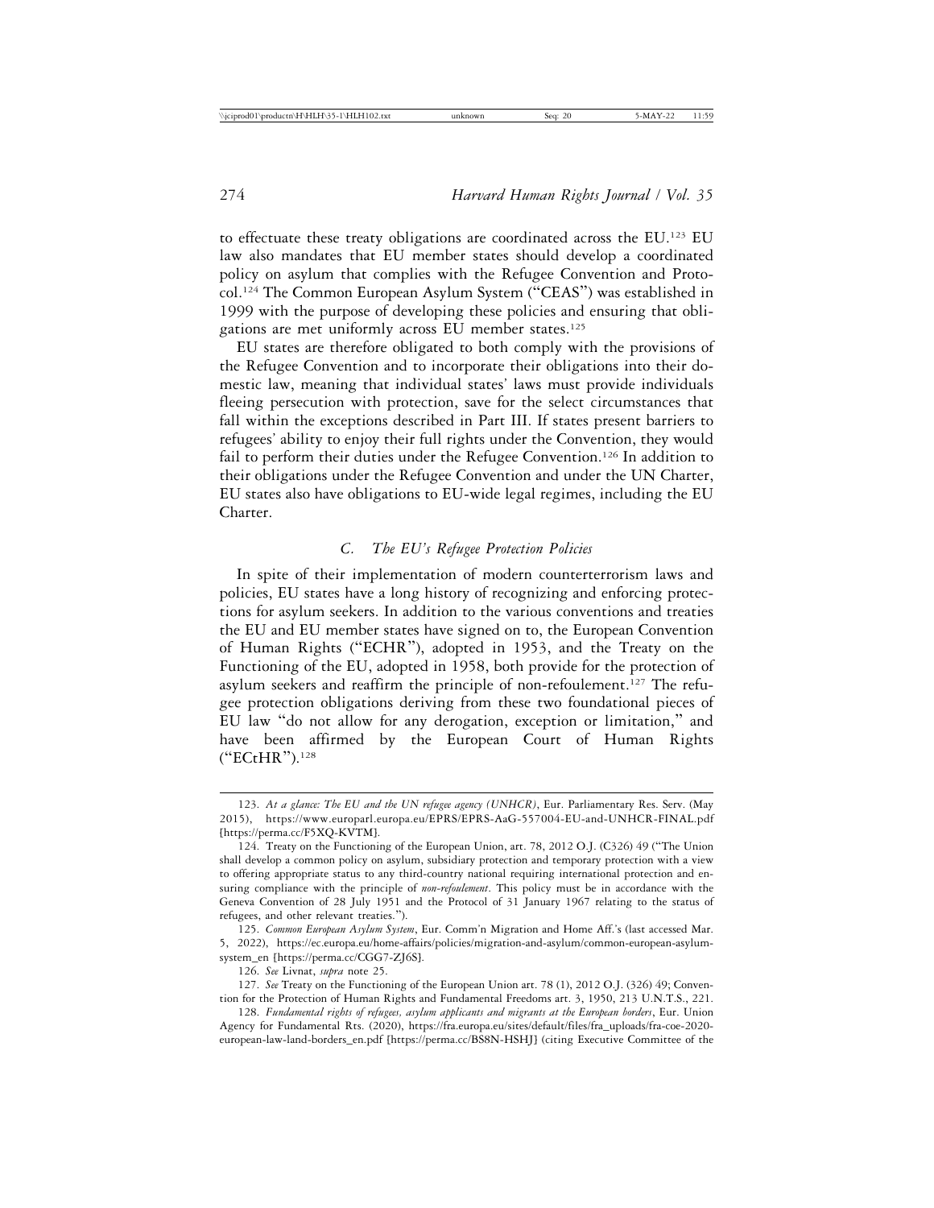to effectuate these treaty obligations are coordinated across the EU.[123] EU law also mandates that EU member states should develop a coordinated policy on asylum that complies with the Refugee Convention and Protocol.[124] The Common European Asylum System ("CEAS") was established in 1999 with the purpose of developing these policies and ensuring that obligations are met uniformly across EU member states.[125]

EU states are therefore obligated to both comply with the provisions of the Refugee Convention and to incorporate their obligations into their domestic law, meaning that individual states' laws must provide individuals fleeing persecution with protection, save for the select circumstances that fall within the exceptions described in Part III. If states present barriers to refugees' ability to enjoy their full rights under the Convention, they would fail to perform their duties under the Refugee Convention.[126] In addition to their obligations under the Refugee Convention and under the UN Charter, EU states also have obligations to EU-wide legal regimes, including the EU Charter.

### *C. The EU's Refugee Protection Policies*

In spite of their implementation of modern counterterrorism laws and policies, EU states have a long history of recognizing and enforcing protections for asylum seekers. In addition to the various conventions and treaties the EU and EU member states have signed on to, the European Convention of Human Rights ("ECHR"), adopted in 1953, and the Treaty on the Functioning of the EU, adopted in 1958, both provide for the protection of asylum seekers and reaffirm the principle of non-refoulement.[127] The refugee protection obligations deriving from these two foundational pieces of EU law "do not allow for any derogation, exception or limitation," and have been affirmed by the European Court of Human Rights ("ECtHR").[128]

---

123. *At a glance: The EU and the UN refugee agency (UNHCR)*, Eur. Parliamentary Res. Serv. (May 2015), https://www.europarl.europa.eu/EPRS/EPRS-AaG-557004-EU-and-UNHCR-FINAL.pdf [https://perma.cc/F5XQ-KVTM].

124. Treaty on the Functioning of the European Union, art. 78, 2012 O.J. (C326) 49 ("The Union shall develop a common policy on asylum, subsidiary protection and temporary protection with a view to offering appropriate status to any third-country national requiring international protection and ensuring compliance with the principle of *non-refoulement*. This policy must be in accordance with the Geneva Convention of 28 July 1951 and the Protocol of 31 January 1967 relating to the status of refugees, and other relevant treaties.").

125. *Common European Asylum System*, Eur. Comm'n Migration and Home Aff.'s (last accessed Mar. 5, 2022), https://ec.europa.eu/home-affairs/policies/migration-and-asylum/common-european-asylum-system_en [https://perma.cc/CGG7-ZJ6S].

126. *See* Livnat, *supra* note 25.

127. *See* Treaty on the Functioning of the European Union art. 78 (1), 2012 O.J. (326) 49; Convention for the Protection of Human Rights and Fundamental Freedoms art. 3, 1950, 213 U.N.T.S., 221.

128. *Fundamental rights of refugees, asylum applicants and migrants at the European borders*, Eur. Union Agency for Fundamental Rts. (2020), https://fra.europa.eu/sites/default/files/fra_uploads/fra-coe-2020-european-law-land-borders_en.pdf [https://perma.cc/BS8N-HSHJ] (citing Executive Committee of the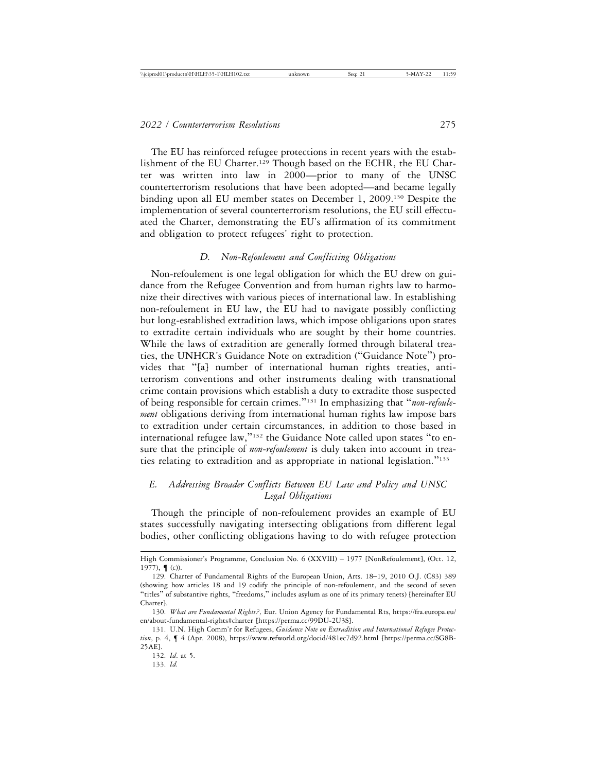The EU has reinforced refugee protections in recent years with the establishment of the EU Charter.[129] Though based on the ECHR, the EU Charter was written into law in 2000—prior to many of the UNSC counterterrorism resolutions that have been adopted—and became legally binding upon all EU member states on December 1, 2009.[130] Despite the implementation of several counterterrorism resolutions, the EU still effectuated the Charter, demonstrating the EU's affirmation of its commitment and obligation to protect refugees' right to protection.

### *D. Non-Refoulement and Conflicting Obligations*

Non-refoulement is one legal obligation for which the EU drew on guidance from the Refugee Convention and from human rights law to harmonize their directives with various pieces of international law. In establishing non-refoulement in EU law, the EU had to navigate possibly conflicting but long-established extradition laws, which impose obligations upon states to extradite certain individuals who are sought by their home countries. While the laws of extradition are generally formed through bilateral treaties, the UNHCR's Guidance Note on extradition ("Guidance Note") provides that "[a] number of international human rights treaties, anti-terrorism conventions and other instruments dealing with transnational crime contain provisions which establish a duty to extradite those suspected of being responsible for certain crimes."[131] In emphasizing that "*non-refoulement* obligations deriving from international human rights law impose bars to extradition under certain circumstances, in addition to those based in international refugee law,"[132] the Guidance Note called upon states "to ensure that the principle of *non-refoulement* is duly taken into account in treaties relating to extradition and as appropriate in national legislation."[133]

### *E. Addressing Broader Conflicts Between EU Law and Policy and UNSC Legal Obligations*

Though the principle of non-refoulement provides an example of EU states successfully navigating intersecting obligations from different legal bodies, other conflicting obligations having to do with refugee protection

---

High Commissioner's Programme, Conclusion No. 6 (XXVIII) – 1977 [NonRefoulement], (Oct. 12, 1977), ¶ (c)).

129. Charter of Fundamental Rights of the European Union, Arts. 18–19, 2010 O.J. (C83) 389 (showing how articles 18 and 19 codify the principle of non-refoulement, and the second of seven "titles" of substantive rights, "freedoms," includes asylum as one of its primary tenets) [hereinafter EU Charter].

130. *What are Fundamental Rights?,* Eur. Union Agency for Fundamental Rts, https://fra.europa.eu/en/about-fundamental-rights#charter [https://perma.cc/99DU-2U3S].

131. U.N. High Comm'r for Refugees, *Guidance Note on Extradition and International Refugee Protection*, p. 4, ¶ 4 (Apr. 2008), https://www.refworld.org/docid/481ec7d92.html [https://perma.cc/SG8B-25AE].

132. *Id.* at 5.

133. *Id.*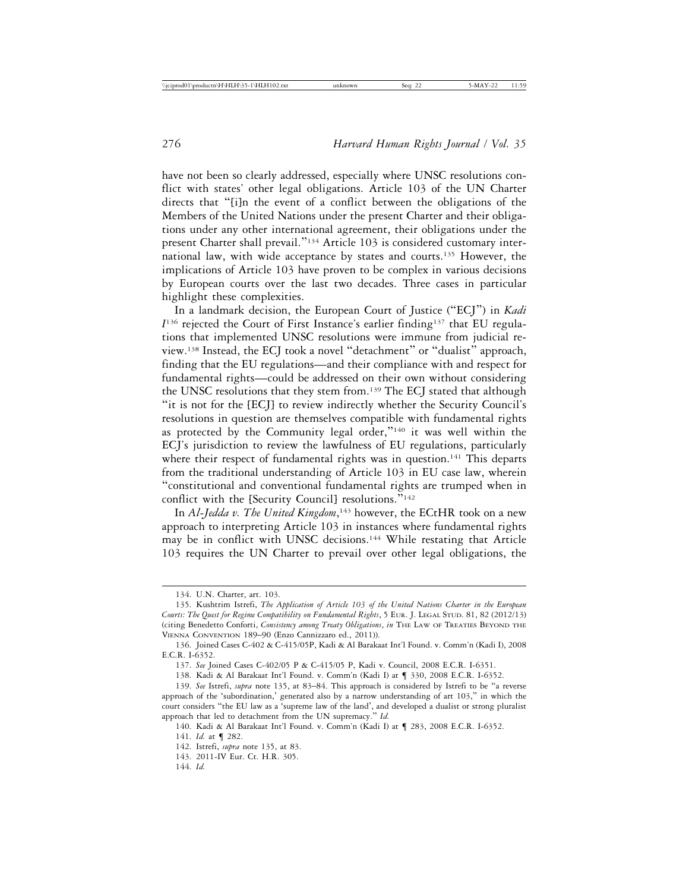have not been so clearly addressed, especially where UNSC resolutions conflict with states' other legal obligations. Article 103 of the UN Charter directs that "[i]n the event of a conflict between the obligations of the Members of the United Nations under the present Charter and their obligations under any other international agreement, their obligations under the present Charter shall prevail."[134] Article 103 is considered customary international law, with wide acceptance by states and courts.[135] However, the implications of Article 103 have proven to be complex in various decisions by European courts over the last two decades. Three cases in particular highlight these complexities.

In a landmark decision, the European Court of Justice ("ECJ") in *Kadi I*[136] rejected the Court of First Instance's earlier finding[137] that EU regulations that implemented UNSC resolutions were immune from judicial review.[138] Instead, the ECJ took a novel "detachment" or "dualist" approach, finding that the EU regulations—and their compliance with and respect for fundamental rights—could be addressed on their own without considering the UNSC resolutions that they stem from.[139] The ECJ stated that although "it is not for the [ECJ] to review indirectly whether the Security Council's resolutions in question are themselves compatible with fundamental rights as protected by the Community legal order,"[140] it was well within the ECJ's jurisdiction to review the lawfulness of EU regulations, particularly where their respect of fundamental rights was in question.[141] This departs from the traditional understanding of Article 103 in EU case law, wherein "constitutional and conventional fundamental rights are trumped when in conflict with the [Security Council] resolutions."[142]

In *Al-Jedda v. The United Kingdom*,[143] however, the ECtHR took on a new approach to interpreting Article 103 in instances where fundamental rights may be in conflict with UNSC decisions.[144] While restating that Article 103 requires the UN Charter to prevail over other legal obligations, the

---

134. U.N. Charter, art. 103.

135. Kushtrim Istrefi, *The Application of Article 103 of the United Nations Charter in the European Courts: The Quest for Regime Compatibility on Fundamental Rights*, 5 Eur. J. Legal Stud. 81, 82 (2012/13) (citing Benedetto Conforti, *Consistency among Treaty Obligations*, *in* The Law of Treaties Beyond the Vienna Convention 189–90 (Enzo Cannizzaro ed., 2011)).

136. Joined Cases C-402 & C-415/05P, Kadi & Al Barakaat Int'l Found. v. Comm'n (Kadi I), 2008 E.C.R. I-6352.

137. *See* Joined Cases C-402/05 P & C-415/05 P, Kadi v. Council, 2008 E.C.R. I-6351.

138. Kadi & Al Barakaat Int'l Found. v. Comm'n (Kadi I) at ¶ 330, 2008 E.C.R. I-6352.

139. *See* Istrefi, *supra* note 135, at 83–84. This approach is considered by Istrefi to be "a reverse approach of the 'subordination,' generated also by a narrow understanding of art 103," in which the court considers "the EU law as a 'supreme law of the land', and developed a dualist or strong pluralist approach that led to detachment from the UN supremacy." *Id.*

140. Kadi & Al Barakaat Int'l Found. v. Comm'n (Kadi I) at ¶ 283, 2008 E.C.R. I-6352.

141. *Id.* at ¶ 282.

142. Istrefi, *supra* note 135, at 83.

143. 2011-IV Eur. Ct. H.R. 305.

144. *Id.*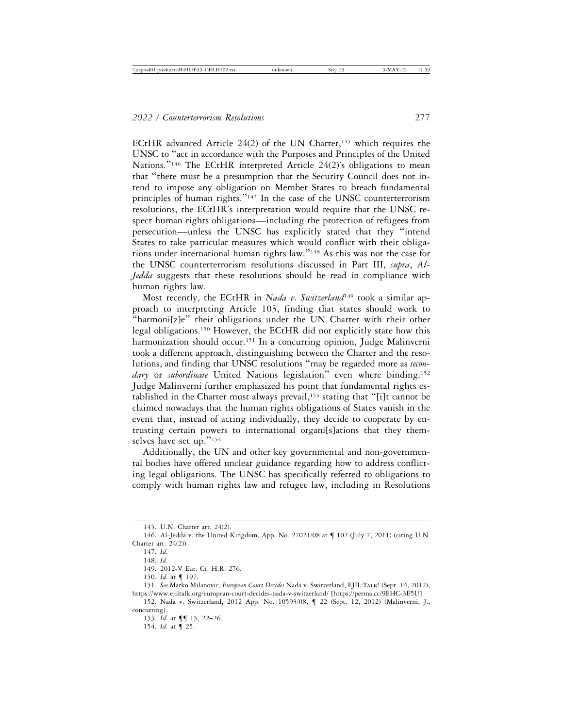ECtHR advanced Article 24(2) of the UN Charter,[145] which requires the UNSC to "act in accordance with the Purposes and Principles of the United Nations."[146] The ECtHR interpreted Article 24(2)'s obligations to mean that "there must be a presumption that the Security Council does not intend to impose any obligation on Member States to breach fundamental principles of human rights."[147] In the case of the UNSC counterterrorism resolutions, the ECtHR's interpretation would require that the UNSC respect human rights obligations—including the protection of refugees from persecution—unless the UNSC has explicitly stated that they "intend States to take particular measures which would conflict with their obligations under international human rights law."[148] As this was not the case for the UNSC counterterrorism resolutions discussed in Part III, *supra*, *Al-Jedda* suggests that these resolutions should be read in compliance with human rights law.

Most recently, the ECtHR in *Nada v. Switzerland*[149] took a similar approach to interpreting Article 103, finding that states should work to "harmoni[z]e" their obligations under the UN Charter with their other legal obligations.[150] However, the ECtHR did not explicitly state how this harmonization should occur.[151] In a concurring opinion, Judge Malinverni took a different approach, distinguishing between the Charter and the resolutions, and finding that UNSC resolutions "may be regarded more as *secondary* or *subordinate* United Nations legislation" even where binding.[152] Judge Malinverni further emphasized his point that fundamental rights established in the Charter must always prevail,[153] stating that "[i]t cannot be claimed nowadays that the human rights obligations of States vanish in the event that, instead of acting individually, they decide to cooperate by entrusting certain powers to international organi[s]ations that they themselves have set up."[154]

Additionally, the UN and other key governmental and non-governmental bodies have offered unclear guidance regarding how to address conflicting legal obligations. The UNSC has specifically referred to obligations to comply with human rights law and refugee law, including in Resolutions

---

145. U.N. Charter art. 24(2).

146. Al-Jedda v. the United Kingdom, App. No. 27021/08 at ¶ 102 (July 7, 2011) (citing U.N. Charter art. 24(2)).

147. *Id.*

148. *Id.*

149. 2012-V Eur. Ct. H.R. 276.

150. *Id.* at ¶ 197.

151. *See* Marko Milanovic, *European Court Decides* Nada v. Switzerland, EJIL:TALK! (Sept. 14, 2012), https://www.ejiltalk.org/european-court-decides-nada-v-switzerland/ [https://perma.cc/9EHC-3E5U].

152. Nada v. Switzerland, 2012 App. No. 10593/08, ¶ 22 (Sept. 12, 2012) (Malinverni, J., concurring).

153. *Id.* at ¶¶ 15, 22–26.

154. *Id.* at ¶ 25.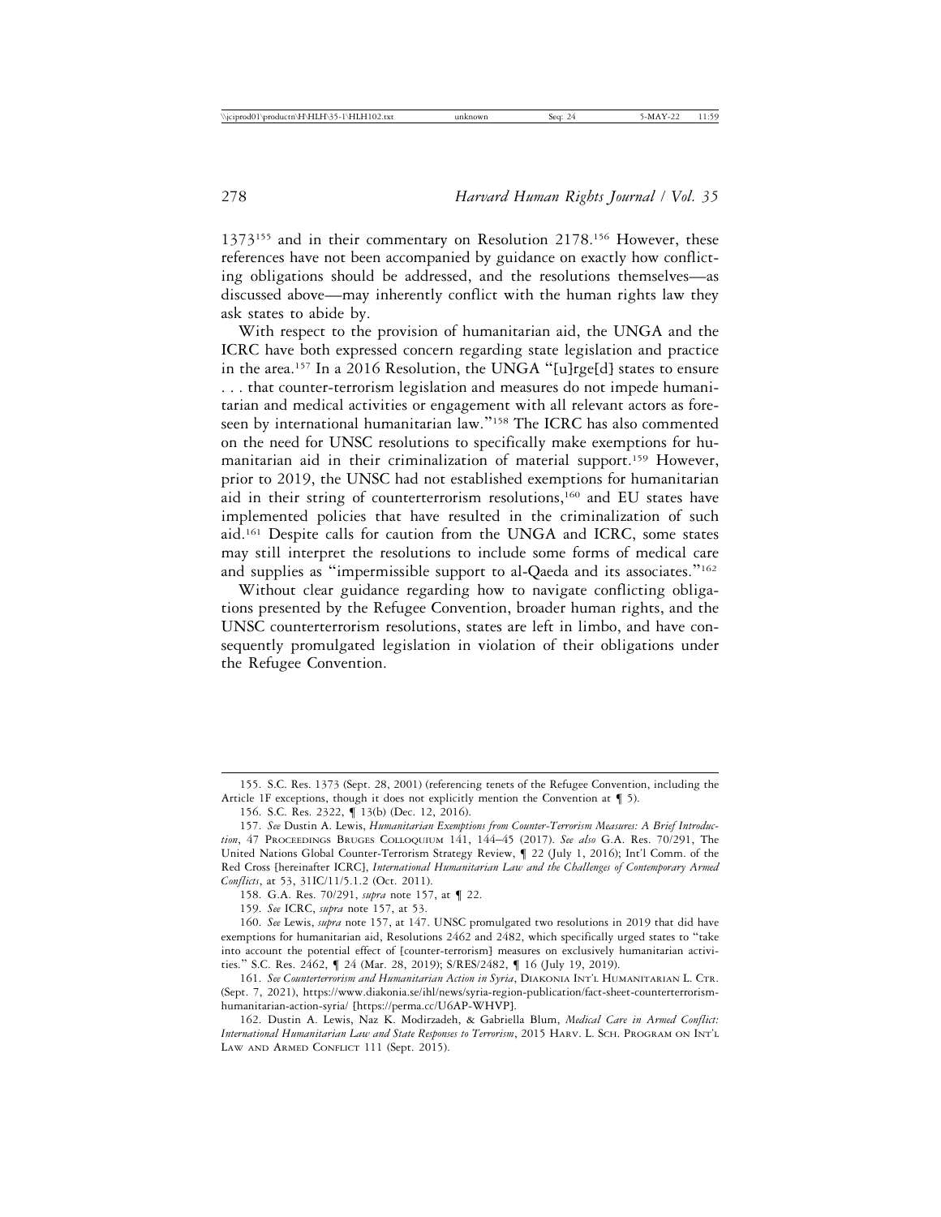1373[155] and in their commentary on Resolution 2178.[156] However, these references have not been accompanied by guidance on exactly how conflicting obligations should be addressed, and the resolutions themselves—as discussed above—may inherently conflict with the human rights law they ask states to abide by.

With respect to the provision of humanitarian aid, the UNGA and the ICRC have both expressed concern regarding state legislation and practice in the area.[157] In a 2016 Resolution, the UNGA "[u]rge[d] states to ensure . . . that counter-terrorism legislation and measures do not impede humanitarian and medical activities or engagement with all relevant actors as foreseen by international humanitarian law."[158] The ICRC has also commented on the need for UNSC resolutions to specifically make exemptions for humanitarian aid in their criminalization of material support.[159] However, prior to 2019, the UNSC had not established exemptions for humanitarian aid in their string of counterterrorism resolutions,[160] and EU states have implemented policies that have resulted in the criminalization of such aid.[161] Despite calls for caution from the UNGA and ICRC, some states may still interpret the resolutions to include some forms of medical care and supplies as "impermissible support to al-Qaeda and its associates."[162]

Without clear guidance regarding how to navigate conflicting obligations presented by the Refugee Convention, broader human rights, and the UNSC counterterrorism resolutions, states are left in limbo, and have consequently promulgated legislation in violation of their obligations under the Refugee Convention.

---

155. S.C. Res. 1373 (Sept. 28, 2001) (referencing tenets of the Refugee Convention, including the Article 1F exceptions, though it does not explicitly mention the Convention at ¶ 5).

156. S.C. Res. 2322, ¶ 13(b) (Dec. 12, 2016).

157. *See* Dustin A. Lewis, *Humanitarian Exemptions from Counter-Terrorism Measures: A Brief Introduction*, 47 Proceedings Bruges Colloquium 141, 144–45 (2017). *See also* G.A. Res. 70/291, The United Nations Global Counter-Terrorism Strategy Review, ¶ 22 (July 1, 2016); Int'l Comm. of the Red Cross [hereinafter ICRC], *International Humanitarian Law and the Challenges of Contemporary Armed Conflicts*, at 53, 31IC/11/5.1.2 (Oct. 2011).

158. G.A. Res. 70/291, *supra* note 157, at ¶ 22.

159. *See* ICRC, *supra* note 157, at 53.

160. *See* Lewis, *supra* note 157, at 147. UNSC promulgated two resolutions in 2019 that did have exemptions for humanitarian aid, Resolutions 2462 and 2482, which specifically urged states to "take into account the potential effect of [counter-terrorism] measures on exclusively humanitarian activities." S.C. Res. 2462, ¶ 24 (Mar. 28, 2019); S/RES/2482, ¶ 16 (July 19, 2019).

161. *See Counterterrorism and Humanitarian Action in Syria*, Diakonia Int'l Humanitarian L. Ctr. (Sept. 7, 2021), https://www.diakonia.se/ihl/news/syria-region-publication/fact-sheet-counterterrorism-humanitarian-action-syria/ [https://perma.cc/U6AP-WHVP].

162. Dustin A. Lewis, Naz K. Modirzadeh, & Gabriella Blum, *Medical Care in Armed Conflict: International Humanitarian Law and State Responses to Terrorism*, 2015 Harv. L. Sch. Program on Int'l Law and Armed Conflict 111 (Sept. 2015).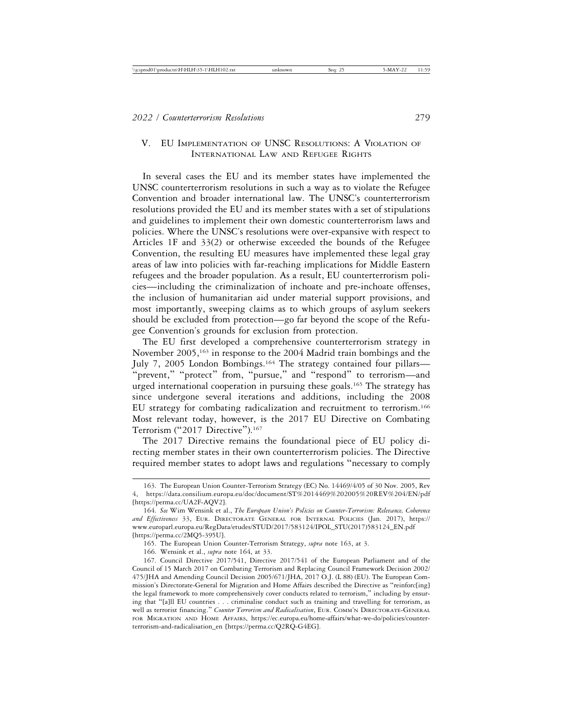## V. EU Implementation of UNSC Resolutions: A Violation of International Law and Refugee Rights

In several cases the EU and its member states have implemented the UNSC counterterrorism resolutions in such a way as to violate the Refugee Convention and broader international law. The UNSC's counterterrorism resolutions provided the EU and its member states with a set of stipulations and guidelines to implement their own domestic counterterrorism laws and policies. Where the UNSC's resolutions were over-expansive with respect to Articles 1F and 33(2) or otherwise exceeded the bounds of the Refugee Convention, the resulting EU measures have implemented these legal gray areas of law into policies with far-reaching implications for Middle Eastern refugees and the broader population. As a result, EU counterterrorism policies—including the criminalization of inchoate and pre-inchoate offenses, the inclusion of humanitarian aid under material support provisions, and most importantly, sweeping claims as to which groups of asylum seekers should be excluded from protection—go far beyond the scope of the Refugee Convention's grounds for exclusion from protection.

The EU first developed a comprehensive counterterrorism strategy in November 2005,[163] in response to the 2004 Madrid train bombings and the July 7, 2005 London Bombings.[164] The strategy contained four pillars—"prevent," "protect" from, "pursue," and "respond" to terrorism—and urged international cooperation in pursuing these goals.[165] The strategy has since undergone several iterations and additions, including the 2008 EU strategy for combating radicalization and recruitment to terrorism.[166] Most relevant today, however, is the 2017 EU Directive on Combating Terrorism ("2017 Directive").[167]

The 2017 Directive remains the foundational piece of EU policy directing member states in their own counterterrorism policies. The Directive required member states to adopt laws and regulations "necessary to comply

---

163. The European Union Counter-Terrorism Strategy (EC) No. 14469/4/05 of 30 Nov. 2005, Rev 4, https://data.consilium.europa.eu/doc/document/ST%2014469%202005%20REV%204/EN/pdf [https://perma.cc/UA2F-AQV2].

164. *See* Wim Wensink et al., *The European Union's Policies on Counter-Terrorism: Relevance, Coherence and Effectiveness* 33, Eur. Directorate General for Internal Policies (Jan. 2017), https://www.europarl.europa.eu/RegData/etudes/STUD/2017/583124/IPOL_STU(2017)583124_EN.pdf [https://perma.cc/2MQ5-395U].

165. The European Union Counter-Terrorism Strategy, *supra* note 163, at 3.

166. Wensink et al., *supra* note 164, at 33.

167. Council Directive 2017/541, Directive 2017/541 of the European Parliament and of the Council of 15 March 2017 on Combating Terrorism and Replacing Council Framework Decision 2002/475/JHA and Amending Council Decision 2005/671/JHA, 2017 O.J. (L 88) (EU). The European Commission's Directorate-General for Migration and Home Affairs described the Directive as "reinforc[ing] the legal framework to more comprehensively cover conducts related to terrorism," including by ensuring that "[a]ll EU countries . . . criminalise conduct such as training and travelling for terrorism, as well as terrorist financing." *Counter Terrorism and Radicalisation*, Eur. Comm'n Directorate-General for Migration and Home Affairs, https://ec.europa.eu/home-affairs/what-we-do/policies/counter-terrorism-and-radicalisation_en [https://perma.cc/Q2RQ-G4EG].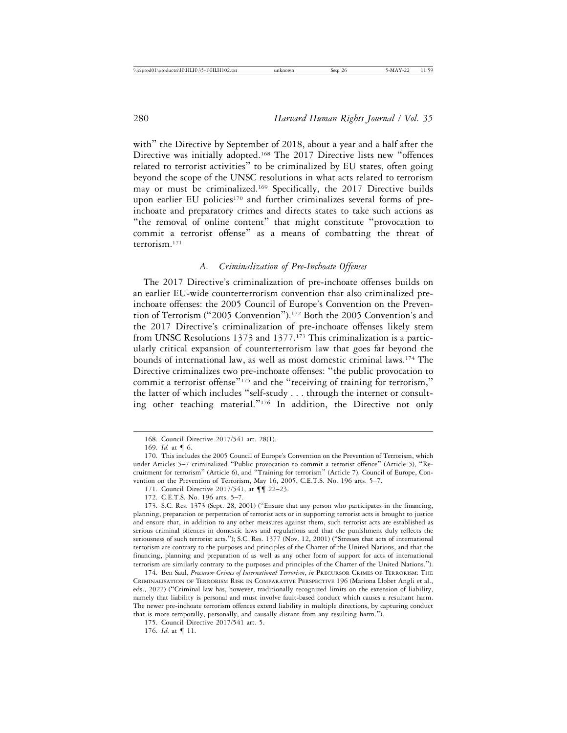with" the Directive by September of 2018, about a year and a half after the Directive was initially adopted.[168] The 2017 Directive lists new "offences related to terrorist activities" to be criminalized by EU states, often going beyond the scope of the UNSC resolutions in what acts related to terrorism may or must be criminalized.[169] Specifically, the 2017 Directive builds upon earlier EU policies[170] and further criminalizes several forms of pre-inchoate and preparatory crimes and directs states to take such actions as "the removal of online content" that might constitute "provocation to commit a terrorist offense" as a means of combatting the threat of terrorism.[171]

### A. *Criminalization of Pre-Inchoate Offenses*

The 2017 Directive's criminalization of pre-inchoate offenses builds on an earlier EU-wide counterterrorism convention that also criminalized pre-inchoate offenses: the 2005 Council of Europe's Convention on the Prevention of Terrorism ("2005 Convention").[172] Both the 2005 Convention's and the 2017 Directive's criminalization of pre-inchoate offenses likely stem from UNSC Resolutions 1373 and 1377.[173] This criminalization is a particularly critical expansion of counterterrorism law that goes far beyond the bounds of international law, as well as most domestic criminal laws.[174] The Directive criminalizes two pre-inchoate offenses: "the public provocation to commit a terrorist offense"[175] and the "receiving of training for terrorism," the latter of which includes "self-study . . . through the internet or consulting other teaching material."[176] In addition, the Directive not only

---

168. Council Directive 2017/541 art. 28(1).

169. *Id.* at ¶ 6.

170. This includes the 2005 Council of Europe's Convention on the Prevention of Terrorism, which under Articles 5–7 criminalized "Public provocation to commit a terrorist offence" (Article 5), "Recruitment for terrorism" (Article 6), and "Training for terrorism" (Article 7). Council of Europe, Convention on the Prevention of Terrorism, May 16, 2005, C.E.T.S. No. 196 arts. 5–7.

171. Council Directive 2017/541, at ¶¶ 22–23.

172. C.E.T.S. No. 196 arts. 5–7.

173. S.C. Res. 1373 (Sept. 28, 2001) ("Ensure that any person who participates in the financing, planning, preparation or perpetration of terrorist acts or in supporting terrorist acts is brought to justice and ensure that, in addition to any other measures against them, such terrorist acts are established as serious criminal offences in domestic laws and regulations and that the punishment duly reflects the seriousness of such terrorist acts."); S.C. Res. 1377 (Nov. 12, 2001) ("Stresses that acts of international terrorism are contrary to the purposes and principles of the Charter of the United Nations, and that the financing, planning and preparation of as well as any other form of support for acts of international terrorism are similarly contrary to the purposes and principles of the Charter of the United Nations.").

174. Ben Saul, *Precursor Crimes of International Terrorism*, *in* PRECURSOR CRIMES OF TERRORISM: THE CRIMINALISATION OF TERRORISM RISK IN COMPARATIVE PERSPECTIVE 196 (Mariona Llobet Angli et al., eds., 2022) ("Criminal law has, however, traditionally recognized limits on the extension of liability, namely that liability is personal and must involve fault-based conduct which causes a resultant harm. The newer pre-inchoate terrorism offences extend liability in multiple directions, by capturing conduct that is more temporally, personally, and causally distant from any resulting harm.").

175. Council Directive 2017/541 art. 5.

176. *Id.* at ¶ 11.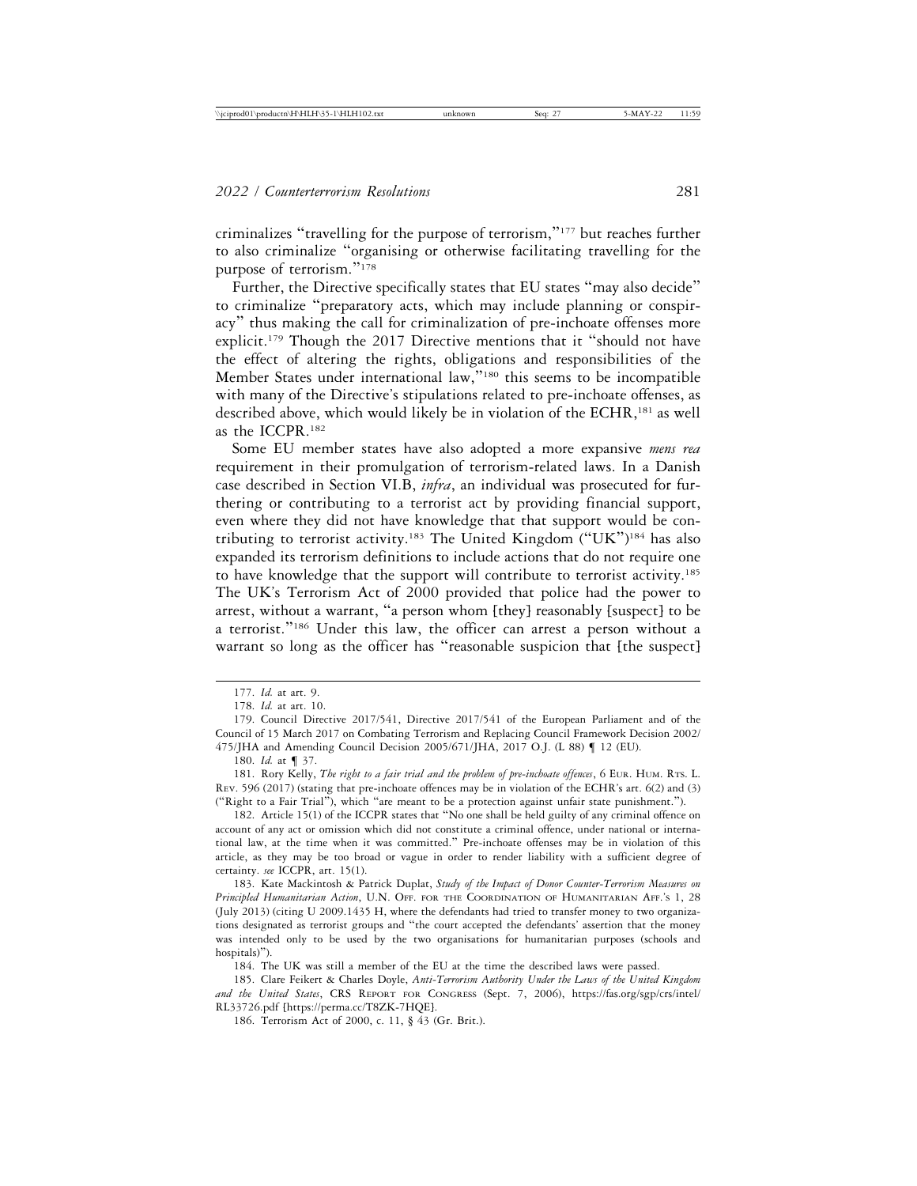criminalizes "travelling for the purpose of terrorism,"[177] but reaches further to also criminalize "organising or otherwise facilitating travelling for the purpose of terrorism."[178]

Further, the Directive specifically states that EU states "may also decide" to criminalize "preparatory acts, which may include planning or conspiracy" thus making the call for criminalization of pre-inchoate offenses more explicit.[179] Though the 2017 Directive mentions that it "should not have the effect of altering the rights, obligations and responsibilities of the Member States under international law,"[180] this seems to be incompatible with many of the Directive's stipulations related to pre-inchoate offenses, as described above, which would likely be in violation of the ECHR,[181] as well as the ICCPR.[182]

Some EU member states have also adopted a more expansive *mens rea* requirement in their promulgation of terrorism-related laws. In a Danish case described in Section VI.B, *infra*, an individual was prosecuted for furthering or contributing to a terrorist act by providing financial support, even where they did not have knowledge that that support would be contributing to terrorist activity.[183] The United Kingdom ("UK")[184] has also expanded its terrorism definitions to include actions that do not require one to have knowledge that the support will contribute to terrorist activity.[185] The UK's Terrorism Act of 2000 provided that police had the power to arrest, without a warrant, "a person whom [they] reasonably [suspect] to be a terrorist."[186] Under this law, the officer can arrest a person without a warrant so long as the officer has "reasonable suspicion that [the suspect]

---

177. *Id.* at art. 9.

178. *Id.* at art. 10.

179. Council Directive 2017/541, Directive 2017/541 of the European Parliament and of the Council of 15 March 2017 on Combating Terrorism and Replacing Council Framework Decision 2002/475/JHA and Amending Council Decision 2005/671/JHA, 2017 O.J. (L 88) ¶ 12 (EU).

180. *Id.* at ¶ 37.

181. Rory Kelly, *The right to a fair trial and the problem of pre-inchoate offences*, 6 EUR. HUM. RTS. L. REV. 596 (2017) (stating that pre-inchoate offences may be in violation of the ECHR's art. 6(2) and (3) ("Right to a Fair Trial"), which "are meant to be a protection against unfair state punishment.").

182. Article 15(1) of the ICCPR states that "No one shall be held guilty of any criminal offence on account of any act or omission which did not constitute a criminal offence, under national or international law, at the time when it was committed." Pre-inchoate offenses may be in violation of this article, as they may be too broad or vague in order to render liability with a sufficient degree of certainty. *see* ICCPR, art. 15(1).

183. Kate Mackintosh & Patrick Duplat, *Study of the Impact of Donor Counter-Terrorism Measures on Principled Humanitarian Action*, U.N. OFF. FOR THE COORDINATION OF HUMANITARIAN AFF.'S 1, 28 (July 2013) (citing U 2009.1435 H, where the defendants had tried to transfer money to two organizations designated as terrorist groups and "the court accepted the defendants' assertion that the money was intended only to be used by the two organisations for humanitarian purposes (schools and hospitals)").

184. The UK was still a member of the EU at the time the described laws were passed.

185. Clare Feikert & Charles Doyle, *Anti-Terrorism Authority Under the Laws of the United Kingdom and the United States*, CRS REPORT FOR CONGRESS (Sept. 7, 2006), https://fas.org/sgp/crs/intel/RL33726.pdf [https://perma.cc/T8ZK-7HQE].

186. Terrorism Act of 2000, c. 11, § 43 (Gr. Brit.).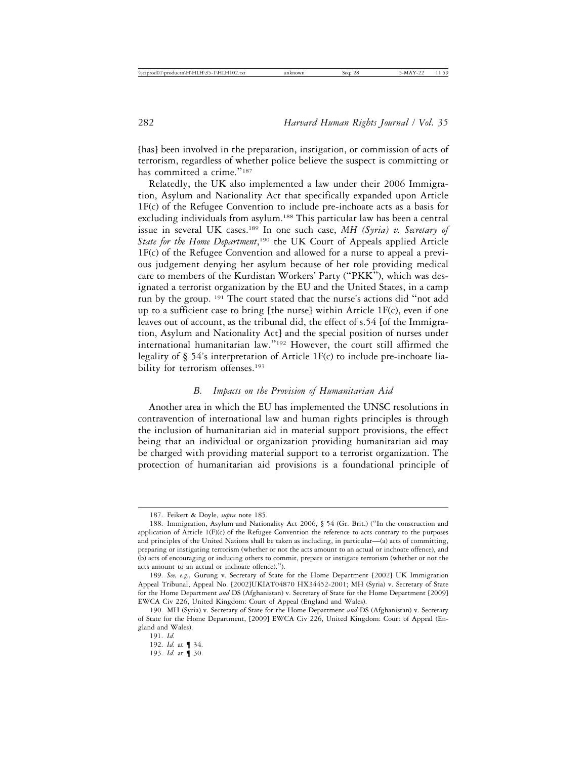[has] been involved in the preparation, instigation, or commission of acts of terrorism, regardless of whether police believe the suspect is committing or has committed a crime."[187]

Relatedly, the UK also implemented a law under their 2006 Immigration, Asylum and Nationality Act that specifically expanded upon Article 1F(c) of the Refugee Convention to include pre-inchoate acts as a basis for excluding individuals from asylum.[188] This particular law has been a central issue in several UK cases.[189] In one such case, *MH (Syria) v. Secretary of State for the Home Department*,[190] the UK Court of Appeals applied Article 1F(c) of the Refugee Convention and allowed for a nurse to appeal a previous judgement denying her asylum because of her role providing medical care to members of the Kurdistan Workers' Party ("PKK"), which was designated a terrorist organization by the EU and the United States, in a camp run by the group. [191] The court stated that the nurse's actions did "not add up to a sufficient case to bring [the nurse] within Article 1F(c), even if one leaves out of account, as the tribunal did, the effect of s.54 [of the Immigration, Asylum and Nationality Act] and the special position of nurses under international humanitarian law."[192] However, the court still affirmed the legality of § 54's interpretation of Article 1F(c) to include pre-inchoate liability for terrorism offenses.[193]

### *B. Impacts on the Provision of Humanitarian Aid*

Another area in which the EU has implemented the UNSC resolutions in contravention of international law and human rights principles is through the inclusion of humanitarian aid in material support provisions, the effect being that an individual or organization providing humanitarian aid may be charged with providing material support to a terrorist organization. The protection of humanitarian aid provisions is a foundational principle of

---

187. Feikert & Doyle, *supra* note 185.

188. Immigration, Asylum and Nationality Act 2006, § 54 (Gr. Brit.) ("In the construction and application of Article 1(F)(c) of the Refugee Convention the reference to acts contrary to the purposes and principles of the United Nations shall be taken as including, in particular—(a) acts of committing, preparing or instigating terrorism (whether or not the acts amount to an actual or inchoate offence), and (b) acts of encouraging or inducing others to commit, prepare or instigate terrorism (whether or not the acts amount to an actual or inchoate offence).").

189. *See, e.g.,* Gurung v. Secretary of State for the Home Department [2002] UK Immigration Appeal Tribunal, Appeal No. [2002]UKIAT04870 HX34452-2001; MH (Syria) v. Secretary of State for the Home Department *and* DS (Afghanistan) v. Secretary of State for the Home Department [2009] EWCA Civ 226, United Kingdom: Court of Appeal (England and Wales).

190. MH (Syria) v. Secretary of State for the Home Department *and* DS (Afghanistan) v. Secretary of State for the Home Department, [2009] EWCA Civ 226, United Kingdom: Court of Appeal (England and Wales).

191. *Id.*

192. *Id.* at ¶ 34.

193. *Id.* at ¶ 30.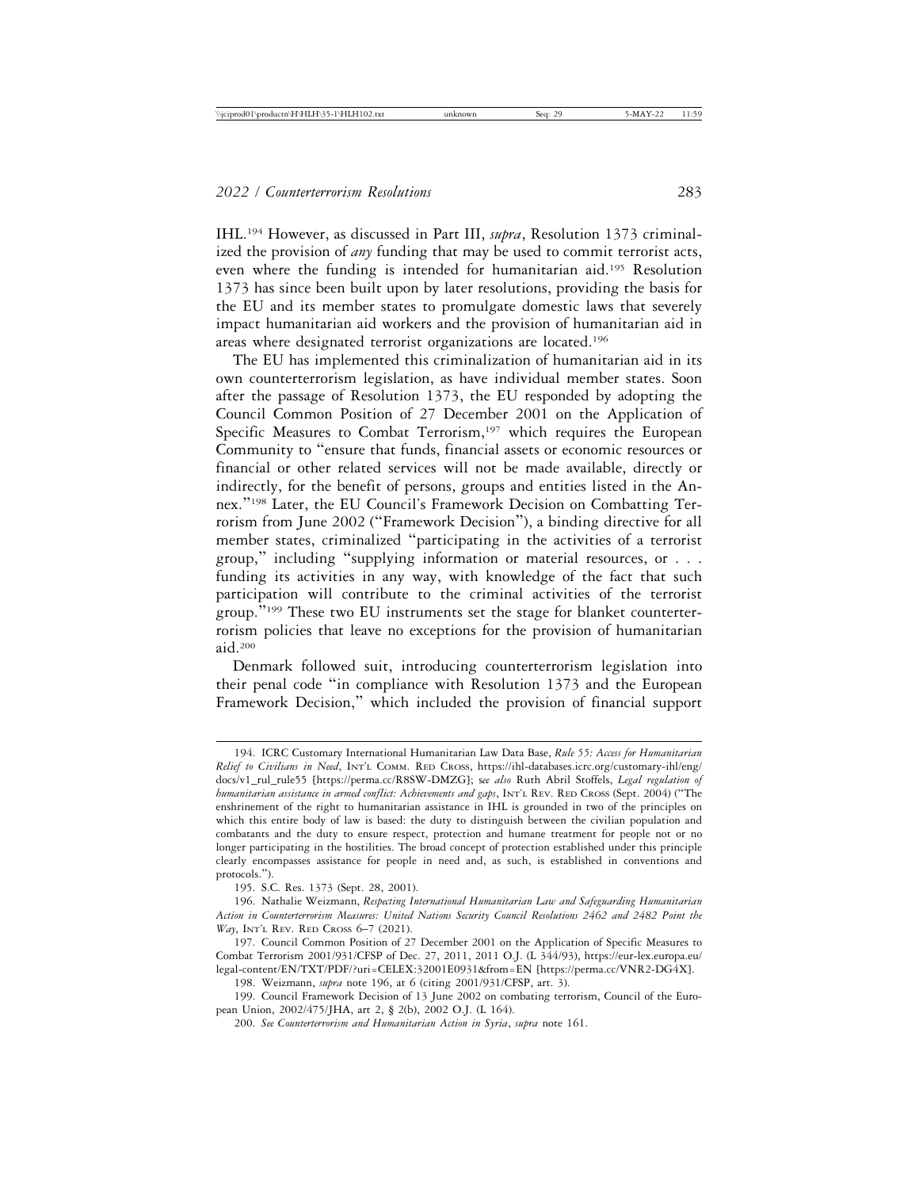IHL.[194] However, as discussed in Part III, *supra*, Resolution 1373 criminalized the provision of *any* funding that may be used to commit terrorist acts, even where the funding is intended for humanitarian aid.[195] Resolution 1373 has since been built upon by later resolutions, providing the basis for the EU and its member states to promulgate domestic laws that severely impact humanitarian aid workers and the provision of humanitarian aid in areas where designated terrorist organizations are located.[196]

The EU has implemented this criminalization of humanitarian aid in its own counterterrorism legislation, as have individual member states. Soon after the passage of Resolution 1373, the EU responded by adopting the Council Common Position of 27 December 2001 on the Application of Specific Measures to Combat Terrorism,[197] which requires the European Community to "ensure that funds, financial assets or economic resources or financial or other related services will not be made available, directly or indirectly, for the benefit of persons, groups and entities listed in the Annex."[198] Later, the EU Council's Framework Decision on Combatting Terrorism from June 2002 ("Framework Decision"), a binding directive for all member states, criminalized "participating in the activities of a terrorist group," including "supplying information or material resources, or . . . funding its activities in any way, with knowledge of the fact that such participation will contribute to the criminal activities of the terrorist group."[199] These two EU instruments set the stage for blanket counterterrorism policies that leave no exceptions for the provision of humanitarian aid.[200]

Denmark followed suit, introducing counterterrorism legislation into their penal code "in compliance with Resolution 1373 and the European Framework Decision," which included the provision of financial support

---

194. ICRC Customary International Humanitarian Law Data Base, *Rule 55: Access for Humanitarian Relief to Civilians in Need*, INT'L COMM. RED CROSS, https://ihl-databases.icrc.org/customary-ihl/eng/docs/v1_rul_rule55 [https://perma.cc/R8SW-DMZG]; s*ee also* Ruth Abril Stoffels, *Legal regulation of humanitarian assistance in armed conflict: Achievements and gaps*, INT'L REV. RED CROSS (Sept. 2004) ("The enshrinement of the right to humanitarian assistance in IHL is grounded in two of the principles on which this entire body of law is based: the duty to distinguish between the civilian population and combatants and the duty to ensure respect, protection and humane treatment for people not or no longer participating in the hostilities. The broad concept of protection established under this principle clearly encompasses assistance for people in need and, as such, is established in conventions and protocols.").

195. S.C. Res. 1373 (Sept. 28, 2001).

196. Nathalie Weizmann, *Respecting International Humanitarian Law and Safeguarding Humanitarian Action in Counterterrorism Measures: United Nations Security Council Resolutions 2462 and 2482 Point the Way*, INT'L REV. RED CROSS 6–7 (2021).

197. Council Common Position of 27 December 2001 on the Application of Specific Measures to Combat Terrorism 2001/931/CFSP of Dec. 27, 2011, 2011 O.J. (L 344/93), https://eur-lex.europa.eu/legal-content/EN/TXT/PDF/?uri=CELEX:32001E0931&from=EN [https://perma.cc/VNR2-DG4X].

198. Weizmann, *supra* note 196, at 6 (citing 2001/931/CFSP, art. 3).

199. Council Framework Decision of 13 June 2002 on combating terrorism, Council of the European Union, 2002/475/JHA, art 2, § 2(b), 2002 O.J. (L 164).

200. *See Counterterrorism and Humanitarian Action in Syria*, *supra* note 161.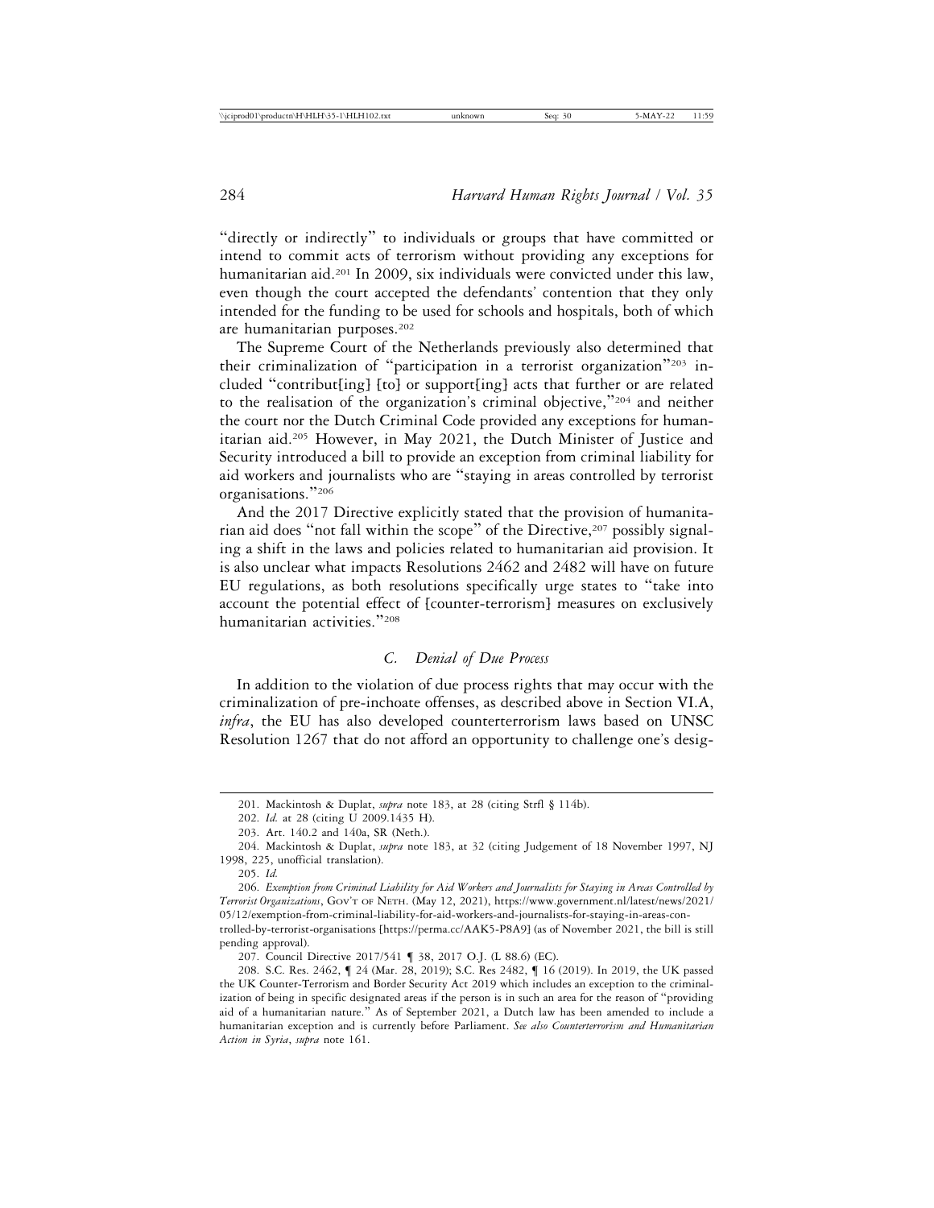"directly or indirectly" to individuals or groups that have committed or intend to commit acts of terrorism without providing any exceptions for humanitarian aid.[201] In 2009, six individuals were convicted under this law, even though the court accepted the defendants' contention that they only intended for the funding to be used for schools and hospitals, both of which are humanitarian purposes.[202]

The Supreme Court of the Netherlands previously also determined that their criminalization of "participation in a terrorist organization"[203] included "contribut[ing] [to] or support[ing] acts that further or are related to the realisation of the organization's criminal objective,"[204] and neither the court nor the Dutch Criminal Code provided any exceptions for humanitarian aid.[205] However, in May 2021, the Dutch Minister of Justice and Security introduced a bill to provide an exception from criminal liability for aid workers and journalists who are "staying in areas controlled by terrorist organisations."[206]

And the 2017 Directive explicitly stated that the provision of humanitarian aid does "not fall within the scope" of the Directive,[207] possibly signaling a shift in the laws and policies related to humanitarian aid provision. It is also unclear what impacts Resolutions 2462 and 2482 will have on future EU regulations, as both resolutions specifically urge states to "take into account the potential effect of [counter-terrorism] measures on exclusively humanitarian activities."[208]

### *C. Denial of Due Process*

In addition to the violation of due process rights that may occur with the criminalization of pre-inchoate offenses, as described above in Section VI.A, *infra*, the EU has also developed counterterrorism laws based on UNSC Resolution 1267 that do not afford an opportunity to challenge one's desig-

---

201. Mackintosh & Duplat, *supra* note 183, at 28 (citing Strfl § 114b).

202. *Id.* at 28 (citing U 2009.1435 H).

203. Art. 140.2 and 140a, SR (Neth.).

204. Mackintosh & Duplat, *supra* note 183, at 32 (citing Judgement of 18 November 1997, NJ 1998, 225, unofficial translation).

205. *Id.*

206. *Exemption from Criminal Liability for Aid Workers and Journalists for Staying in Areas Controlled by Terrorist Organizations*, Gov't of Neth. (May 12, 2021), https://www.government.nl/latest/news/2021/05/12/exemption-from-criminal-liability-for-aid-workers-and-journalists-for-staying-in-areas-controlled-by-terrorist-organisations [https://perma.cc/AAK5-P8A9] (as of November 2021, the bill is still pending approval).

207. Council Directive 2017/541 ¶ 38, 2017 O.J. (L 88.6) (EC).

208. S.C. Res. 2462, ¶ 24 (Mar. 28, 2019); S.C. Res 2482, ¶ 16 (2019). In 2019, the UK passed the UK Counter-Terrorism and Border Security Act 2019 which includes an exception to the criminalization of being in specific designated areas if the person is in such an area for the reason of "providing aid of a humanitarian nature." As of September 2021, a Dutch law has been amended to include a humanitarian exception and is currently before Parliament. *See also Counterterrorism and Humanitarian Action in Syria*, *supra* note 161.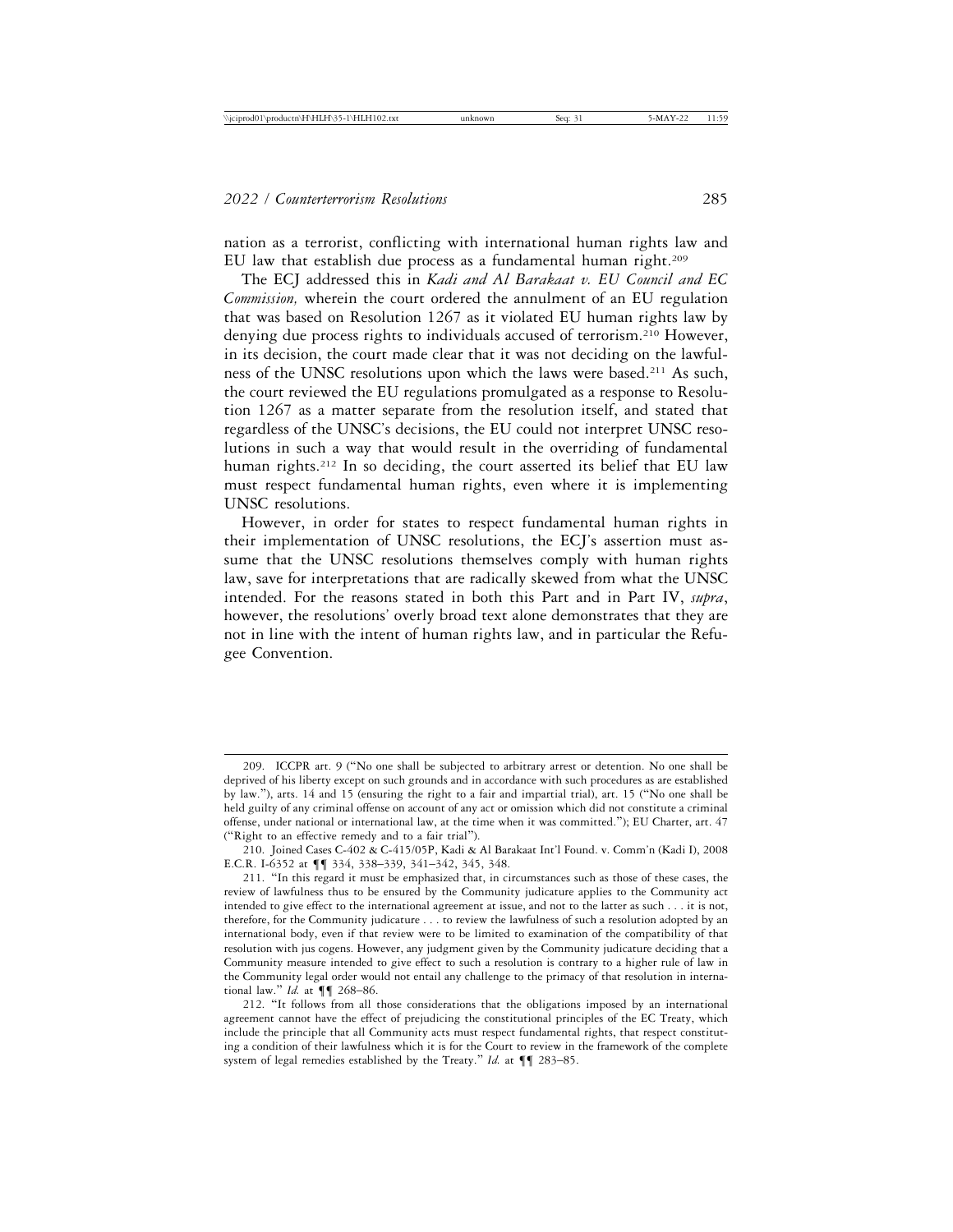nation as a terrorist, conflicting with international human rights law and EU law that establish due process as a fundamental human right.[209]

The ECJ addressed this in *Kadi and Al Barakaat v. EU Council and EC Commission,* wherein the court ordered the annulment of an EU regulation that was based on Resolution 1267 as it violated EU human rights law by denying due process rights to individuals accused of terrorism.[210] However, in its decision, the court made clear that it was not deciding on the lawfulness of the UNSC resolutions upon which the laws were based.[211] As such, the court reviewed the EU regulations promulgated as a response to Resolution 1267 as a matter separate from the resolution itself, and stated that regardless of the UNSC's decisions, the EU could not interpret UNSC resolutions in such a way that would result in the overriding of fundamental human rights.[212] In so deciding, the court asserted its belief that EU law must respect fundamental human rights, even where it is implementing UNSC resolutions.

However, in order for states to respect fundamental human rights in their implementation of UNSC resolutions, the ECJ's assertion must assume that the UNSC resolutions themselves comply with human rights law, save for interpretations that are radically skewed from what the UNSC intended. For the reasons stated in both this Part and in Part IV, *supra*, however, the resolutions' overly broad text alone demonstrates that they are not in line with the intent of human rights law, and in particular the Refugee Convention.

---

209. ICCPR art. 9 ("No one shall be subjected to arbitrary arrest or detention. No one shall be deprived of his liberty except on such grounds and in accordance with such procedures as are established by law."), arts. 14 and 15 (ensuring the right to a fair and impartial trial), art. 15 ("No one shall be held guilty of any criminal offense on account of any act or omission which did not constitute a criminal offense, under national or international law, at the time when it was committed."); EU Charter, art. 47 ("Right to an effective remedy and to a fair trial").

210. Joined Cases C-402 & C-415/05P, Kadi & Al Barakaat Int'l Found. v. Comm'n (Kadi I), 2008 E.C.R. I-6352 at ¶¶ 334, 338–339, 341–342, 345, 348.

211. "In this regard it must be emphasized that, in circumstances such as those of these cases, the review of lawfulness thus to be ensured by the Community judicature applies to the Community act intended to give effect to the international agreement at issue, and not to the latter as such . . . it is not, therefore, for the Community judicature . . . to review the lawfulness of such a resolution adopted by an international body, even if that review were to be limited to examination of the compatibility of that resolution with jus cogens. However, any judgment given by the Community judicature deciding that a Community measure intended to give effect to such a resolution is contrary to a higher rule of law in the Community legal order would not entail any challenge to the primacy of that resolution in international law." *Id.* at ¶¶ 268–86.

212. "It follows from all those considerations that the obligations imposed by an international agreement cannot have the effect of prejudicing the constitutional principles of the EC Treaty, which include the principle that all Community acts must respect fundamental rights, that respect constituting a condition of their lawfulness which it is for the Court to review in the framework of the complete system of legal remedies established by the Treaty." *Id.* at ¶¶ 283–85.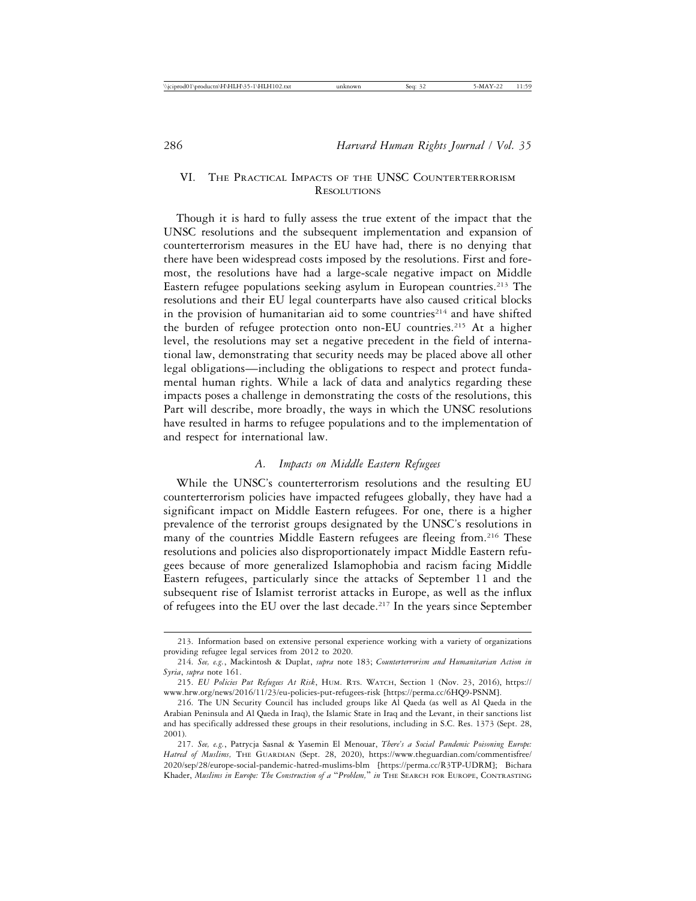## VI. The Practical Impacts of the UNSC Counterterrorism Resolutions

Though it is hard to fully assess the true extent of the impact that the UNSC resolutions and the subsequent implementation and expansion of counterterrorism measures in the EU have had, there is no denying that there have been widespread costs imposed by the resolutions. First and foremost, the resolutions have had a large-scale negative impact on Middle Eastern refugee populations seeking asylum in European countries.[213] The resolutions and their EU legal counterparts have also caused critical blocks in the provision of humanitarian aid to some countries[214] and have shifted the burden of refugee protection onto non-EU countries.[215] At a higher level, the resolutions may set a negative precedent in the field of international law, demonstrating that security needs may be placed above all other legal obligations—including the obligations to respect and protect fundamental human rights. While a lack of data and analytics regarding these impacts poses a challenge in demonstrating the costs of the resolutions, this Part will describe, more broadly, the ways in which the UNSC resolutions have resulted in harms to refugee populations and to the implementation of and respect for international law.

### A. *Impacts on Middle Eastern Refugees*

While the UNSC's counterterrorism resolutions and the resulting EU counterterrorism policies have impacted refugees globally, they have had a significant impact on Middle Eastern refugees. For one, there is a higher prevalence of the terrorist groups designated by the UNSC's resolutions in many of the countries Middle Eastern refugees are fleeing from.[216] These resolutions and policies also disproportionately impact Middle Eastern refugees because of more generalized Islamophobia and racism facing Middle Eastern refugees, particularly since the attacks of September 11 and the subsequent rise of Islamist terrorist attacks in Europe, as well as the influx of refugees into the EU over the last decade.[217] In the years since September

---

213. Information based on extensive personal experience working with a variety of organizations providing refugee legal services from 2012 to 2020.

214. *See, e.g.*, Mackintosh & Duplat, *supra* note 183; *Counterterrorism and Humanitarian Action in Syria*, *supra* note 161.

215. *EU Policies Put Refugees At Risk*, Hum. Rts. Watch, Section 1 (Nov. 23, 2016), https://www.hrw.org/news/2016/11/23/eu-policies-put-refugees-risk [https://perma.cc/6HQ9-PSNM].

216. The UN Security Council has included groups like Al Qaeda (as well as Al Qaeda in the Arabian Peninsula and Al Qaeda in Iraq), the Islamic State in Iraq and the Levant, in their sanctions list and has specifically addressed these groups in their resolutions, including in S.C. Res. 1373 (Sept. 28, 2001).

217. *See, e.g.*, Patrycja Sasnal & Yasemin El Menouar, *There's a Social Pandemic Poisoning Europe: Hatred of Muslims,* The Guardian (Sept. 28, 2020), https://www.theguardian.com/commentisfree/2020/sep/28/europe-social-pandemic-hatred-muslims-blm [https://perma.cc/R3TP-UDRM]; Bichara Khader, *Muslims in Europe: The Construction of a "Problem," in* The Search for Europe, Contrasting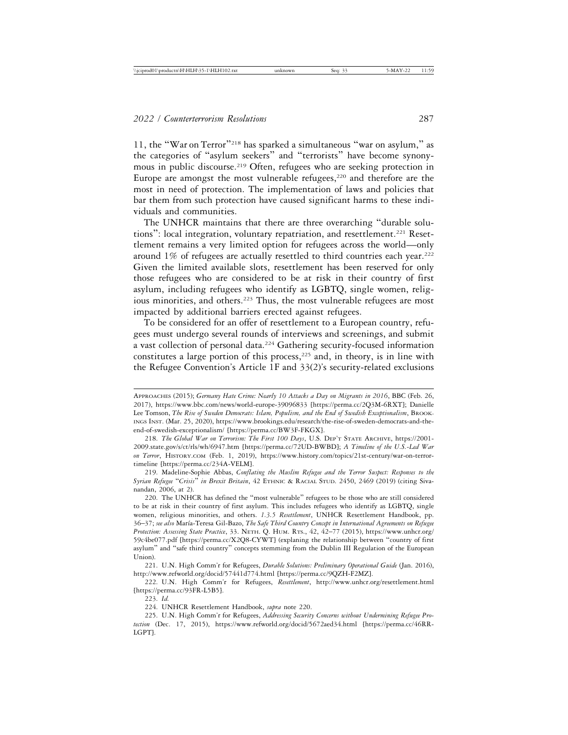11, the "War on Terror"[218] has sparked a simultaneous "war on asylum," as the categories of "asylum seekers" and "terrorists" have become synonymous in public discourse.[219] Often, refugees who are seeking protection in Europe are amongst the most vulnerable refugees,[220] and therefore are the most in need of protection. The implementation of laws and policies that bar them from such protection have caused significant harms to these individuals and communities.

The UNHCR maintains that there are three overarching "durable solutions": local integration, voluntary repatriation, and resettlement.[221] Resettlement remains a very limited option for refugees across the world—only around 1% of refugees are actually resettled to third countries each year.[222] Given the limited available slots, resettlement has been reserved for only those refugees who are considered to be at risk in their country of first asylum, including refugees who identify as LGBTQ, single women, religious minorities, and others.[223] Thus, the most vulnerable refugees are most impacted by additional barriers erected against refugees.

To be considered for an offer of resettlement to a European country, refugees must undergo several rounds of interviews and screenings, and submit a vast collection of personal data.[224] Gathering security-focused information constitutes a large portion of this process,[225] and, in theory, is in line with the Refugee Convention's Article 1F and 33(2)'s security-related exclusions

---

APPROACHES (2015); *Germany Hate Crime: Nearly 10 Attacks a Day on Migrants in 2016*, BBC (Feb. 26, 2017), https://www.bbc.com/news/world-europe-39096833 [https://perma.cc/2Q3M-6RXT]; Danielle Lee Tomson, *The Rise of Sweden Democrats: Islam, Populism, and the End of Swedish Exceptionalism*, BROOKINGS INST. (Mar. 25, 2020), https://www.brookings.edu/research/the-rise-of-sweden-democrats-and-the-end-of-swedish-exceptionalism/ [https://perma.cc/BW3F-FKGX].

218. *The Global War on Terrorism: The First 100 Days*, U.S. DEP'T STATE ARCHIVE, https://2001-2009.state.gov/s/ct/rls/wh/6947.htm [https://perma.cc/72UD-BWBD]; *A Timeline of the U.S.-Led War on Terror*, HISTORY.COM (Feb. 1, 2019), https://www.history.com/topics/21st-century/war-on-terror-timeline [https://perma.cc/234A-VELM].

219. Madeline-Sophie Abbas, *Conflating the Muslim Refugee and the Terror Suspect: Responses to the Syrian Refugee "Crisis" in Brexit Britain*, 42 ETHNIC & RACIAL STUD. 2450, 2469 (2019) (citing Sivanandan, 2006, at 2).

220. The UNHCR has defined the "most vulnerable" refugees to be those who are still considered to be at risk in their country of first asylum. This includes refugees who identify as LGBTQ, single women, religious minorities, and others. *1.3.5 Resettlement*, UNHCR Resettlement Handbook, pp. 36–37; *see also* María-Teresa Gil-Bazo, *The Safe Third Country Concept in International Agreements on Refugee Protection: Assessing State Practice*, 33. NETH. Q. HUM. RTS., 42, 42–77 (2015), https://www.unhcr.org/59c4be077.pdf [https://perma.cc/X2Q8-CYWT] (explaning the relationship between "country of first asylum" and "safe third country" concepts stemming from the Dublin III Regulation of the European Union).

221. U.N. High Comm'r for Refugees, *Durable Solutions: Preliminary Operational Guide* (Jan. 2016), http://www.refworld.org/docid/57441d774.html [https://perma.cc/9QZH-F2MZ].

222. U.N. High Comm'r for Refugees, *Resettlement*, http://www.unhcr.org/resettlement.html [https://perma.cc/93FR-L5B5].

223. *Id.*

224. UNHCR Resettlement Handbook, *supra* note 220.

225. U.N. High Comm'r for Refugees, *Addressing Security Concerns without Undermining Refugee Protection* (Dec. 17, 2015), https://www.refworld.org/docid/5672aed34.html [https://perma.cc/46RR-LGPT].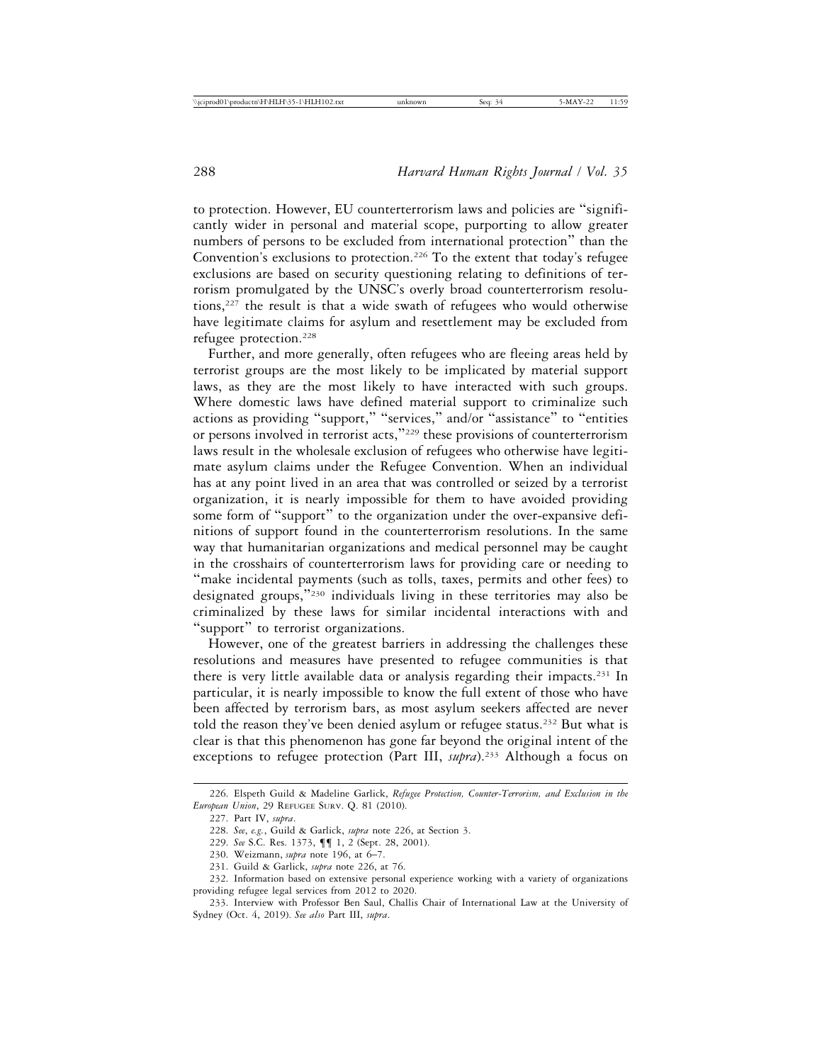to protection. However, EU counterterrorism laws and policies are "significantly wider in personal and material scope, purporting to allow greater numbers of persons to be excluded from international protection" than the Convention's exclusions to protection.[226] To the extent that today's refugee exclusions are based on security questioning relating to definitions of terrorism promulgated by the UNSC's overly broad counterterrorism resolutions,[227] the result is that a wide swath of refugees who would otherwise have legitimate claims for asylum and resettlement may be excluded from refugee protection.[228]

Further, and more generally, often refugees who are fleeing areas held by terrorist groups are the most likely to be implicated by material support laws, as they are the most likely to have interacted with such groups. Where domestic laws have defined material support to criminalize such actions as providing "support," "services," and/or "assistance" to "entities or persons involved in terrorist acts,"[229] these provisions of counterterrorism laws result in the wholesale exclusion of refugees who otherwise have legitimate asylum claims under the Refugee Convention. When an individual has at any point lived in an area that was controlled or seized by a terrorist organization, it is nearly impossible for them to have avoided providing some form of "support" to the organization under the over-expansive definitions of support found in the counterterrorism resolutions. In the same way that humanitarian organizations and medical personnel may be caught in the crosshairs of counterterrorism laws for providing care or needing to "make incidental payments (such as tolls, taxes, permits and other fees) to designated groups,"[230] individuals living in these territories may also be criminalized by these laws for similar incidental interactions with and "support" to terrorist organizations.

However, one of the greatest barriers in addressing the challenges these resolutions and measures have presented to refugee communities is that there is very little available data or analysis regarding their impacts.[231] In particular, it is nearly impossible to know the full extent of those who have been affected by terrorism bars, as most asylum seekers affected are never told the reason they've been denied asylum or refugee status.[232] But what is clear is that this phenomenon has gone far beyond the original intent of the exceptions to refugee protection (Part III, *supra*).[233] Although a focus on

226. Elspeth Guild & Madeline Garlick, *Refugee Protection, Counter-Terrorism, and Exclusion in the European Union*, 29 Refugee Surv. Q. 81 (2010).

227. Part IV, *supra*.

228. *See, e.g.*, Guild & Garlick, *supra* note 226, at Section 3.

229. *See* S.C. Res. 1373, ¶¶ 1, 2 (Sept. 28, 2001).

230. Weizmann, *supra* note 196, at 6–7.

231. Guild & Garlick, *supra* note 226, at 76.

232. Information based on extensive personal experience working with a variety of organizations providing refugee legal services from 2012 to 2020.

233. Interview with Professor Ben Saul, Challis Chair of International Law at the University of Sydney (Oct. 4, 2019). *See also* Part III, *supra*.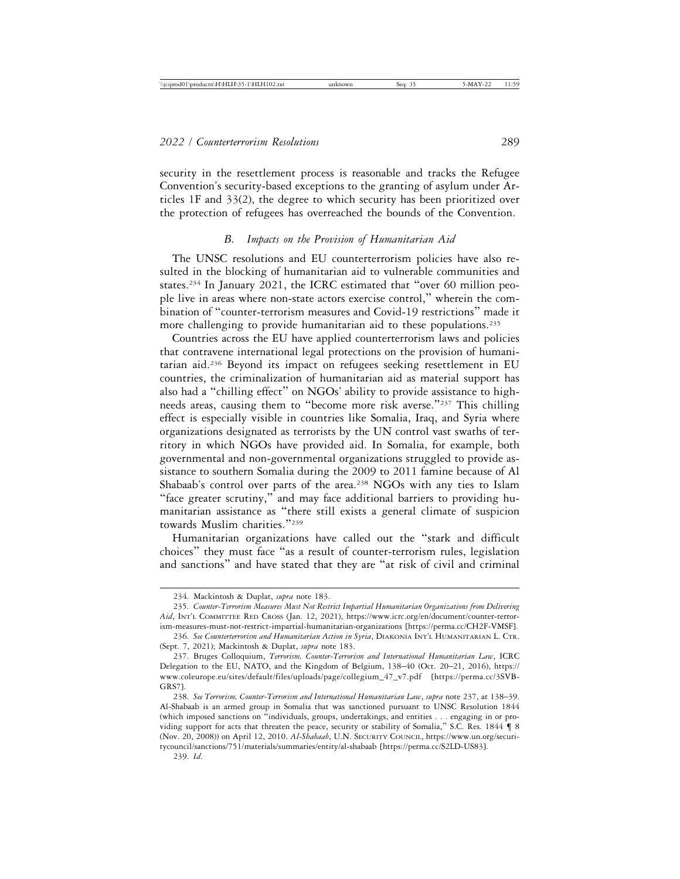security in the resettlement process is reasonable and tracks the Refugee Convention's security-based exceptions to the granting of asylum under Articles 1F and 33(2), the degree to which security has been prioritized over the protection of refugees has overreached the bounds of the Convention.

### *B. Impacts on the Provision of Humanitarian Aid*

The UNSC resolutions and EU counterterrorism policies have also resulted in the blocking of humanitarian aid to vulnerable communities and states.[234] In January 2021, the ICRC estimated that "over 60 million people live in areas where non-state actors exercise control," wherein the combination of "counter-terrorism measures and Covid-19 restrictions" made it more challenging to provide humanitarian aid to these populations.[235]

Countries across the EU have applied counterterrorism laws and policies that contravene international legal protections on the provision of humanitarian aid.[236] Beyond its impact on refugees seeking resettlement in EU countries, the criminalization of humanitarian aid as material support has also had a "chilling effect" on NGOs' ability to provide assistance to high-needs areas, causing them to "become more risk averse."[237] This chilling effect is especially visible in countries like Somalia, Iraq, and Syria where organizations designated as terrorists by the UN control vast swaths of territory in which NGOs have provided aid. In Somalia, for example, both governmental and non-governmental organizations struggled to provide assistance to southern Somalia during the 2009 to 2011 famine because of Al Shabaab's control over parts of the area.[238] NGOs with any ties to Islam "face greater scrutiny," and may face additional barriers to providing humanitarian assistance as "there still exists a general climate of suspicion towards Muslim charities."[239]

Humanitarian organizations have called out the "stark and difficult choices" they must face "as a result of counter-terrorism rules, legislation and sanctions" and have stated that they are "at risk of civil and criminal

---

234. Mackintosh & Duplat, *supra* note 183.

235. *Counter-Terrorism Measures Must Not Restrict Impartial Humanitarian Organizations from Delivering Aid*, INT'L COMMITTEE RED CROSS (Jan. 12, 2021), https://www.icrc.org/en/document/counter-terrorism-measures-must-not-restrict-impartial-humanitarian-organizations [https://perma.cc/CH2F-VMSF].

236. *See Counterterrorism and Humanitarian Action in Syria*, DIAKONIA INT'L HUMANITARIAN L. CTR. (Sept. 7, 2021); Mackintosh & Duplat, *supra* note 183.

237. Bruges Colloquium, *Terrorism, Counter-Terrorism and International Humanitarian Law*, ICRC Delegation to the EU, NATO, and the Kingdom of Belgium, 138–40 (Oct. 20–21, 2016), https://www.coleurope.eu/sites/default/files/uploads/page/collegium_47_v7.pdf [https://perma.cc/3SVB-GRS7].

238. *See Terrorism, Counter-Terrorism and International Humanitarian Law*, *supra* note 237, at 138–39. Al-Shabaab is an armed group in Somalia that was sanctioned pursuant to UNSC Resolution 1844 (which imposed sanctions on "individuals, groups, undertakings, and entities . . . engaging in or providing support for acts that threaten the peace, security or stability of Somalia," S.C. Res. 1844 ¶ 8 (Nov. 20, 2008)) on April 12, 2010. *Al-Shabaab*, U.N. SECURITY COUNCIL, https://www.un.org/securitycouncil/sanctions/751/materials/summaries/entity/al-shabaab [https://perma.cc/S2LD-US83].

239. *Id.*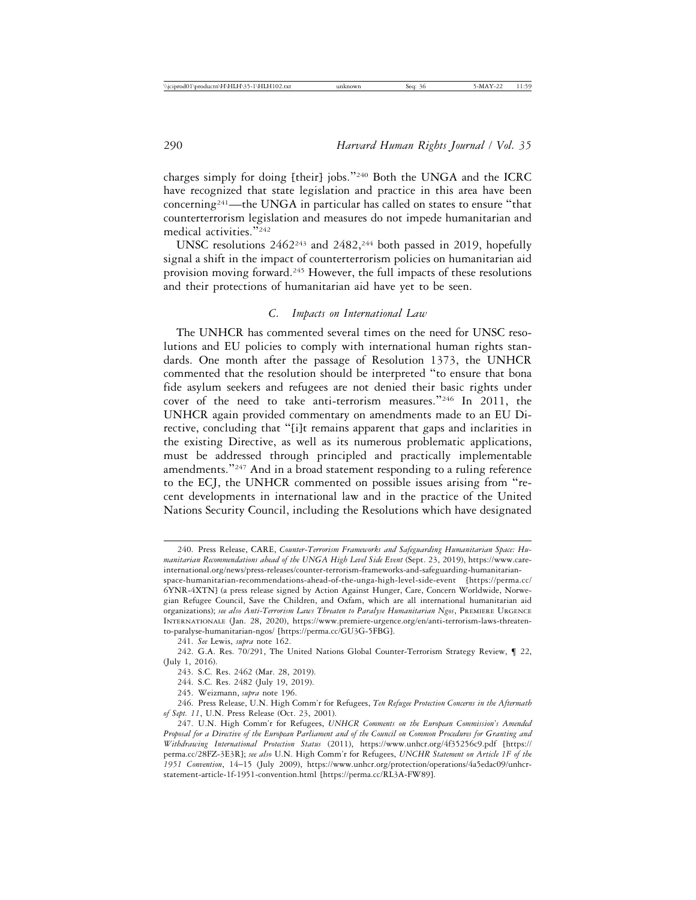charges simply for doing [their] jobs."[240] Both the UNGA and the ICRC have recognized that state legislation and practice in this area have been concerning[241]—the UNGA in particular has called on states to ensure "that counterterrorism legislation and measures do not impede humanitarian and medical activities."[242]

UNSC resolutions 2462[243] and 2482,[244] both passed in 2019, hopefully signal a shift in the impact of counterterrorism policies on humanitarian aid provision moving forward.[245] However, the full impacts of these resolutions and their protections of humanitarian aid have yet to be seen.

### *C. Impacts on International Law*

The UNHCR has commented several times on the need for UNSC resolutions and EU policies to comply with international human rights standards. One month after the passage of Resolution 1373, the UNHCR commented that the resolution should be interpreted "to ensure that bona fide asylum seekers and refugees are not denied their basic rights under cover of the need to take anti-terrorism measures."[246] In 2011, the UNHCR again provided commentary on amendments made to an EU Directive, concluding that "[i]t remains apparent that gaps and inclarities in the existing Directive, as well as its numerous problematic applications, must be addressed through principled and practically implementable amendments."[247] And in a broad statement responding to a ruling reference to the ECJ, the UNHCR commented on possible issues arising from "recent developments in international law and in the practice of the United Nations Security Council, including the Resolutions which have designated

---

240. Press Release, CARE, *Counter-Terrorism Frameworks and Safeguarding Humanitarian Space: Humanitarian Recommendations ahead of the UNGA High Level Side Event* (Sept. 23, 2019), https://www.care-international.org/news/press-releases/counter-terrorism-frameworks-and-safeguarding-humanitarian-space-humanitarian-recommendations-ahead-of-the-unga-high-level-side-event [https://perma.cc/6YNR-4XTN] (a press release signed by Action Against Hunger, Care, Concern Worldwide, Norwegian Refugee Council, Save the Children, and Oxfam, which are all international humanitarian aid organizations); *see also Anti-Terrorism Laws Threaten to Paralyse Humanitarian Ngos*, Premiere Urgence Internationale (Jan. 28, 2020), https://www.premiere-urgence.org/en/anti-terrorism-laws-threaten-to-paralyse-humanitarian-ngos/ [https://perma.cc/GU3G-5FBG].

241. *See* Lewis, *supra* note 162.

242. G.A. Res. 70/291, The United Nations Global Counter-Terrorism Strategy Review, ¶ 22, (July 1, 2016).

243. S.C. Res. 2462 (Mar. 28, 2019).

244. S.C. Res. 2482 (July 19, 2019).

245. Weizmann, *supra* note 196.

246. Press Release, U.N. High Comm'r for Refugees, *Ten Refugee Protection Concerns in the Aftermath of Sept. 11*, U.N. Press Release (Oct. 23, 2001).

247. U.N. High Comm'r for Refugees, *UNHCR Comments on the European Commission's Amended Proposal for a Directive of the European Parliament and of the Council on Common Procedures for Granting and Withdrawing International Protection Status* (2011), https://www.unhcr.org/4f35256c9.pdf [https://perma.cc/28FZ-3E3R]; *see also* U.N. High Comm'r for Refugees, *UNCHR Statement on Article 1F of the 1951 Convention*, 14–15 (July 2009), https://www.unhcr.org/protection/operations/4a5edac09/unhcr-statement-article-1f-1951-convention.html [https://perma.cc/RL3A-FW89].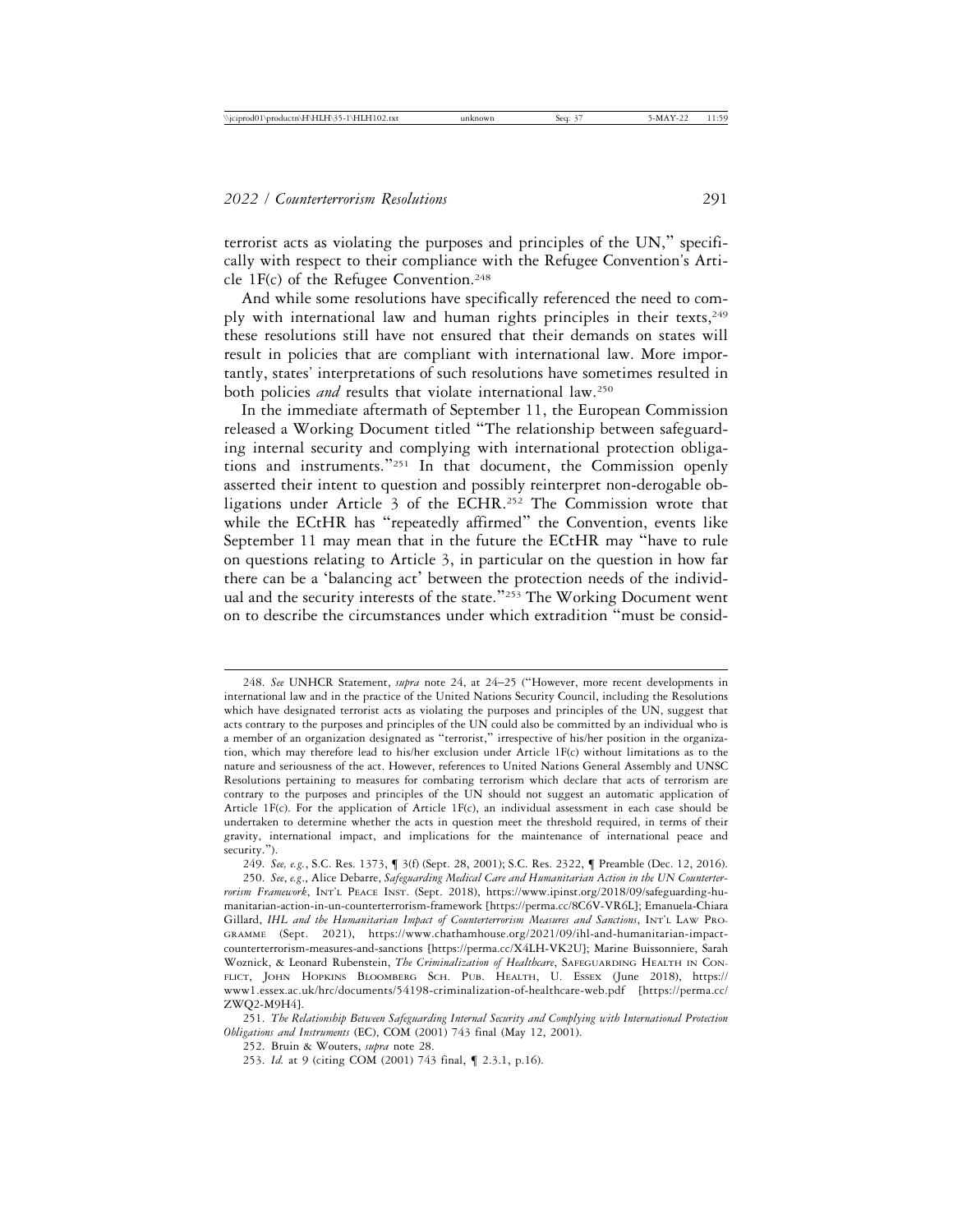terrorist acts as violating the purposes and principles of the UN," specifically with respect to their compliance with the Refugee Convention's Article 1F(c) of the Refugee Convention.[248]

And while some resolutions have specifically referenced the need to comply with international law and human rights principles in their texts,[249] these resolutions still have not ensured that their demands on states will result in policies that are compliant with international law. More importantly, states' interpretations of such resolutions have sometimes resulted in both policies *and* results that violate international law.[250]

In the immediate aftermath of September 11, the European Commission released a Working Document titled "The relationship between safeguarding internal security and complying with international protection obligations and instruments."[251] In that document, the Commission openly asserted their intent to question and possibly reinterpret non-derogable obligations under Article 3 of the ECHR.[252] The Commission wrote that while the ECtHR has "repeatedly affirmed" the Convention, events like September 11 may mean that in the future the ECtHR may "have to rule on questions relating to Article 3, in particular on the question in how far there can be a 'balancing act' between the protection needs of the individual and the security interests of the state."[253] The Working Document went on to describe the circumstances under which extradition "must be consid-

---

248. *See* UNHCR Statement, *supra* note 24, at 24–25 ("However, more recent developments in international law and in the practice of the United Nations Security Council, including the Resolutions which have designated terrorist acts as violating the purposes and principles of the UN, suggest that acts contrary to the purposes and principles of the UN could also be committed by an individual who is a member of an organization designated as "terrorist," irrespective of his/her position in the organization, which may therefore lead to his/her exclusion under Article 1F(c) without limitations as to the nature and seriousness of the act. However, references to United Nations General Assembly and UNSC Resolutions pertaining to measures for combating terrorism which declare that acts of terrorism are contrary to the purposes and principles of the UN should not suggest an automatic application of Article 1F(c). For the application of Article 1F(c), an individual assessment in each case should be undertaken to determine whether the acts in question meet the threshold required, in terms of their gravity, international impact, and implications for the maintenance of international peace and security.").

249. *See, e.g.*, S.C. Res. 1373, ¶ 3(f) (Sept. 28, 2001); S.C. Res. 2322, ¶ Preamble (Dec. 12, 2016).

250. *See*, *e.g.*, Alice Debarre, *Safeguarding Medical Care and Humanitarian Action in the UN Counterterrorism Framework*, INT'L PEACE INST. (Sept. 2018), https://www.ipinst.org/2018/09/safeguarding-humanitarian-action-in-un-counterterrorism-framework [https://perma.cc/8C6V-VR6L]; Emanuela-Chiara Gillard, *IHL and the Humanitarian Impact of Counterterrorism Measures and Sanctions*, INT'L LAW PROGRAMME (Sept. 2021), https://www.chathamhouse.org/2021/09/ihl-and-humanitarian-impact-counterterrorism-measures-and-sanctions [https://perma.cc/X4LH-VK2U]; Marine Buissonniere, Sarah Woznick, & Leonard Rubenstein, *The Criminalization of Healthcare*, SAFEGUARDING HEALTH IN CONFLICT, JOHN HOPKINS BLOOMBERG SCH. PUB. HEALTH, U. ESSEX (June 2018), https://www1.essex.ac.uk/hrc/documents/54198-criminalization-of-healthcare-web.pdf [https://perma.cc/ZWQ2-M9H4].

251. *The Relationship Between Safeguarding Internal Security and Complying with International Protection Obligations and Instruments* (EC), COM (2001) 743 final (May 12, 2001).

252. Bruin & Wouters, *supra* note 28.

253. *Id.* at 9 (citing COM (2001) 743 final, ¶ 2.3.1, p.16).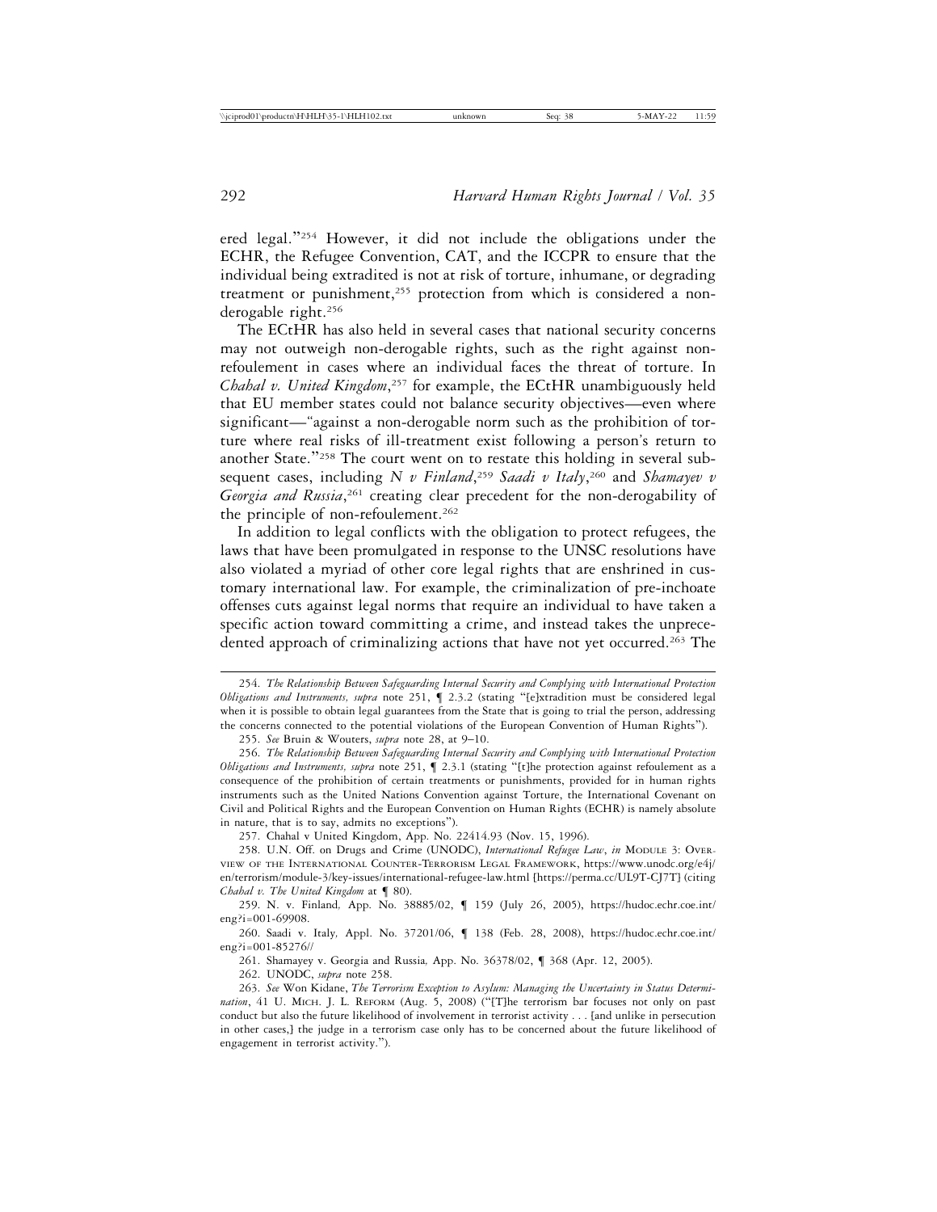ered legal."[254] However, it did not include the obligations under the ECHR, the Refugee Convention, CAT, and the ICCPR to ensure that the individual being extradited is not at risk of torture, inhumane, or degrading treatment or punishment,[255] protection from which is considered a non-derogable right.[256]

The ECtHR has also held in several cases that national security concerns may not outweigh non-derogable rights, such as the right against non-refoulement in cases where an individual faces the threat of torture. In *Chahal v. United Kingdom*,[257] for example, the ECtHR unambiguously held that EU member states could not balance security objectives—even where significant—"against a non-derogable norm such as the prohibition of torture where real risks of ill-treatment exist following a person's return to another State."[258] The court went on to restate this holding in several subsequent cases, including *N v Finland*,[259] *Saadi v Italy*,[260] and *Shamayev v Georgia and Russia*,[261] creating clear precedent for the non-derogability of the principle of non-refoulement.[262]

In addition to legal conflicts with the obligation to protect refugees, the laws that have been promulgated in response to the UNSC resolutions have also violated a myriad of other core legal rights that are enshrined in customary international law. For example, the criminalization of pre-inchoate offenses cuts against legal norms that require an individual to have taken a specific action toward committing a crime, and instead takes the unprecedented approach of criminalizing actions that have not yet occurred.[263] The

---

254. *The Relationship Between Safeguarding Internal Security and Complying with International Protection Obligations and Instruments*, *supra* note 251, ¶ 2.3.2 (stating "[e]xtradition must be considered legal when it is possible to obtain legal guarantees from the State that is going to trial the person, addressing the concerns connected to the potential violations of the European Convention of Human Rights").

255. *See* Bruin & Wouters, *supra* note 28, at 9–10.

256. *The Relationship Between Safeguarding Internal Security and Complying with International Protection Obligations and Instruments*, *supra* note 251, ¶ 2.3.1 (stating "[t]he protection against refoulement as a consequence of the prohibition of certain treatments or punishments, provided for in human rights instruments such as the United Nations Convention against Torture, the International Covenant on Civil and Political Rights and the European Convention on Human Rights (ECHR) is namely absolute in nature, that is to say, admits no exceptions").

257. Chahal v United Kingdom, App. No. 22414.93 (Nov. 15, 1996).

258. U.N. Off. on Drugs and Crime (UNODC), *International Refugee Law*, *in* Module 3: Overview of the International Counter-Terrorism Legal Framework, https://www.unodc.org/e4j/en/terrorism/module-3/key-issues/international-refugee-law.html [https://perma.cc/UL9T-CJ7T] (citing *Chahal v. The United Kingdom* at ¶ 80).

259. N. v. Finland, App. No. 38885/02, ¶ 159 (July 26, 2005), https://hudoc.echr.coe.int/eng?i=001-69908.

260. Saadi v. Italy, Appl. No. 37201/06, ¶ 138 (Feb. 28, 2008), https://hudoc.echr.coe.int/eng?i=001-85276//

261. Shamayey v. Georgia and Russia, App. No. 36378/02, ¶ 368 (Apr. 12, 2005).

262. UNODC, *supra* note 258.

263. *See* Won Kidane, *The Terrorism Exception to Asylum: Managing the Uncertainty in Status Determination*, 41 U. Mich. J. L. Reform (Aug. 5, 2008) ("[T]he terrorism bar focuses not only on past conduct but also the future likelihood of involvement in terrorist activity . . . [and unlike in persecution in other cases,] the judge in a terrorism case only has to be concerned about the future likelihood of engagement in terrorist activity.").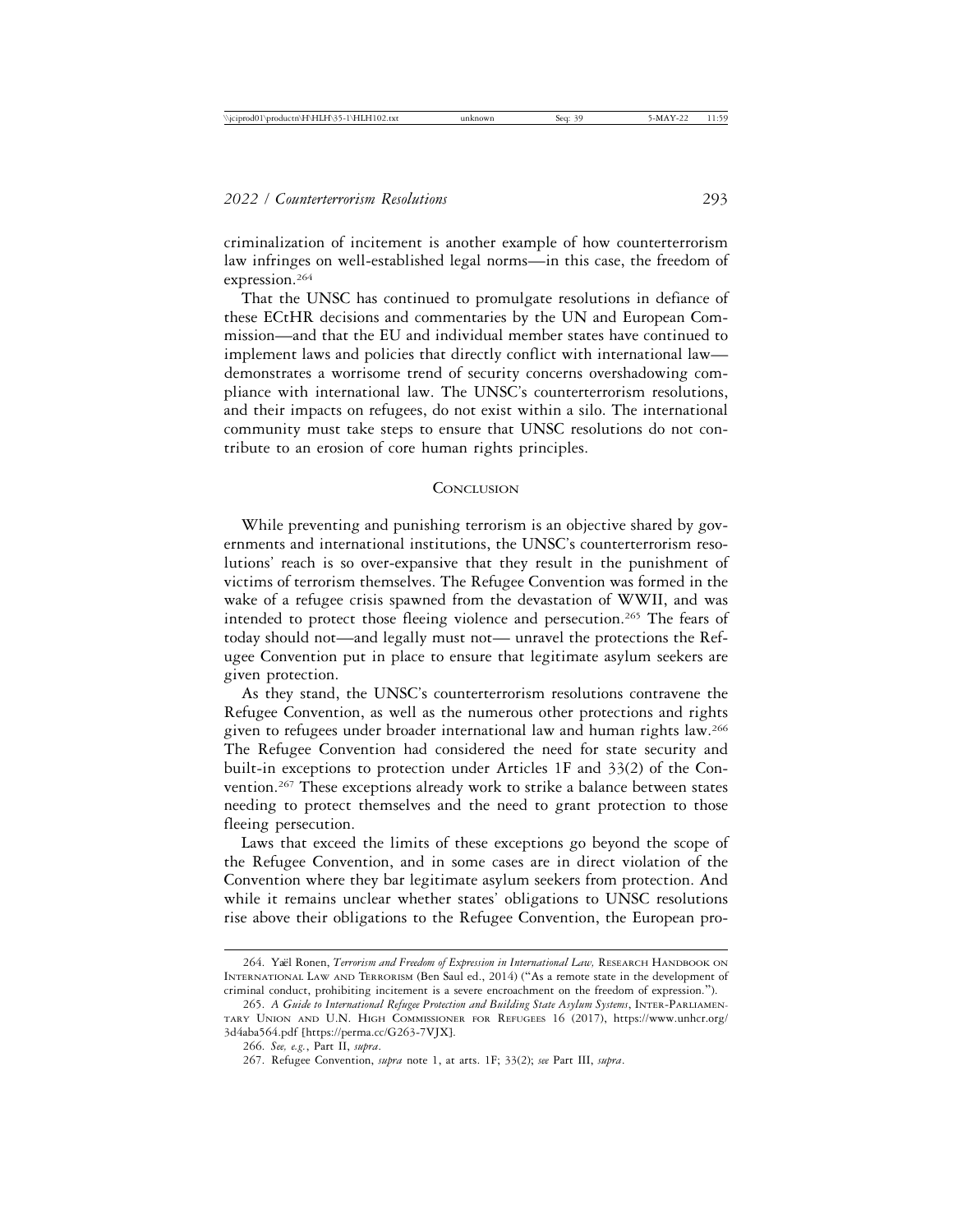criminalization of incitement is another example of how counterterrorism law infringes on well-established legal norms—in this case, the freedom of expression.[264]

That the UNSC has continued to promulgate resolutions in defiance of these ECtHR decisions and commentaries by the UN and European Commission—and that the EU and individual member states have continued to implement laws and policies that directly conflict with international law—demonstrates a worrisome trend of security concerns overshadowing compliance with international law. The UNSC's counterterrorism resolutions, and their impacts on refugees, do not exist within a silo. The international community must take steps to ensure that UNSC resolutions do not contribute to an erosion of core human rights principles.

## Conclusion

While preventing and punishing terrorism is an objective shared by governments and international institutions, the UNSC's counterterrorism resolutions' reach is so over-expansive that they result in the punishment of victims of terrorism themselves. The Refugee Convention was formed in the wake of a refugee crisis spawned from the devastation of WWII, and was intended to protect those fleeing violence and persecution.[265] The fears of today should not—and legally must not— unravel the protections the Refugee Convention put in place to ensure that legitimate asylum seekers are given protection.

As they stand, the UNSC's counterterrorism resolutions contravene the Refugee Convention, as well as the numerous other protections and rights given to refugees under broader international law and human rights law.[266] The Refugee Convention had considered the need for state security and built-in exceptions to protection under Articles 1F and 33(2) of the Convention.[267] These exceptions already work to strike a balance between states needing to protect themselves and the need to grant protection to those fleeing persecution.

Laws that exceed the limits of these exceptions go beyond the scope of the Refugee Convention, and in some cases are in direct violation of the Convention where they bar legitimate asylum seekers from protection. And while it remains unclear whether states' obligations to UNSC resolutions rise above their obligations to the Refugee Convention, the European pro-

---

264. Yaël Ronen, *Terrorism and Freedom of Expression in International Law*, Research Handbook on International Law and Terrorism (Ben Saul ed., 2014) ("As a remote state in the development of criminal conduct, prohibiting incitement is a severe encroachment on the freedom of expression.").

265. *A Guide to International Refugee Protection and Building State Asylum Systems*, Inter-Parliamentary Union and U.N. High Commissioner for Refugees 16 (2017), https://www.unhcr.org/3d4aba564.pdf [https://perma.cc/G263-7VJX].

266. *See, e.g.*, Part II, *supra*.

267. Refugee Convention, *supra* note 1, at arts. 1F; 33(2); *see* Part III, *supra*.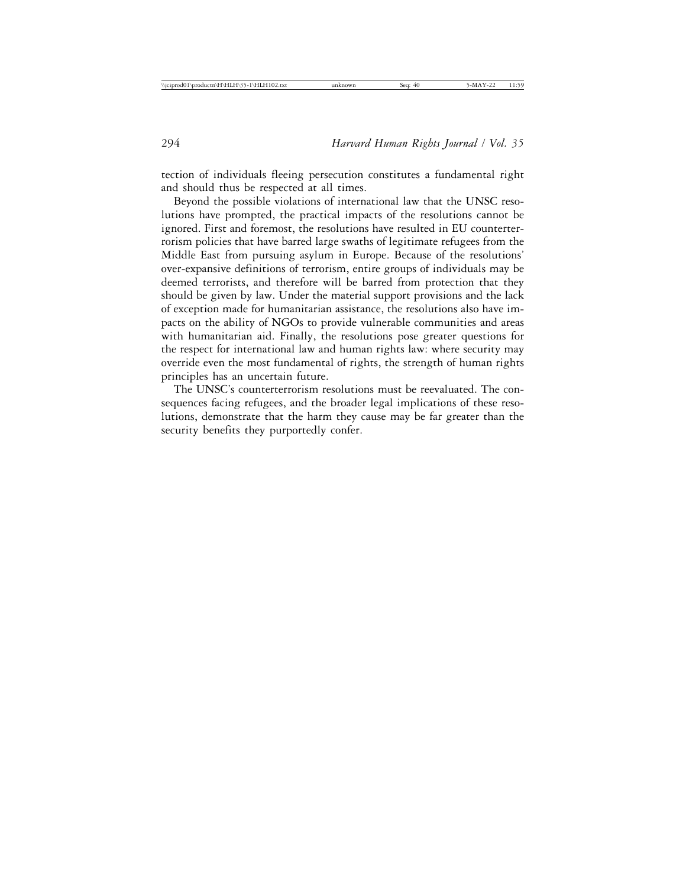tection of individuals fleeing persecution constitutes a fundamental right and should thus be respected at all times.

Beyond the possible violations of international law that the UNSC resolutions have prompted, the practical impacts of the resolutions cannot be ignored. First and foremost, the resolutions have resulted in EU counterterrorism policies that have barred large swaths of legitimate refugees from the Middle East from pursuing asylum in Europe. Because of the resolutions' over-expansive definitions of terrorism, entire groups of individuals may be deemed terrorists, and therefore will be barred from protection that they should be given by law. Under the material support provisions and the lack of exception made for humanitarian assistance, the resolutions also have impacts on the ability of NGOs to provide vulnerable communities and areas with humanitarian aid. Finally, the resolutions pose greater questions for the respect for international law and human rights law: where security may override even the most fundamental of rights, the strength of human rights principles has an uncertain future.

The UNSC's counterterrorism resolutions must be reevaluated. The consequences facing refugees, and the broader legal implications of these resolutions, demonstrate that the harm they cause may be far greater than the security benefits they purportedly confer.